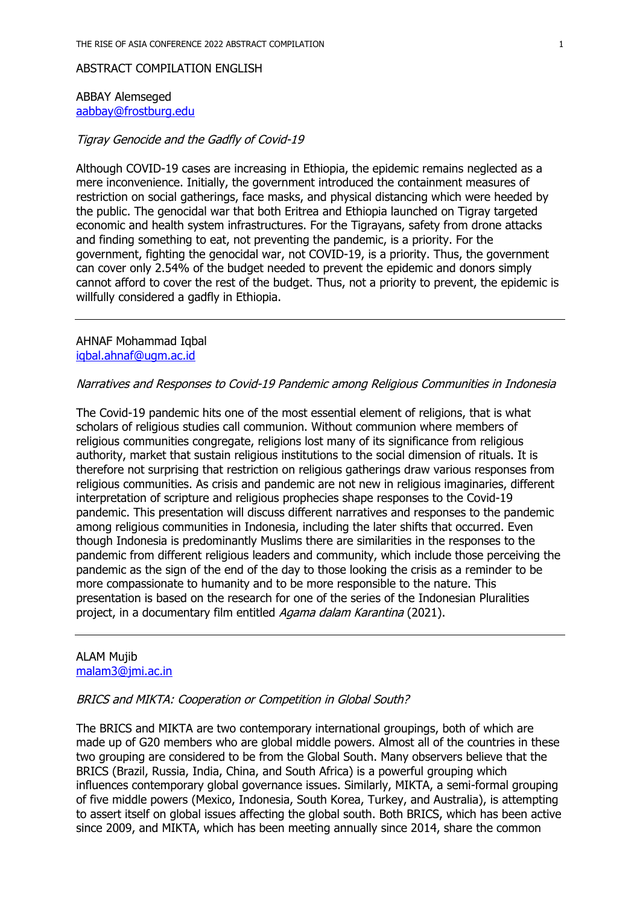ABSTRACT COMPILATION ENGLISH

ABBAY Alemseged
aabbay@frostburg.edu

*Tigray Genocide and the Gadfly of Covid-19*

Although COVID-19 cases are increasing in Ethiopia, the epidemic remains neglected as a mere inconvenience. Initially, the government introduced the containment measures of restriction on social gatherings, face masks, and physical distancing which were heeded by the public. The genocidal war that both Eritrea and Ethiopia launched on Tigray targeted economic and health system infrastructures. For the Tigrayans, safety from drone attacks and finding something to eat, not preventing the pandemic, is a priority. For the government, fighting the genocidal war, not COVID-19, is a priority. Thus, the government can cover only 2.54% of the budget needed to prevent the epidemic and donors simply cannot afford to cover the rest of the budget. Thus, not a priority to prevent, the epidemic is willfully considered a gadfly in Ethiopia.

---

AHNAF Mohammad Iqbal
iqbal.ahnaf@ugm.ac.id

*Narratives and Responses to Covid-19 Pandemic among Religious Communities in Indonesia*

The Covid-19 pandemic hits one of the most essential element of religions, that is what scholars of religious studies call communion. Without communion where members of religious communities congregate, religions lost many of its significance from religious authority, market that sustain religious institutions to the social dimension of rituals. It is therefore not surprising that restriction on religious gatherings draw various responses from religious communities. As crisis and pandemic are not new in religious imaginaries, different interpretation of scripture and religious prophecies shape responses to the Covid-19 pandemic. This presentation will discuss different narratives and responses to the pandemic among religious communities in Indonesia, including the later shifts that occurred. Even though Indonesia is predominantly Muslims there are similarities in the responses to the pandemic from different religious leaders and community, which include those perceiving the pandemic as the sign of the end of the day to those looking the crisis as a reminder to be more compassionate to humanity and to be more responsible to the nature. This presentation is based on the research for one of the series of the Indonesian Pluralities project, in a documentary film entitled *Agama dalam Karantina* (2021).

---

ALAM Mujib
malam3@jmi.ac.in

*BRICS and MIKTA: Cooperation or Competition in Global South?*

The BRICS and MIKTA are two contemporary international groupings, both of which are made up of G20 members who are global middle powers. Almost all of the countries in these two grouping are considered to be from the Global South. Many observers believe that the BRICS (Brazil, Russia, India, China, and South Africa) is a powerful grouping which influences contemporary global governance issues. Similarly, MIKTA, a semi-formal grouping of five middle powers (Mexico, Indonesia, South Korea, Turkey, and Australia), is attempting to assert itself on global issues affecting the global south. Both BRICS, which has been active since 2009, and MIKTA, which has been meeting annually since 2014, share the common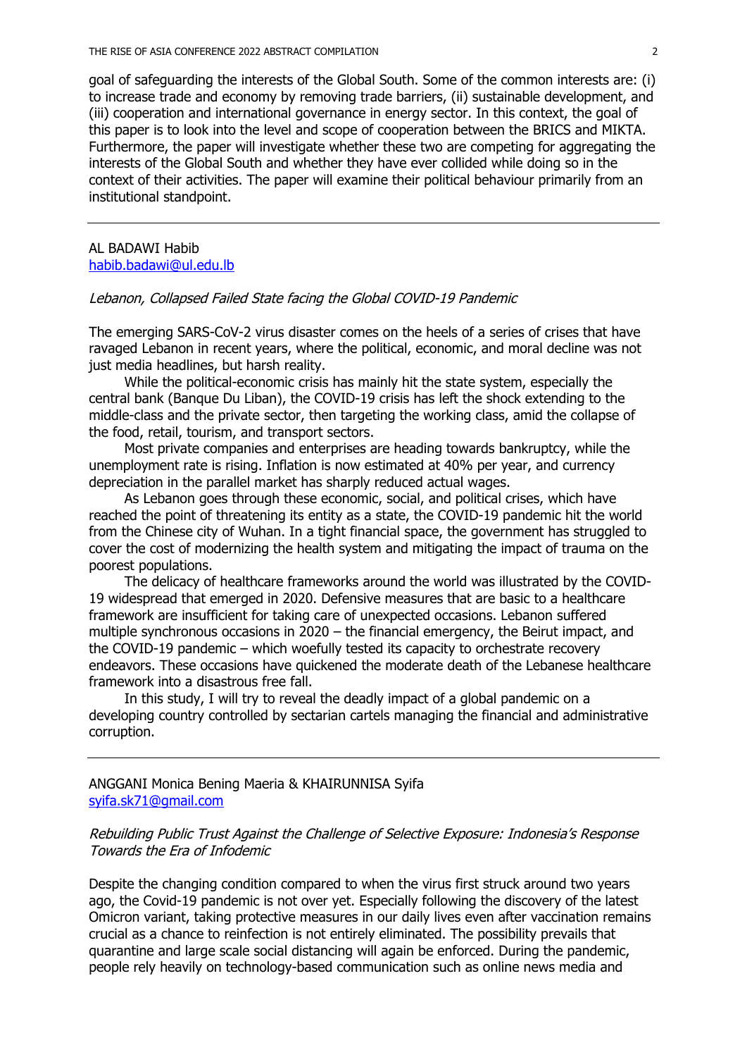goal of safeguarding the interests of the Global South. Some of the common interests are: (i) to increase trade and economy by removing trade barriers, (ii) sustainable development, and (iii) cooperation and international governance in energy sector. In this context, the goal of this paper is to look into the level and scope of cooperation between the BRICS and MIKTA. Furthermore, the paper will investigate whether these two are competing for aggregating the interests of the Global South and whether they have ever collided while doing so in the context of their activities. The paper will examine their political behaviour primarily from an institutional standpoint.

---

AL BADAWI Habib
habib.badawi@ul.edu.lb

*Lebanon, Collapsed Failed State facing the Global COVID-19 Pandemic*

The emerging SARS-CoV-2 virus disaster comes on the heels of a series of crises that have ravaged Lebanon in recent years, where the political, economic, and moral decline was not just media headlines, but harsh reality.

While the political-economic crisis has mainly hit the state system, especially the central bank (Banque Du Liban), the COVID-19 crisis has left the shock extending to the middle-class and the private sector, then targeting the working class, amid the collapse of the food, retail, tourism, and transport sectors.

Most private companies and enterprises are heading towards bankruptcy, while the unemployment rate is rising. Inflation is now estimated at 40% per year, and currency depreciation in the parallel market has sharply reduced actual wages.

As Lebanon goes through these economic, social, and political crises, which have reached the point of threatening its entity as a state, the COVID-19 pandemic hit the world from the Chinese city of Wuhan. In a tight financial space, the government has struggled to cover the cost of modernizing the health system and mitigating the impact of trauma on the poorest populations.

The delicacy of healthcare frameworks around the world was illustrated by the COVID-19 widespread that emerged in 2020. Defensive measures that are basic to a healthcare framework are insufficient for taking care of unexpected occasions. Lebanon suffered multiple synchronous occasions in 2020 – the financial emergency, the Beirut impact, and the COVID-19 pandemic – which woefully tested its capacity to orchestrate recovery endeavors. These occasions have quickened the moderate death of the Lebanese healthcare framework into a disastrous free fall.

In this study, I will try to reveal the deadly impact of a global pandemic on a developing country controlled by sectarian cartels managing the financial and administrative corruption.

---

ANGGANI Monica Bening Maeria & KHAIRUNNISA Syifa
syifa.sk71@gmail.com

*Rebuilding Public Trust Against the Challenge of Selective Exposure: Indonesia's Response Towards the Era of Infodemic*

Despite the changing condition compared to when the virus first struck around two years ago, the Covid-19 pandemic is not over yet. Especially following the discovery of the latest Omicron variant, taking protective measures in our daily lives even after vaccination remains crucial as a chance to reinfection is not entirely eliminated. The possibility prevails that quarantine and large scale social distancing will again be enforced. During the pandemic, people rely heavily on technology-based communication such as online news media and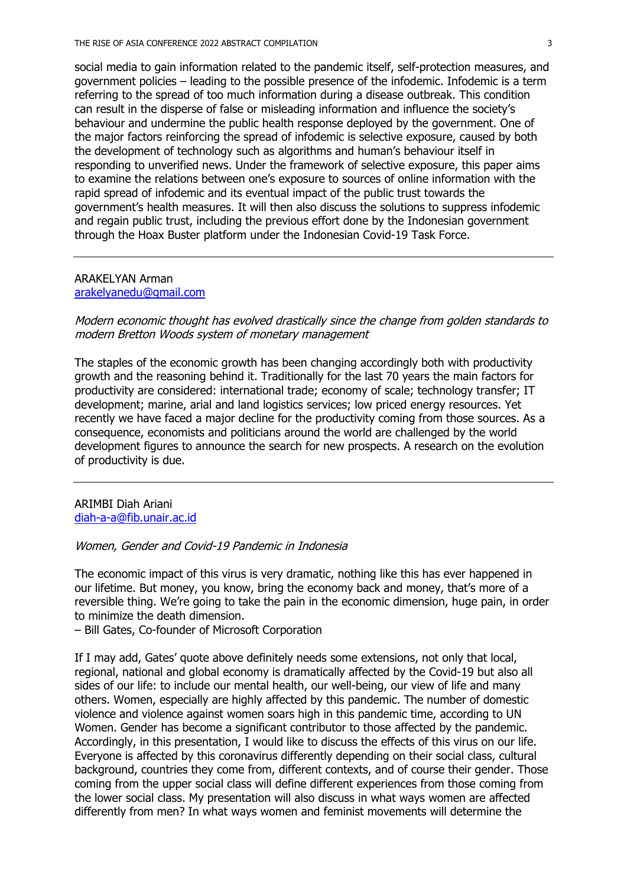social media to gain information related to the pandemic itself, self-protection measures, and government policies – leading to the possible presence of the infodemic. Infodemic is a term referring to the spread of too much information during a disease outbreak. This condition can result in the disperse of false or misleading information and influence the society's behaviour and undermine the public health response deployed by the government. One of the major factors reinforcing the spread of infodemic is selective exposure, caused by both the development of technology such as algorithms and human's behaviour itself in responding to unverified news. Under the framework of selective exposure, this paper aims to examine the relations between one's exposure to sources of online information with the rapid spread of infodemic and its eventual impact of the public trust towards the government's health measures. It will then also discuss the solutions to suppress infodemic and regain public trust, including the previous effort done by the Indonesian government through the Hoax Buster platform under the Indonesian Covid-19 Task Force.

---

ARAKELYAN Arman
arakelyanedu@gmail.com

*Modern economic thought has evolved drastically since the change from golden standards to modern Bretton Woods system of monetary management*

The staples of the economic growth has been changing accordingly both with productivity growth and the reasoning behind it. Traditionally for the last 70 years the main factors for productivity are considered: international trade; economy of scale; technology transfer; IT development; marine, arial and land logistics services; low priced energy resources. Yet recently we have faced a major decline for the productivity coming from those sources. As a consequence, economists and politicians around the world are challenged by the world development figures to announce the search for new prospects. A research on the evolution of productivity is due.

---

ARIMBI Diah Ariani
diah-a-a@fib.unair.ac.id

*Women, Gender and Covid-19 Pandemic in Indonesia*

The economic impact of this virus is very dramatic, nothing like this has ever happened in our lifetime. But money, you know, bring the economy back and money, that's more of a reversible thing. We're going to take the pain in the economic dimension, huge pain, in order to minimize the death dimension.
– Bill Gates, Co-founder of Microsoft Corporation

If I may add, Gates' quote above definitely needs some extensions, not only that local, regional, national and global economy is dramatically affected by the Covid-19 but also all sides of our life: to include our mental health, our well-being, our view of life and many others. Women, especially are highly affected by this pandemic. The number of domestic violence and violence against women soars high in this pandemic time, according to UN Women. Gender has become a significant contributor to those affected by the pandemic. Accordingly, in this presentation, I would like to discuss the effects of this virus on our life. Everyone is affected by this coronavirus differently depending on their social class, cultural background, countries they come from, different contexts, and of course their gender. Those coming from the upper social class will define different experiences from those coming from the lower social class. My presentation will also discuss in what ways women are affected differently from men? In what ways women and feminist movements will determine the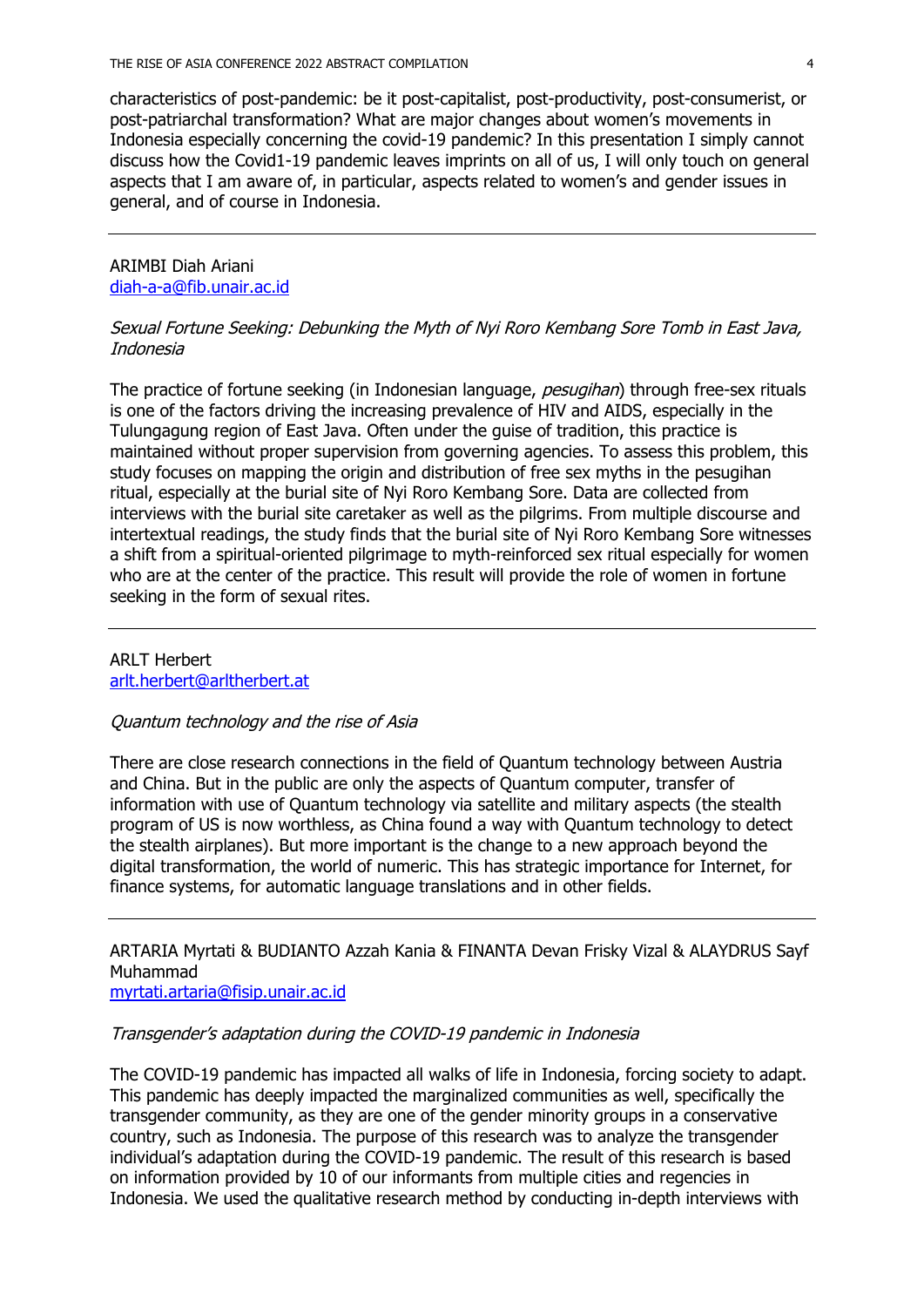characteristics of post-pandemic: be it post-capitalist, post-productivity, post-consumerist, or post-patriarchal transformation? What are major changes about women's movements in Indonesia especially concerning the covid-19 pandemic? In this presentation I simply cannot discuss how the Covid1-19 pandemic leaves imprints on all of us, I will only touch on general aspects that I am aware of, in particular, aspects related to women's and gender issues in general, and of course in Indonesia.

---

ARIMBI Diah Ariani
diah-a-a@fib.unair.ac.id

*Sexual Fortune Seeking: Debunking the Myth of Nyi Roro Kembang Sore Tomb in East Java, Indonesia*

The practice of fortune seeking (in Indonesian language, *pesugihan*) through free-sex rituals is one of the factors driving the increasing prevalence of HIV and AIDS, especially in the Tulungagung region of East Java. Often under the guise of tradition, this practice is maintained without proper supervision from governing agencies. To assess this problem, this study focuses on mapping the origin and distribution of free sex myths in the pesugihan ritual, especially at the burial site of Nyi Roro Kembang Sore. Data are collected from interviews with the burial site caretaker as well as the pilgrims. From multiple discourse and intertextual readings, the study finds that the burial site of Nyi Roro Kembang Sore witnesses a shift from a spiritual-oriented pilgrimage to myth-reinforced sex ritual especially for women who are at the center of the practice. This result will provide the role of women in fortune seeking in the form of sexual rites.

---

ARLT Herbert
arlt.herbert@arltherbert.at

*Quantum technology and the rise of Asia*

There are close research connections in the field of Quantum technology between Austria and China. But in the public are only the aspects of Quantum computer, transfer of information with use of Quantum technology via satellite and military aspects (the stealth program of US is now worthless, as China found a way with Quantum technology to detect the stealth airplanes). But more important is the change to a new approach beyond the digital transformation, the world of numeric. This has strategic importance for Internet, for finance systems, for automatic language translations and in other fields.

---

ARTARIA Myrtati & BUDIANTO Azzah Kania & FINANTA Devan Frisky Vizal & ALAYDRUS Sayf Muhammad
myrtati.artaria@fisip.unair.ac.id

*Transgender's adaptation during the COVID-19 pandemic in Indonesia*

The COVID-19 pandemic has impacted all walks of life in Indonesia, forcing society to adapt. This pandemic has deeply impacted the marginalized communities as well, specifically the transgender community, as they are one of the gender minority groups in a conservative country, such as Indonesia. The purpose of this research was to analyze the transgender individual's adaptation during the COVID-19 pandemic. The result of this research is based on information provided by 10 of our informants from multiple cities and regencies in Indonesia. We used the qualitative research method by conducting in-depth interviews with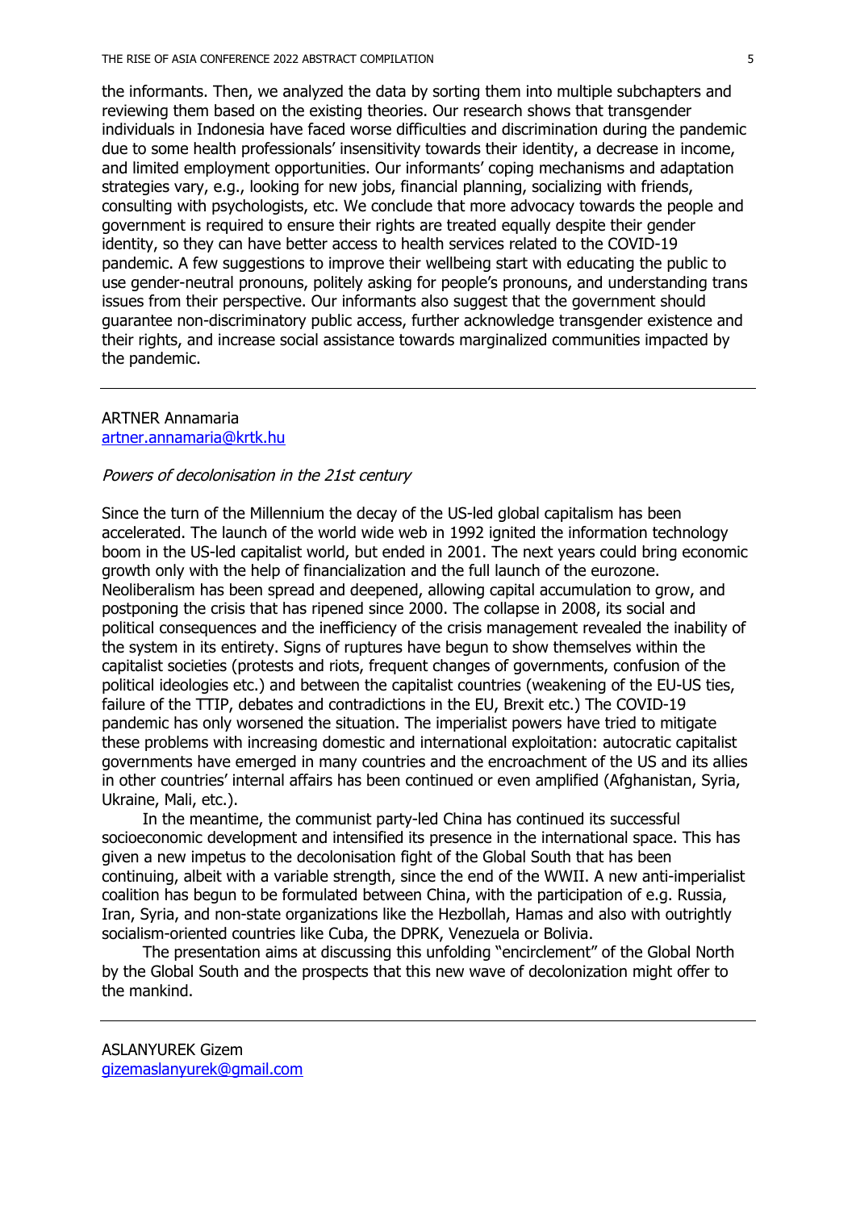the informants. Then, we analyzed the data by sorting them into multiple subchapters and reviewing them based on the existing theories. Our research shows that transgender individuals in Indonesia have faced worse difficulties and discrimination during the pandemic due to some health professionals' insensitivity towards their identity, a decrease in income, and limited employment opportunities. Our informants' coping mechanisms and adaptation strategies vary, e.g., looking for new jobs, financial planning, socializing with friends, consulting with psychologists, etc. We conclude that more advocacy towards the people and government is required to ensure their rights are treated equally despite their gender identity, so they can have better access to health services related to the COVID-19 pandemic. A few suggestions to improve their wellbeing start with educating the public to use gender-neutral pronouns, politely asking for people's pronouns, and understanding trans issues from their perspective. Our informants also suggest that the government should guarantee non-discriminatory public access, further acknowledge transgender existence and their rights, and increase social assistance towards marginalized communities impacted by the pandemic.

---

ARTNER Annamaria
artner.annamaria@krtk.hu

*Powers of decolonisation in the 21st century*

Since the turn of the Millennium the decay of the US-led global capitalism has been accelerated. The launch of the world wide web in 1992 ignited the information technology boom in the US-led capitalist world, but ended in 2001. The next years could bring economic growth only with the help of financialization and the full launch of the eurozone. Neoliberalism has been spread and deepened, allowing capital accumulation to grow, and postponing the crisis that has ripened since 2000. The collapse in 2008, its social and political consequences and the inefficiency of the crisis management revealed the inability of the system in its entirety. Signs of ruptures have begun to show themselves within the capitalist societies (protests and riots, frequent changes of governments, confusion of the political ideologies etc.) and between the capitalist countries (weakening of the EU-US ties, failure of the TTIP, debates and contradictions in the EU, Brexit etc.) The COVID-19 pandemic has only worsened the situation. The imperialist powers have tried to mitigate these problems with increasing domestic and international exploitation: autocratic capitalist governments have emerged in many countries and the encroachment of the US and its allies in other countries' internal affairs has been continued or even amplified (Afghanistan, Syria, Ukraine, Mali, etc.).

In the meantime, the communist party-led China has continued its successful socioeconomic development and intensified its presence in the international space. This has given a new impetus to the decolonisation fight of the Global South that has been continuing, albeit with a variable strength, since the end of the WWII. A new anti-imperialist coalition has begun to be formulated between China, with the participation of e.g. Russia, Iran, Syria, and non-state organizations like the Hezbollah, Hamas and also with outrightly socialism-oriented countries like Cuba, the DPRK, Venezuela or Bolivia.

The presentation aims at discussing this unfolding "encirclement" of the Global North by the Global South and the prospects that this new wave of decolonization might offer to the mankind.

---

ASLANYUREK Gizem
gizemaslanyurek@gmail.com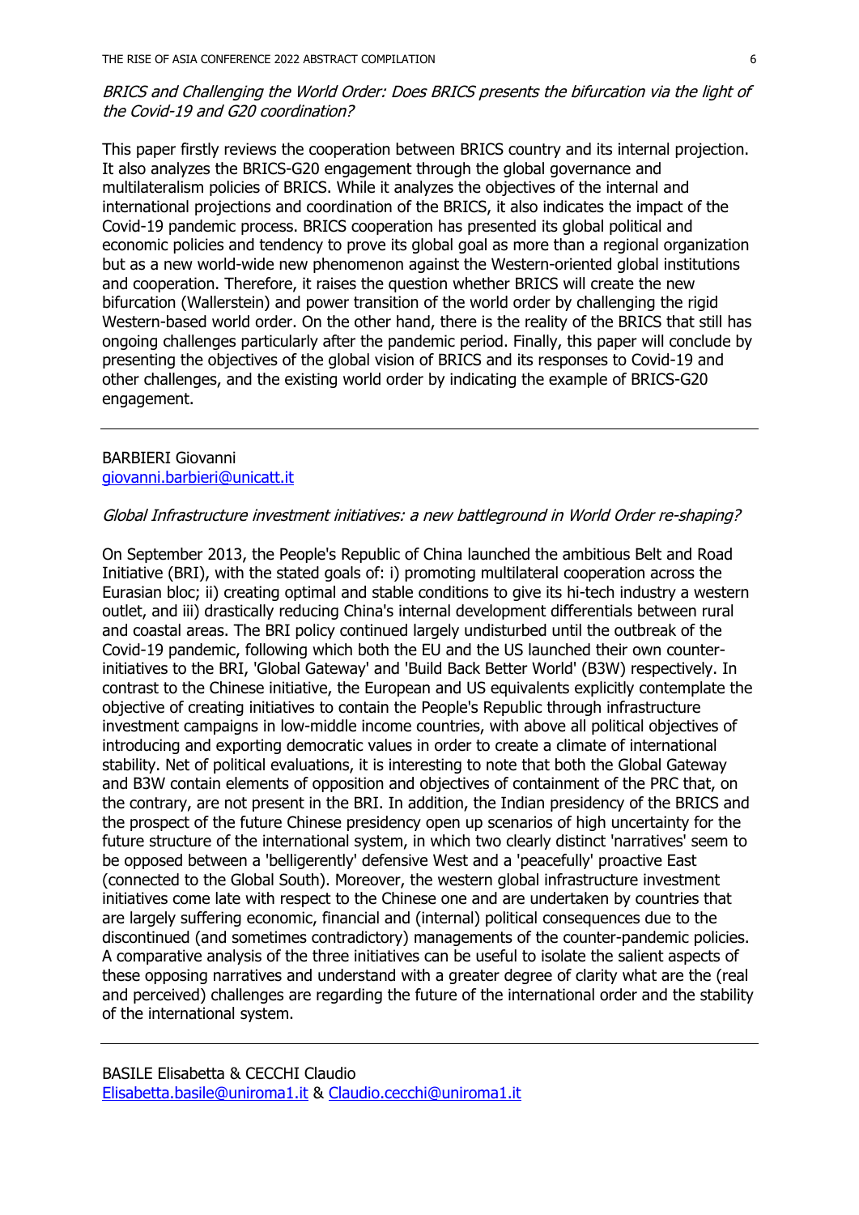*BRICS and Challenging the World Order: Does BRICS presents the bifurcation via the light of the Covid-19 and G20 coordination?*

This paper firstly reviews the cooperation between BRICS country and its internal projection. It also analyzes the BRICS-G20 engagement through the global governance and multilateralism policies of BRICS. While it analyzes the objectives of the internal and international projections and coordination of the BRICS, it also indicates the impact of the Covid-19 pandemic process. BRICS cooperation has presented its global political and economic policies and tendency to prove its global goal as more than a regional organization but as a new world-wide new phenomenon against the Western-oriented global institutions and cooperation. Therefore, it raises the question whether BRICS will create the new bifurcation (Wallerstein) and power transition of the world order by challenging the rigid Western-based world order. On the other hand, there is the reality of the BRICS that still has ongoing challenges particularly after the pandemic period. Finally, this paper will conclude by presenting the objectives of the global vision of BRICS and its responses to Covid-19 and other challenges, and the existing world order by indicating the example of BRICS-G20 engagement.

---

BARBIERI Giovanni
giovanni.barbieri@unicatt.it

*Global Infrastructure investment initiatives: a new battleground in World Order re-shaping?*

On September 2013, the People's Republic of China launched the ambitious Belt and Road Initiative (BRI), with the stated goals of: i) promoting multilateral cooperation across the Eurasian bloc; ii) creating optimal and stable conditions to give its hi-tech industry a western outlet, and iii) drastically reducing China's internal development differentials between rural and coastal areas. The BRI policy continued largely undisturbed until the outbreak of the Covid-19 pandemic, following which both the EU and the US launched their own counter-initiatives to the BRI, 'Global Gateway' and 'Build Back Better World' (B3W) respectively. In contrast to the Chinese initiative, the European and US equivalents explicitly contemplate the objective of creating initiatives to contain the People's Republic through infrastructure investment campaigns in low-middle income countries, with above all political objectives of introducing and exporting democratic values in order to create a climate of international stability. Net of political evaluations, it is interesting to note that both the Global Gateway and B3W contain elements of opposition and objectives of containment of the PRC that, on the contrary, are not present in the BRI. In addition, the Indian presidency of the BRICS and the prospect of the future Chinese presidency open up scenarios of high uncertainty for the future structure of the international system, in which two clearly distinct 'narratives' seem to be opposed between a 'belligerently' defensive West and a 'peacefully' proactive East (connected to the Global South). Moreover, the western global infrastructure investment initiatives come late with respect to the Chinese one and are undertaken by countries that are largely suffering economic, financial and (internal) political consequences due to the discontinued (and sometimes contradictory) managements of the counter-pandemic policies. A comparative analysis of the three initiatives can be useful to isolate the salient aspects of these opposing narratives and understand with a greater degree of clarity what are the (real and perceived) challenges are regarding the future of the international order and the stability of the international system.

---

BASILE Elisabetta & CECCHI Claudio
Elisabetta.basile@uniroma1.it & Claudio.cecchi@uniroma1.it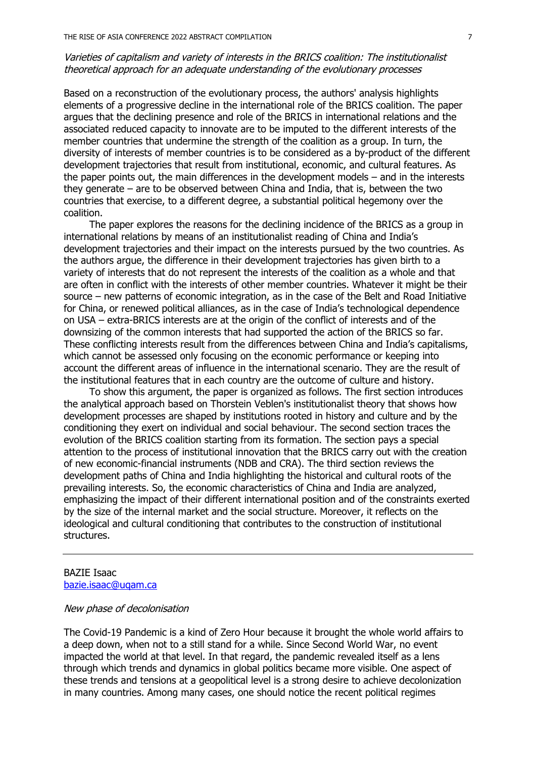*Varieties of capitalism and variety of interests in the BRICS coalition: The institutionalist theoretical approach for an adequate understanding of the evolutionary processes*

Based on a reconstruction of the evolutionary process, the authors' analysis highlights elements of a progressive decline in the international role of the BRICS coalition. The paper argues that the declining presence and role of the BRICS in international relations and the associated reduced capacity to innovate are to be imputed to the different interests of the member countries that undermine the strength of the coalition as a group. In turn, the diversity of interests of member countries is to be considered as a by-product of the different development trajectories that result from institutional, economic, and cultural features. As the paper points out, the main differences in the development models – and in the interests they generate – are to be observed between China and India, that is, between the two countries that exercise, to a different degree, a substantial political hegemony over the coalition.

The paper explores the reasons for the declining incidence of the BRICS as a group in international relations by means of an institutionalist reading of China and India's development trajectories and their impact on the interests pursued by the two countries. As the authors argue, the difference in their development trajectories has given birth to a variety of interests that do not represent the interests of the coalition as a whole and that are often in conflict with the interests of other member countries. Whatever it might be their source – new patterns of economic integration, as in the case of the Belt and Road Initiative for China, or renewed political alliances, as in the case of India's technological dependence on USA – extra-BRICS interests are at the origin of the conflict of interests and of the downsizing of the common interests that had supported the action of the BRICS so far. These conflicting interests result from the differences between China and India's capitalisms, which cannot be assessed only focusing on the economic performance or keeping into account the different areas of influence in the international scenario. They are the result of the institutional features that in each country are the outcome of culture and history.

To show this argument, the paper is organized as follows. The first section introduces the analytical approach based on Thorstein Veblen's institutionalist theory that shows how development processes are shaped by institutions rooted in history and culture and by the conditioning they exert on individual and social behaviour. The second section traces the evolution of the BRICS coalition starting from its formation. The section pays a special attention to the process of institutional innovation that the BRICS carry out with the creation of new economic-financial instruments (NDB and CRA). The third section reviews the development paths of China and India highlighting the historical and cultural roots of the prevailing interests. So, the economic characteristics of China and India are analyzed, emphasizing the impact of their different international position and of the constraints exerted by the size of the internal market and the social structure. Moreover, it reflects on the ideological and cultural conditioning that contributes to the construction of institutional structures.

---

BAZIE Isaac
bazie.isaac@uqam.ca

*New phase of decolonisation*

The Covid-19 Pandemic is a kind of Zero Hour because it brought the whole world affairs to a deep down, when not to a still stand for a while. Since Second World War, no event impacted the world at that level. In that regard, the pandemic revealed itself as a lens through which trends and dynamics in global politics became more visible. One aspect of these trends and tensions at a geopolitical level is a strong desire to achieve decolonization in many countries. Among many cases, one should notice the recent political regimes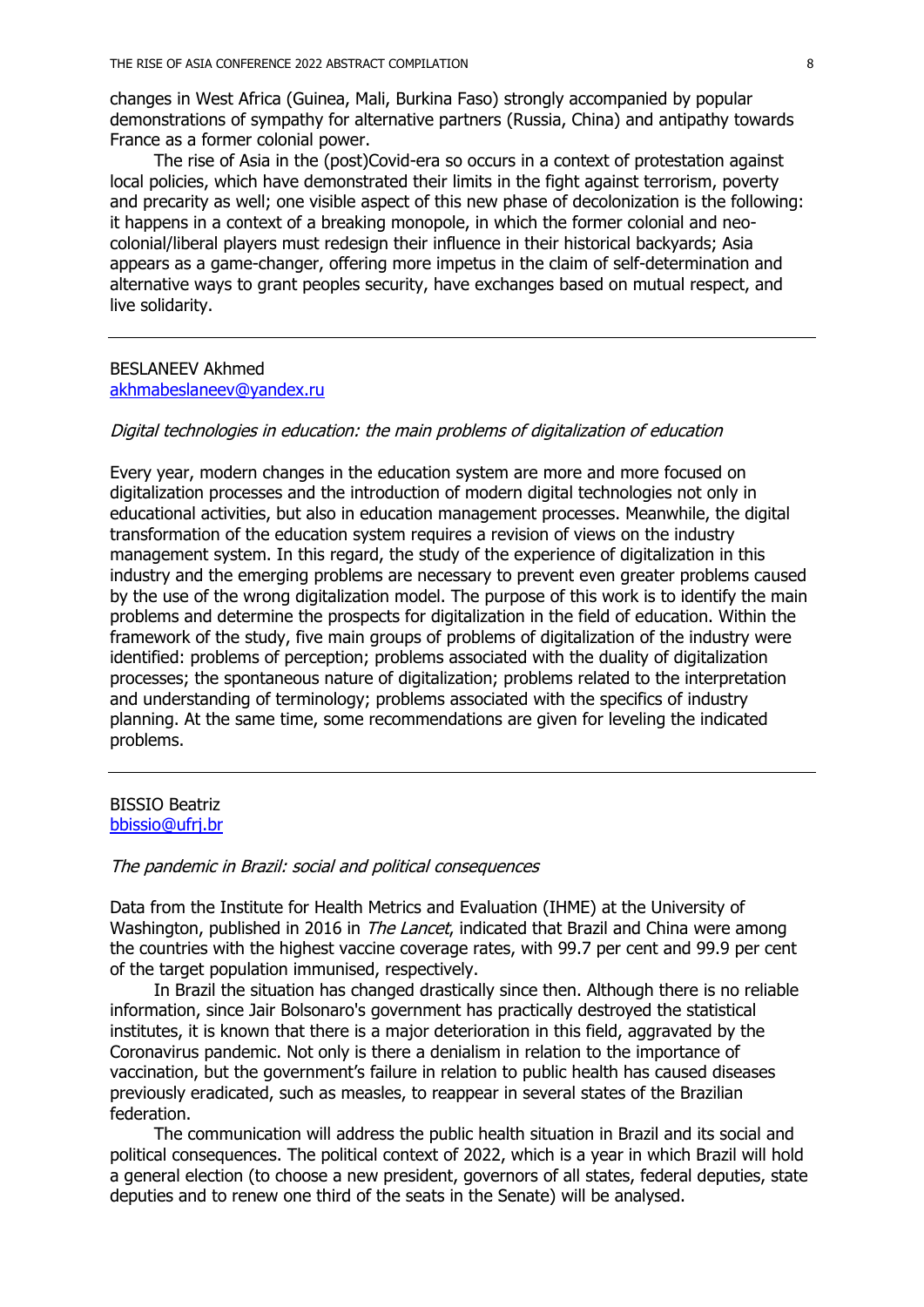changes in West Africa (Guinea, Mali, Burkina Faso) strongly accompanied by popular demonstrations of sympathy for alternative partners (Russia, China) and antipathy towards France as a former colonial power.

The rise of Asia in the (post)Covid-era so occurs in a context of protestation against local policies, which have demonstrated their limits in the fight against terrorism, poverty and precarity as well; one visible aspect of this new phase of decolonization is the following: it happens in a context of a breaking monopole, in which the former colonial and neo-colonial/liberal players must redesign their influence in their historical backyards; Asia appears as a game-changer, offering more impetus in the claim of self-determination and alternative ways to grant peoples security, have exchanges based on mutual respect, and live solidarity.

---

BESLANEEV Akhmed
akhmabeslaneev@yandex.ru

*Digital technologies in education: the main problems of digitalization of education*

Every year, modern changes in the education system are more and more focused on digitalization processes and the introduction of modern digital technologies not only in educational activities, but also in education management processes. Meanwhile, the digital transformation of the education system requires a revision of views on the industry management system. In this regard, the study of the experience of digitalization in this industry and the emerging problems are necessary to prevent even greater problems caused by the use of the wrong digitalization model. The purpose of this work is to identify the main problems and determine the prospects for digitalization in the field of education. Within the framework of the study, five main groups of problems of digitalization of the industry were identified: problems of perception; problems associated with the duality of digitalization processes; the spontaneous nature of digitalization; problems related to the interpretation and understanding of terminology; problems associated with the specifics of industry planning. At the same time, some recommendations are given for leveling the indicated problems.

---

BISSIO Beatriz
bbissio@ufrj.br

*The pandemic in Brazil: social and political consequences*

Data from the Institute for Health Metrics and Evaluation (IHME) at the University of Washington, published in 2016 in *The Lancet*, indicated that Brazil and China were among the countries with the highest vaccine coverage rates, with 99.7 per cent and 99.9 per cent of the target population immunised, respectively.

In Brazil the situation has changed drastically since then. Although there is no reliable information, since Jair Bolsonaro's government has practically destroyed the statistical institutes, it is known that there is a major deterioration in this field, aggravated by the Coronavirus pandemic. Not only is there a denialism in relation to the importance of vaccination, but the government's failure in relation to public health has caused diseases previously eradicated, such as measles, to reappear in several states of the Brazilian federation.

The communication will address the public health situation in Brazil and its social and political consequences. The political context of 2022, which is a year in which Brazil will hold a general election (to choose a new president, governors of all states, federal deputies, state deputies and to renew one third of the seats in the Senate) will be analysed.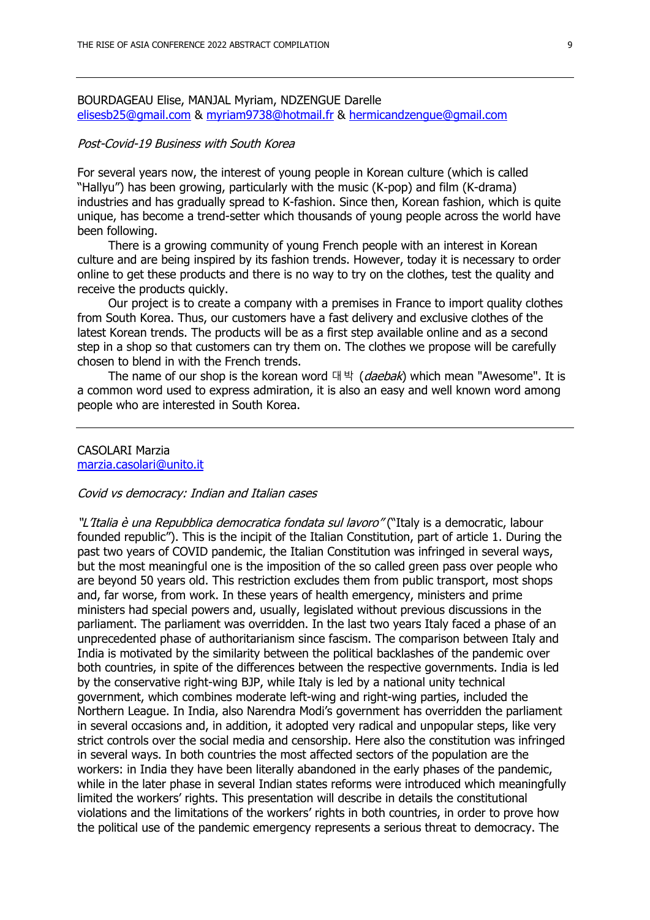BOURDAGEAU Elise, MANJAL Myriam, NDZENGUE Darelle
elisesb25@gmail.com & myriam9738@hotmail.fr & hermicandzengue@gmail.com

*Post-Covid-19 Business with South Korea*

For several years now, the interest of young people in Korean culture (which is called "Hallyu") has been growing, particularly with the music (K-pop) and film (K-drama) industries and has gradually spread to K-fashion. Since then, Korean fashion, which is quite unique, has become a trend-setter which thousands of young people across the world have been following.

There is a growing community of young French people with an interest in Korean culture and are being inspired by its fashion trends. However, today it is necessary to order online to get these products and there is no way to try on the clothes, test the quality and receive the products quickly.

Our project is to create a company with a premises in France to import quality clothes from South Korea. Thus, our customers have a fast delivery and exclusive clothes of the latest Korean trends. The products will be as a first step available online and as a second step in a shop so that customers can try them on. The clothes we propose will be carefully chosen to blend in with the French trends.

The name of our shop is the korean word 대박 (*daebak*) which mean "Awesome". It is a common word used to express admiration, it is also an easy and well known word among people who are interested in South Korea.

---

CASOLARI Marzia
marzia.casolari@unito.it

*Covid vs democracy: Indian and Italian cases*

*"L'Italia è una Repubblica democratica fondata sul lavoro"* ("Italy is a democratic, labour founded republic"). This is the incipit of the Italian Constitution, part of article 1. During the past two years of COVID pandemic, the Italian Constitution was infringed in several ways, but the most meaningful one is the imposition of the so called green pass over people who are beyond 50 years old. This restriction excludes them from public transport, most shops and, far worse, from work. In these years of health emergency, ministers and prime ministers had special powers and, usually, legislated without previous discussions in the parliament. The parliament was overridden. In the last two years Italy faced a phase of an unprecedented phase of authoritarianism since fascism. The comparison between Italy and India is motivated by the similarity between the political backlashes of the pandemic over both countries, in spite of the differences between the respective governments. India is led by the conservative right-wing BJP, while Italy is led by a national unity technical government, which combines moderate left-wing and right-wing parties, included the Northern League. In India, also Narendra Modi's government has overridden the parliament in several occasions and, in addition, it adopted very radical and unpopular steps, like very strict controls over the social media and censorship. Here also the constitution was infringed in several ways. In both countries the most affected sectors of the population are the workers: in India they have been literally abandoned in the early phases of the pandemic, while in the later phase in several Indian states reforms were introduced which meaningfully limited the workers' rights. This presentation will describe in details the constitutional violations and the limitations of the workers' rights in both countries, in order to prove how the political use of the pandemic emergency represents a serious threat to democracy. The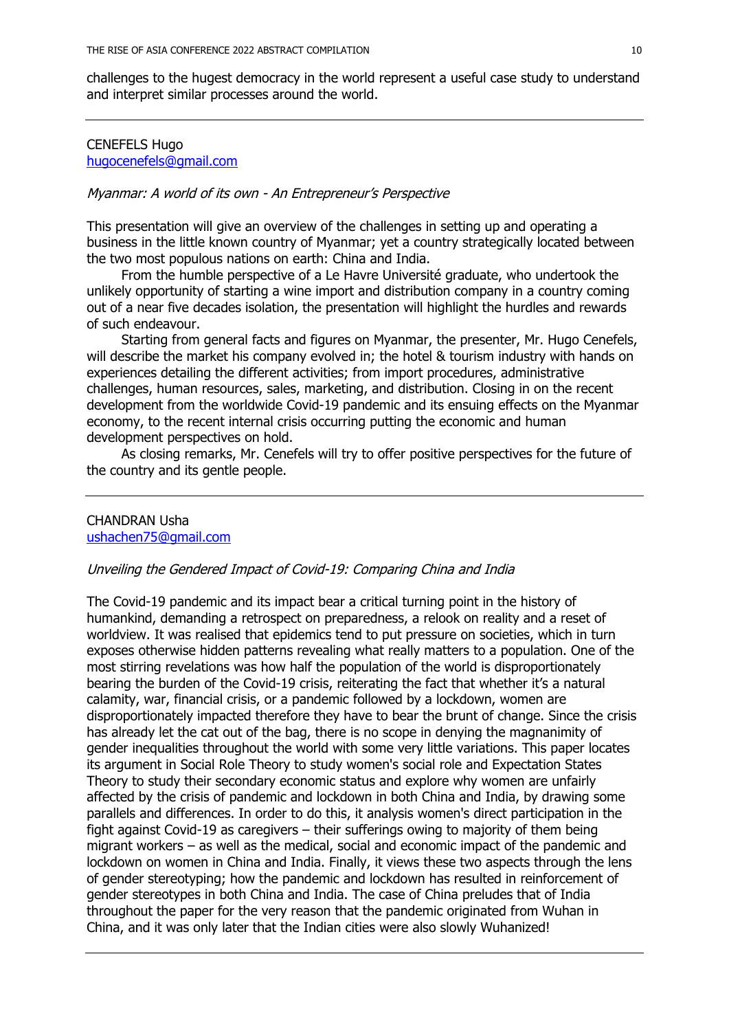challenges to the hugest democracy in the world represent a useful case study to understand and interpret similar processes around the world.

---

CENEFELS Hugo
hugocenefels@gmail.com

*Myanmar: A world of its own - An Entrepreneur's Perspective*

This presentation will give an overview of the challenges in setting up and operating a business in the little known country of Myanmar; yet a country strategically located between the two most populous nations on earth: China and India.

From the humble perspective of a Le Havre Université graduate, who undertook the unlikely opportunity of starting a wine import and distribution company in a country coming out of a near five decades isolation, the presentation will highlight the hurdles and rewards of such endeavour.

Starting from general facts and figures on Myanmar, the presenter, Mr. Hugo Cenefels, will describe the market his company evolved in; the hotel & tourism industry with hands on experiences detailing the different activities; from import procedures, administrative challenges, human resources, sales, marketing, and distribution. Closing in on the recent development from the worldwide Covid-19 pandemic and its ensuing effects on the Myanmar economy, to the recent internal crisis occurring putting the economic and human development perspectives on hold.

As closing remarks, Mr. Cenefels will try to offer positive perspectives for the future of the country and its gentle people.

---

CHANDRAN Usha
ushachen75@gmail.com

*Unveiling the Gendered Impact of Covid-19: Comparing China and India*

The Covid-19 pandemic and its impact bear a critical turning point in the history of humankind, demanding a retrospect on preparedness, a relook on reality and a reset of worldview. It was realised that epidemics tend to put pressure on societies, which in turn exposes otherwise hidden patterns revealing what really matters to a population. One of the most stirring revelations was how half the population of the world is disproportionately bearing the burden of the Covid-19 crisis, reiterating the fact that whether it's a natural calamity, war, financial crisis, or a pandemic followed by a lockdown, women are disproportionately impacted therefore they have to bear the brunt of change. Since the crisis has already let the cat out of the bag, there is no scope in denying the magnanimity of gender inequalities throughout the world with some very little variations. This paper locates its argument in Social Role Theory to study women's social role and Expectation States Theory to study their secondary economic status and explore why women are unfairly affected by the crisis of pandemic and lockdown in both China and India, by drawing some parallels and differences. In order to do this, it analysis women's direct participation in the fight against Covid-19 as caregivers – their sufferings owing to majority of them being migrant workers – as well as the medical, social and economic impact of the pandemic and lockdown on women in China and India. Finally, it views these two aspects through the lens of gender stereotyping; how the pandemic and lockdown has resulted in reinforcement of gender stereotypes in both China and India. The case of China preludes that of India throughout the paper for the very reason that the pandemic originated from Wuhan in China, and it was only later that the Indian cities were also slowly Wuhanized!

---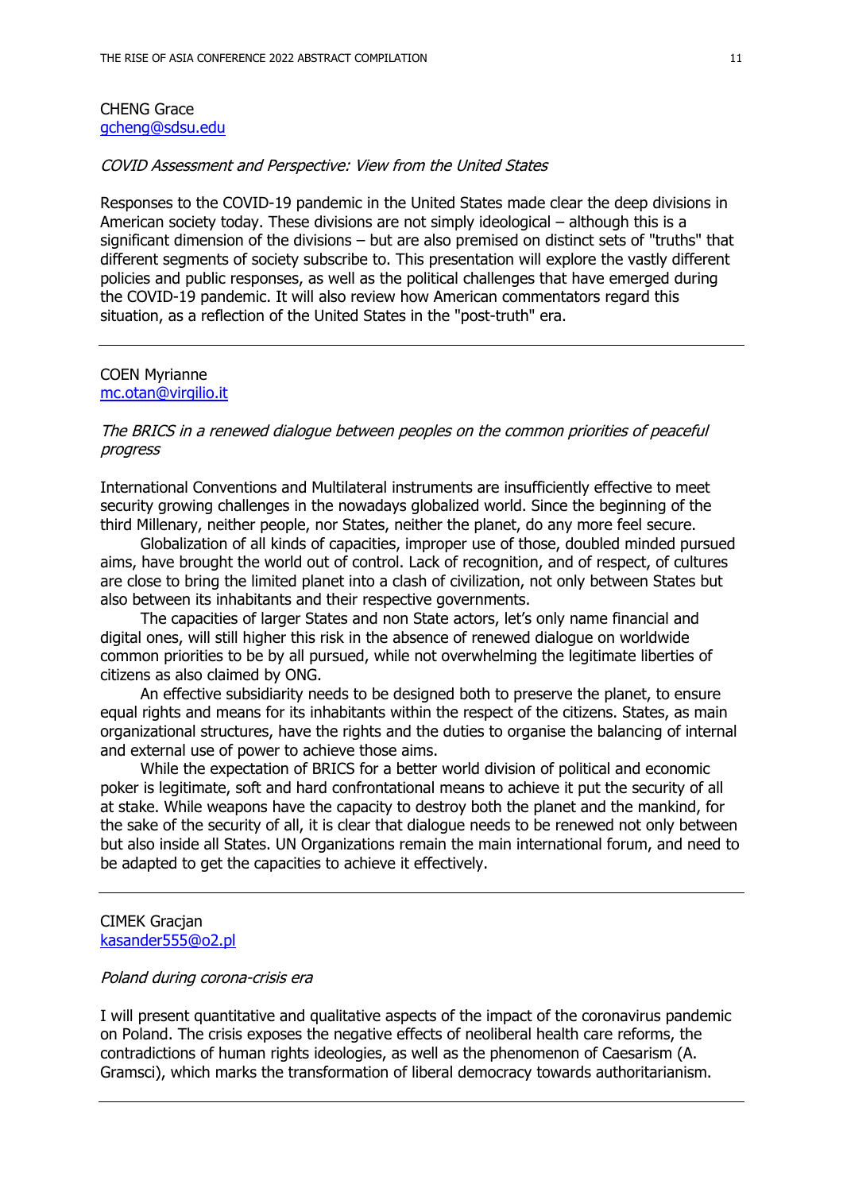CHENG Grace
gcheng@sdsu.edu

*COVID Assessment and Perspective: View from the United States*

Responses to the COVID-19 pandemic in the United States made clear the deep divisions in American society today. These divisions are not simply ideological – although this is a significant dimension of the divisions – but are also premised on distinct sets of "truths" that different segments of society subscribe to. This presentation will explore the vastly different policies and public responses, as well as the political challenges that have emerged during the COVID-19 pandemic. It will also review how American commentators regard this situation, as a reflection of the United States in the "post-truth" era.

---

COEN Myrianne
mc.otan@virgilio.it

*The BRICS in a renewed dialogue between peoples on the common priorities of peaceful progress*

International Conventions and Multilateral instruments are insufficiently effective to meet security growing challenges in the nowadays globalized world. Since the beginning of the third Millenary, neither people, nor States, neither the planet, do any more feel secure.

Globalization of all kinds of capacities, improper use of those, doubled minded pursued aims, have brought the world out of control. Lack of recognition, and of respect, of cultures are close to bring the limited planet into a clash of civilization, not only between States but also between its inhabitants and their respective governments.

The capacities of larger States and non State actors, let's only name financial and digital ones, will still higher this risk in the absence of renewed dialogue on worldwide common priorities to be by all pursued, while not overwhelming the legitimate liberties of citizens as also claimed by ONG.

An effective subsidiarity needs to be designed both to preserve the planet, to ensure equal rights and means for its inhabitants within the respect of the citizens. States, as main organizational structures, have the rights and the duties to organise the balancing of internal and external use of power to achieve those aims.

While the expectation of BRICS for a better world division of political and economic poker is legitimate, soft and hard confrontational means to achieve it put the security of all at stake. While weapons have the capacity to destroy both the planet and the mankind, for the sake of the security of all, it is clear that dialogue needs to be renewed not only between but also inside all States. UN Organizations remain the main international forum, and need to be adapted to get the capacities to achieve it effectively.

---

CIMEK Gracjan
kasander555@o2.pl

*Poland during corona-crisis era*

I will present quantitative and qualitative aspects of the impact of the coronavirus pandemic on Poland. The crisis exposes the negative effects of neoliberal health care reforms, the contradictions of human rights ideologies, as well as the phenomenon of Caesarism (A. Gramsci), which marks the transformation of liberal democracy towards authoritarianism.

---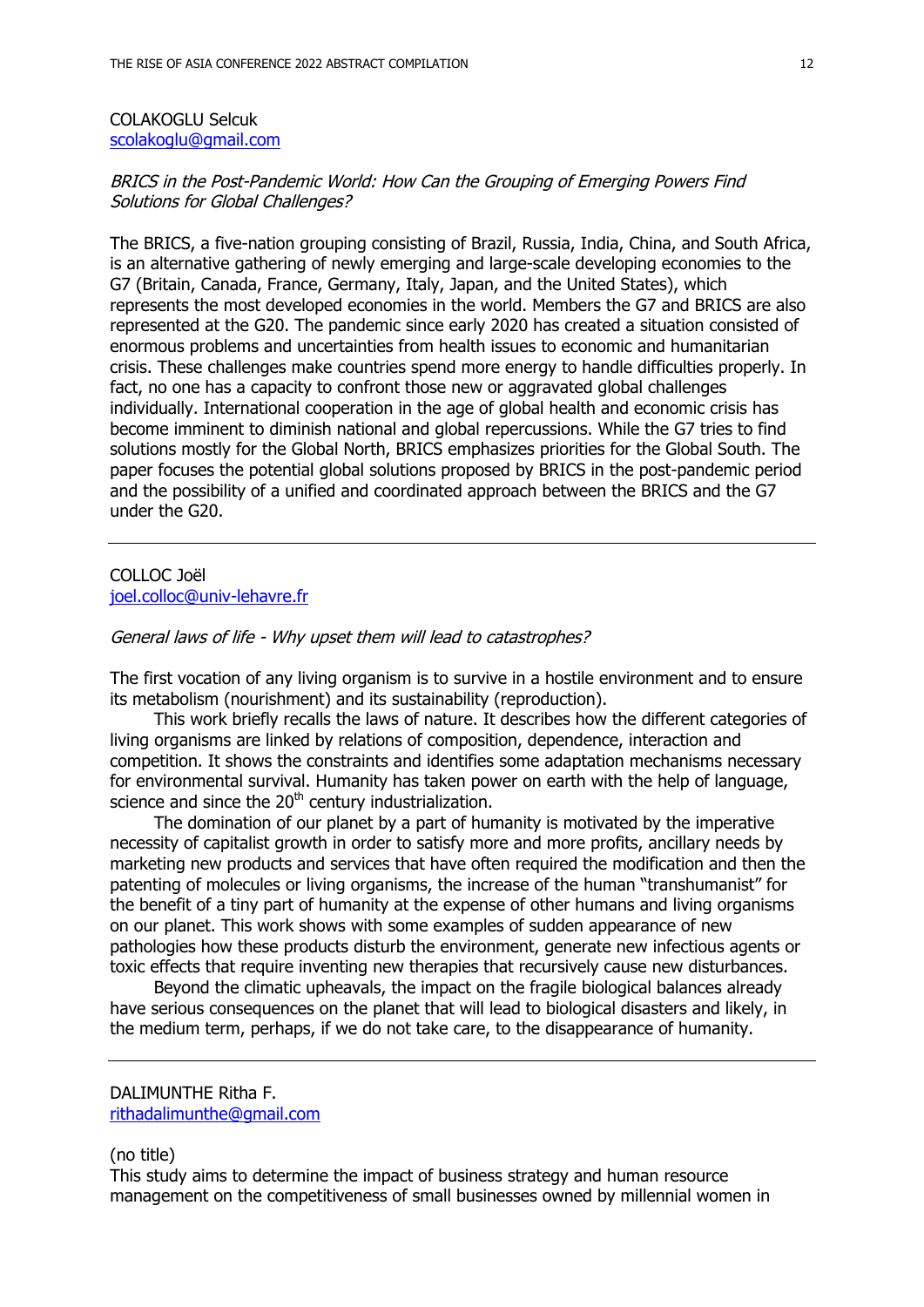COLAKOGLU Selcuk
scolakoglu@gmail.com

*BRICS in the Post-Pandemic World: How Can the Grouping of Emerging Powers Find Solutions for Global Challenges?*

The BRICS, a five-nation grouping consisting of Brazil, Russia, India, China, and South Africa, is an alternative gathering of newly emerging and large-scale developing economies to the G7 (Britain, Canada, France, Germany, Italy, Japan, and the United States), which represents the most developed economies in the world. Members the G7 and BRICS are also represented at the G20. The pandemic since early 2020 has created a situation consisted of enormous problems and uncertainties from health issues to economic and humanitarian crisis. These challenges make countries spend more energy to handle difficulties properly. In fact, no one has a capacity to confront those new or aggravated global challenges individually. International cooperation in the age of global health and economic crisis has become imminent to diminish national and global repercussions. While the G7 tries to find solutions mostly for the Global North, BRICS emphasizes priorities for the Global South. The paper focuses the potential global solutions proposed by BRICS in the post-pandemic period and the possibility of a unified and coordinated approach between the BRICS and the G7 under the G20.

---

COLLOC Joël
joel.colloc@univ-lehavre.fr

*General laws of life - Why upset them will lead to catastrophes?*

The first vocation of any living organism is to survive in a hostile environment and to ensure its metabolism (nourishment) and its sustainability (reproduction).

This work briefly recalls the laws of nature. It describes how the different categories of living organisms are linked by relations of composition, dependence, interaction and competition. It shows the constraints and identifies some adaptation mechanisms necessary for environmental survival. Humanity has taken power on earth with the help of language, science and since the 20th century industrialization.

The domination of our planet by a part of humanity is motivated by the imperative necessity of capitalist growth in order to satisfy more and more profits, ancillary needs by marketing new products and services that have often required the modification and then the patenting of molecules or living organisms, the increase of the human "transhumanist" for the benefit of a tiny part of humanity at the expense of other humans and living organisms on our planet. This work shows with some examples of sudden appearance of new pathologies how these products disturb the environment, generate new infectious agents or toxic effects that require inventing new therapies that recursively cause new disturbances.

Beyond the climatic upheavals, the impact on the fragile biological balances already have serious consequences on the planet that will lead to biological disasters and likely, in the medium term, perhaps, if we do not take care, to the disappearance of humanity.

---

DALIMUNTHE Ritha F.
rithadalimunthe@gmail.com

(no title)
This study aims to determine the impact of business strategy and human resource management on the competitiveness of small businesses owned by millennial women in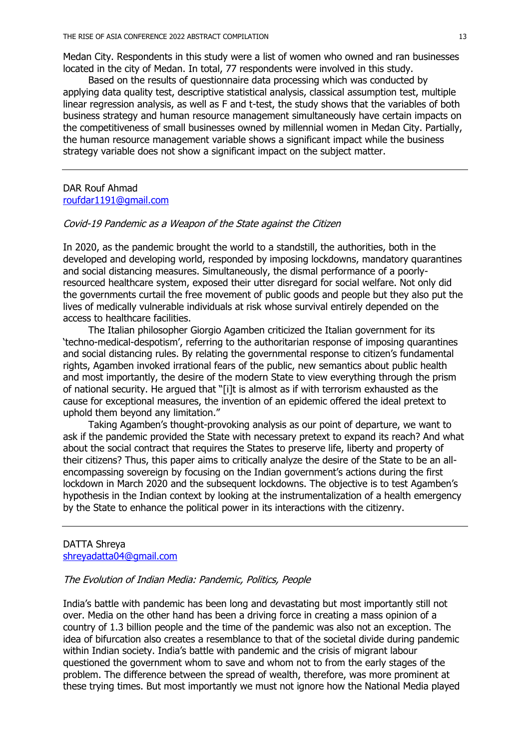Medan City. Respondents in this study were a list of women who owned and ran businesses located in the city of Medan. In total, 77 respondents were involved in this study.

Based on the results of questionnaire data processing which was conducted by applying data quality test, descriptive statistical analysis, classical assumption test, multiple linear regression analysis, as well as F and t-test, the study shows that the variables of both business strategy and human resource management simultaneously have certain impacts on the competitiveness of small businesses owned by millennial women in Medan City. Partially, the human resource management variable shows a significant impact while the business strategy variable does not show a significant impact on the subject matter.

---

DAR Rouf Ahmad
roufdar1191@gmail.com

*Covid-19 Pandemic as a Weapon of the State against the Citizen*

In 2020, as the pandemic brought the world to a standstill, the authorities, both in the developed and developing world, responded by imposing lockdowns, mandatory quarantines and social distancing measures. Simultaneously, the dismal performance of a poorly-resourced healthcare system, exposed their utter disregard for social welfare. Not only did the governments curtail the free movement of public goods and people but they also put the lives of medically vulnerable individuals at risk whose survival entirely depended on the access to healthcare facilities.

The Italian philosopher Giorgio Agamben criticized the Italian government for its 'techno-medical-despotism', referring to the authoritarian response of imposing quarantines and social distancing rules. By relating the governmental response to citizen's fundamental rights, Agamben invoked irrational fears of the public, new semantics about public health and most importantly, the desire of the modern State to view everything through the prism of national security. He argued that "[i]t is almost as if with terrorism exhausted as the cause for exceptional measures, the invention of an epidemic offered the ideal pretext to uphold them beyond any limitation."

Taking Agamben's thought-provoking analysis as our point of departure, we want to ask if the pandemic provided the State with necessary pretext to expand its reach? And what about the social contract that requires the States to preserve life, liberty and property of their citizens? Thus, this paper aims to critically analyze the desire of the State to be an all-encompassing sovereign by focusing on the Indian government's actions during the first lockdown in March 2020 and the subsequent lockdowns. The objective is to test Agamben's hypothesis in the Indian context by looking at the instrumentalization of a health emergency by the State to enhance the political power in its interactions with the citizenry.

---

DATTA Shreya
shreyadatta04@gmail.com

*The Evolution of Indian Media: Pandemic, Politics, People*

India's battle with pandemic has been long and devastating but most importantly still not over. Media on the other hand has been a driving force in creating a mass opinion of a country of 1.3 billion people and the time of the pandemic was also not an exception. The idea of bifurcation also creates a resemblance to that of the societal divide during pandemic within Indian society. India's battle with pandemic and the crisis of migrant labour questioned the government whom to save and whom not to from the early stages of the problem. The difference between the spread of wealth, therefore, was more prominent at these trying times. But most importantly we must not ignore how the National Media played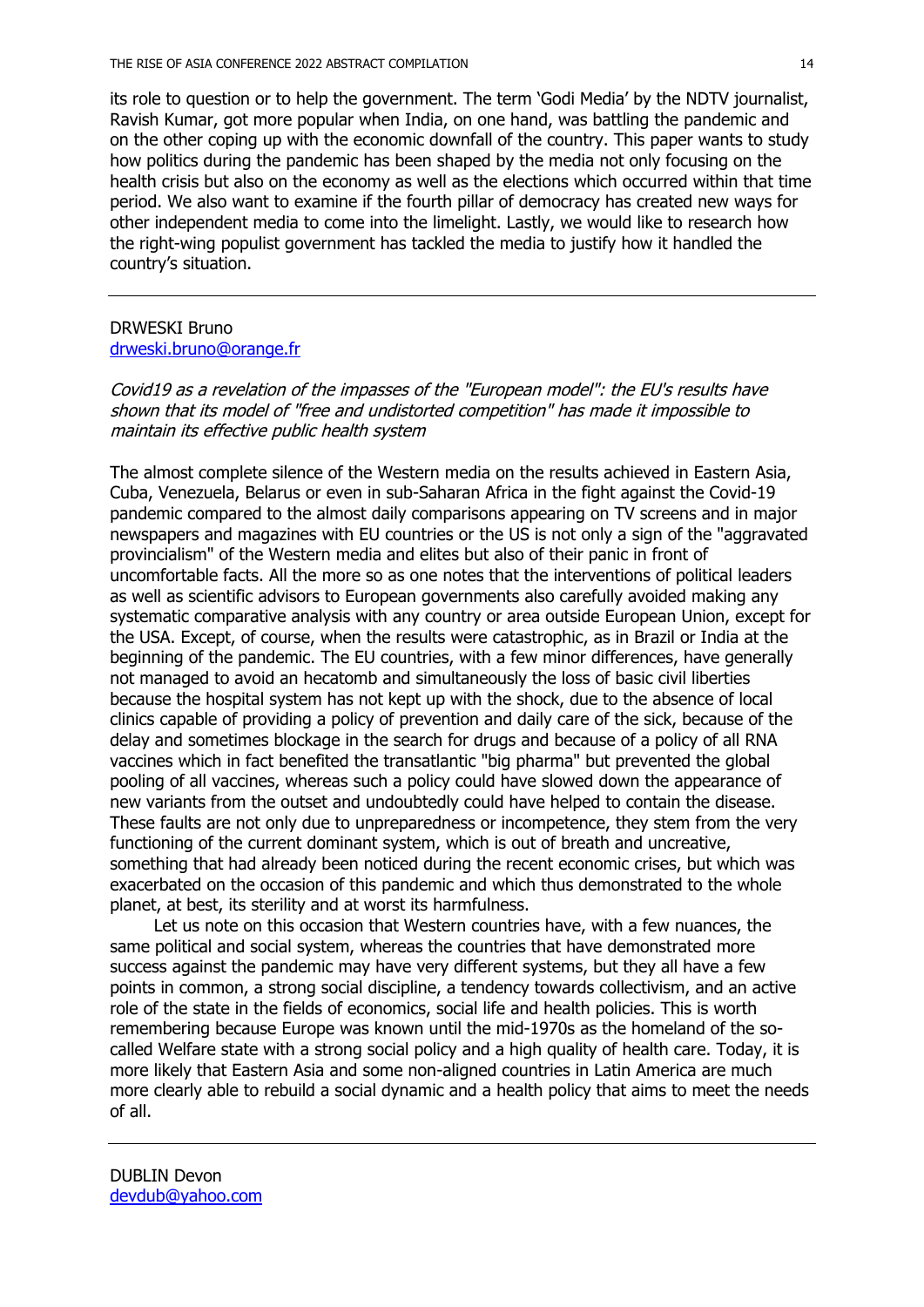its role to question or to help the government. The term 'Godi Media' by the NDTV journalist, Ravish Kumar, got more popular when India, on one hand, was battling the pandemic and on the other coping up with the economic downfall of the country. This paper wants to study how politics during the pandemic has been shaped by the media not only focusing on the health crisis but also on the economy as well as the elections which occurred within that time period. We also want to examine if the fourth pillar of democracy has created new ways for other independent media to come into the limelight. Lastly, we would like to research how the right-wing populist government has tackled the media to justify how it handled the country's situation.

---

DRWESKI Bruno
drweski.bruno@orange.fr

*Covid19 as a revelation of the impasses of the "European model": the EU's results have shown that its model of "free and undistorted competition" has made it impossible to maintain its effective public health system*

The almost complete silence of the Western media on the results achieved in Eastern Asia, Cuba, Venezuela, Belarus or even in sub-Saharan Africa in the fight against the Covid-19 pandemic compared to the almost daily comparisons appearing on TV screens and in major newspapers and magazines with EU countries or the US is not only a sign of the "aggravated provincialism" of the Western media and elites but also of their panic in front of uncomfortable facts. All the more so as one notes that the interventions of political leaders as well as scientific advisors to European governments also carefully avoided making any systematic comparative analysis with any country or area outside European Union, except for the USA. Except, of course, when the results were catastrophic, as in Brazil or India at the beginning of the pandemic. The EU countries, with a few minor differences, have generally not managed to avoid an hecatomb and simultaneously the loss of basic civil liberties because the hospital system has not kept up with the shock, due to the absence of local clinics capable of providing a policy of prevention and daily care of the sick, because of the delay and sometimes blockage in the search for drugs and because of a policy of all RNA vaccines which in fact benefited the transatlantic "big pharma" but prevented the global pooling of all vaccines, whereas such a policy could have slowed down the appearance of new variants from the outset and undoubtedly could have helped to contain the disease. These faults are not only due to unpreparedness or incompetence, they stem from the very functioning of the current dominant system, which is out of breath and uncreative, something that had already been noticed during the recent economic crises, but which was exacerbated on the occasion of this pandemic and which thus demonstrated to the whole planet, at best, its sterility and at worst its harmfulness.

Let us note on this occasion that Western countries have, with a few nuances, the same political and social system, whereas the countries that have demonstrated more success against the pandemic may have very different systems, but they all have a few points in common, a strong social discipline, a tendency towards collectivism, and an active role of the state in the fields of economics, social life and health policies. This is worth remembering because Europe was known until the mid-1970s as the homeland of the so-called Welfare state with a strong social policy and a high quality of health care. Today, it is more likely that Eastern Asia and some non-aligned countries in Latin America are much more clearly able to rebuild a social dynamic and a health policy that aims to meet the needs of all.

---

DUBLIN Devon
devdub@yahoo.com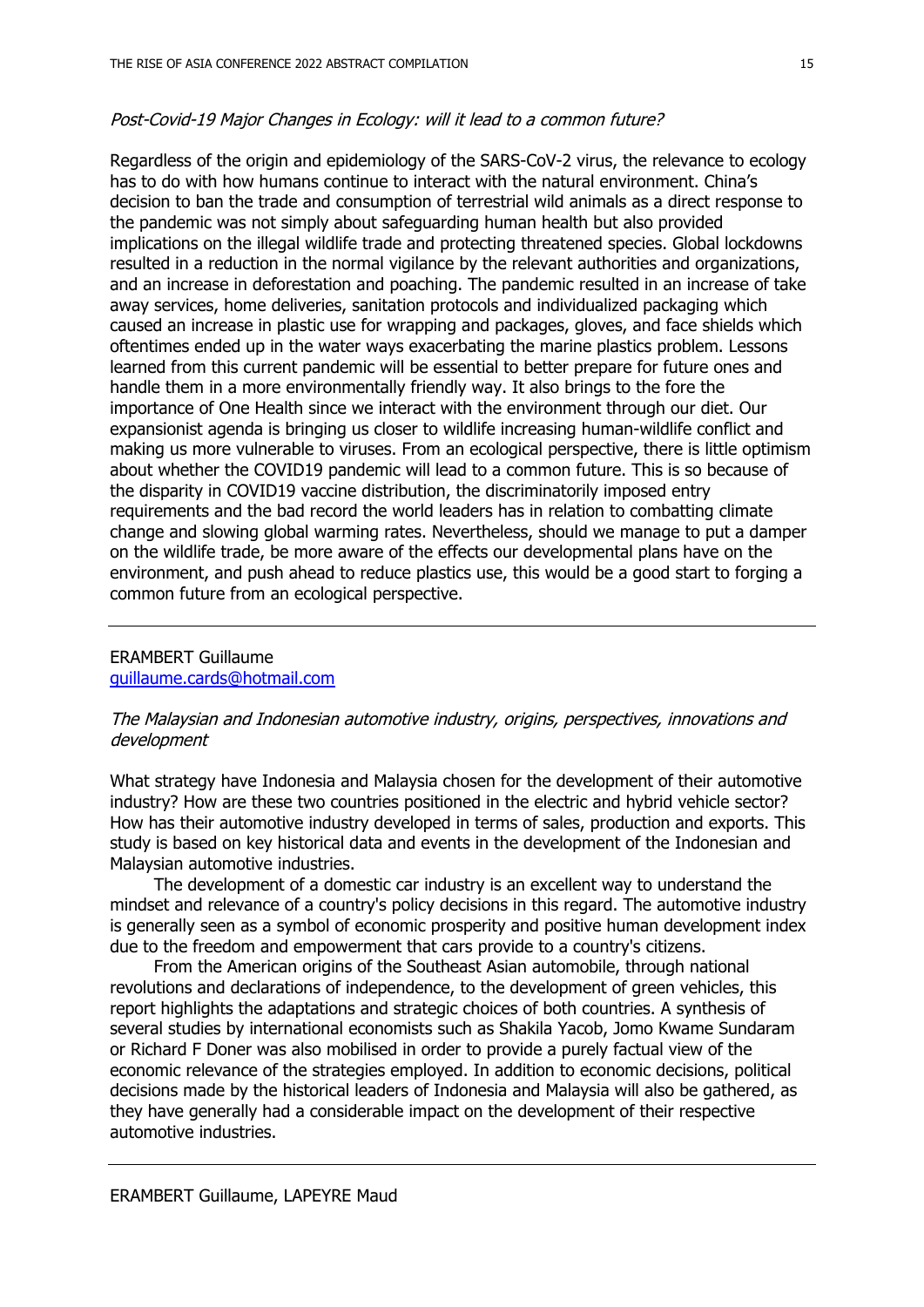*Post-Covid-19 Major Changes in Ecology: will it lead to a common future?*

Regardless of the origin and epidemiology of the SARS-CoV-2 virus, the relevance to ecology has to do with how humans continue to interact with the natural environment. China's decision to ban the trade and consumption of terrestrial wild animals as a direct response to the pandemic was not simply about safeguarding human health but also provided implications on the illegal wildlife trade and protecting threatened species. Global lockdowns resulted in a reduction in the normal vigilance by the relevant authorities and organizations, and an increase in deforestation and poaching. The pandemic resulted in an increase of take away services, home deliveries, sanitation protocols and individualized packaging which caused an increase in plastic use for wrapping and packages, gloves, and face shields which oftentimes ended up in the water ways exacerbating the marine plastics problem. Lessons learned from this current pandemic will be essential to better prepare for future ones and handle them in a more environmentally friendly way. It also brings to the fore the importance of One Health since we interact with the environment through our diet. Our expansionist agenda is bringing us closer to wildlife increasing human-wildlife conflict and making us more vulnerable to viruses. From an ecological perspective, there is little optimism about whether the COVID19 pandemic will lead to a common future. This is so because of the disparity in COVID19 vaccine distribution, the discriminatorily imposed entry requirements and the bad record the world leaders has in relation to combatting climate change and slowing global warming rates. Nevertheless, should we manage to put a damper on the wildlife trade, be more aware of the effects our developmental plans have on the environment, and push ahead to reduce plastics use, this would be a good start to forging a common future from an ecological perspective.

---

ERAMBERT Guillaume
guillaume.cards@hotmail.com

*The Malaysian and Indonesian automotive industry, origins, perspectives, innovations and development*

What strategy have Indonesia and Malaysia chosen for the development of their automotive industry? How are these two countries positioned in the electric and hybrid vehicle sector? How has their automotive industry developed in terms of sales, production and exports. This study is based on key historical data and events in the development of the Indonesian and Malaysian automotive industries.

The development of a domestic car industry is an excellent way to understand the mindset and relevance of a country's policy decisions in this regard. The automotive industry is generally seen as a symbol of economic prosperity and positive human development index due to the freedom and empowerment that cars provide to a country's citizens.

From the American origins of the Southeast Asian automobile, through national revolutions and declarations of independence, to the development of green vehicles, this report highlights the adaptations and strategic choices of both countries. A synthesis of several studies by international economists such as Shakila Yacob, Jomo Kwame Sundaram or Richard F Doner was also mobilised in order to provide a purely factual view of the economic relevance of the strategies employed. In addition to economic decisions, political decisions made by the historical leaders of Indonesia and Malaysia will also be gathered, as they have generally had a considerable impact on the development of their respective automotive industries.

---

ERAMBERT Guillaume, LAPEYRE Maud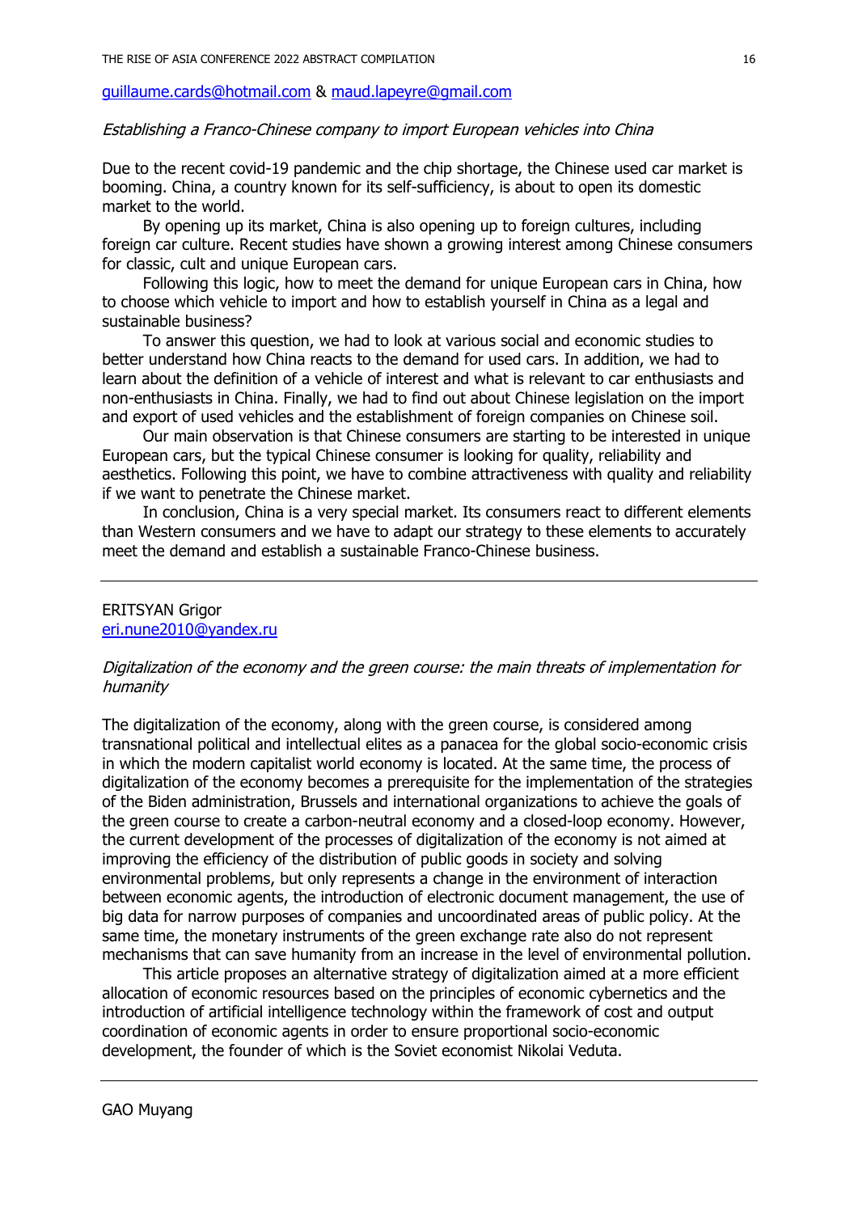guillaume.cards@hotmail.com & maud.lapeyre@gmail.com

*Establishing a Franco-Chinese company to import European vehicles into China*

Due to the recent covid-19 pandemic and the chip shortage, the Chinese used car market is booming. China, a country known for its self-sufficiency, is about to open its domestic market to the world.

By opening up its market, China is also opening up to foreign cultures, including foreign car culture. Recent studies have shown a growing interest among Chinese consumers for classic, cult and unique European cars.

Following this logic, how to meet the demand for unique European cars in China, how to choose which vehicle to import and how to establish yourself in China as a legal and sustainable business?

To answer this question, we had to look at various social and economic studies to better understand how China reacts to the demand for used cars. In addition, we had to learn about the definition of a vehicle of interest and what is relevant to car enthusiasts and non-enthusiasts in China. Finally, we had to find out about Chinese legislation on the import and export of used vehicles and the establishment of foreign companies on Chinese soil.

Our main observation is that Chinese consumers are starting to be interested in unique European cars, but the typical Chinese consumer is looking for quality, reliability and aesthetics. Following this point, we have to combine attractiveness with quality and reliability if we want to penetrate the Chinese market.

In conclusion, China is a very special market. Its consumers react to different elements than Western consumers and we have to adapt our strategy to these elements to accurately meet the demand and establish a sustainable Franco-Chinese business.

---

ERITSYAN Grigor
eri.nune2010@yandex.ru

*Digitalization of the economy and the green course: the main threats of implementation for humanity*

The digitalization of the economy, along with the green course, is considered among transnational political and intellectual elites as a panacea for the global socio-economic crisis in which the modern capitalist world economy is located. At the same time, the process of digitalization of the economy becomes a prerequisite for the implementation of the strategies of the Biden administration, Brussels and international organizations to achieve the goals of the green course to create a carbon-neutral economy and a closed-loop economy. However, the current development of the processes of digitalization of the economy is not aimed at improving the efficiency of the distribution of public goods in society and solving environmental problems, but only represents a change in the environment of interaction between economic agents, the introduction of electronic document management, the use of big data for narrow purposes of companies and uncoordinated areas of public policy. At the same time, the monetary instruments of the green exchange rate also do not represent mechanisms that can save humanity from an increase in the level of environmental pollution.

This article proposes an alternative strategy of digitalization aimed at a more efficient allocation of economic resources based on the principles of economic cybernetics and the introduction of artificial intelligence technology within the framework of cost and output coordination of economic agents in order to ensure proportional socio-economic development, the founder of which is the Soviet economist Nikolai Veduta.

---

GAO Muyang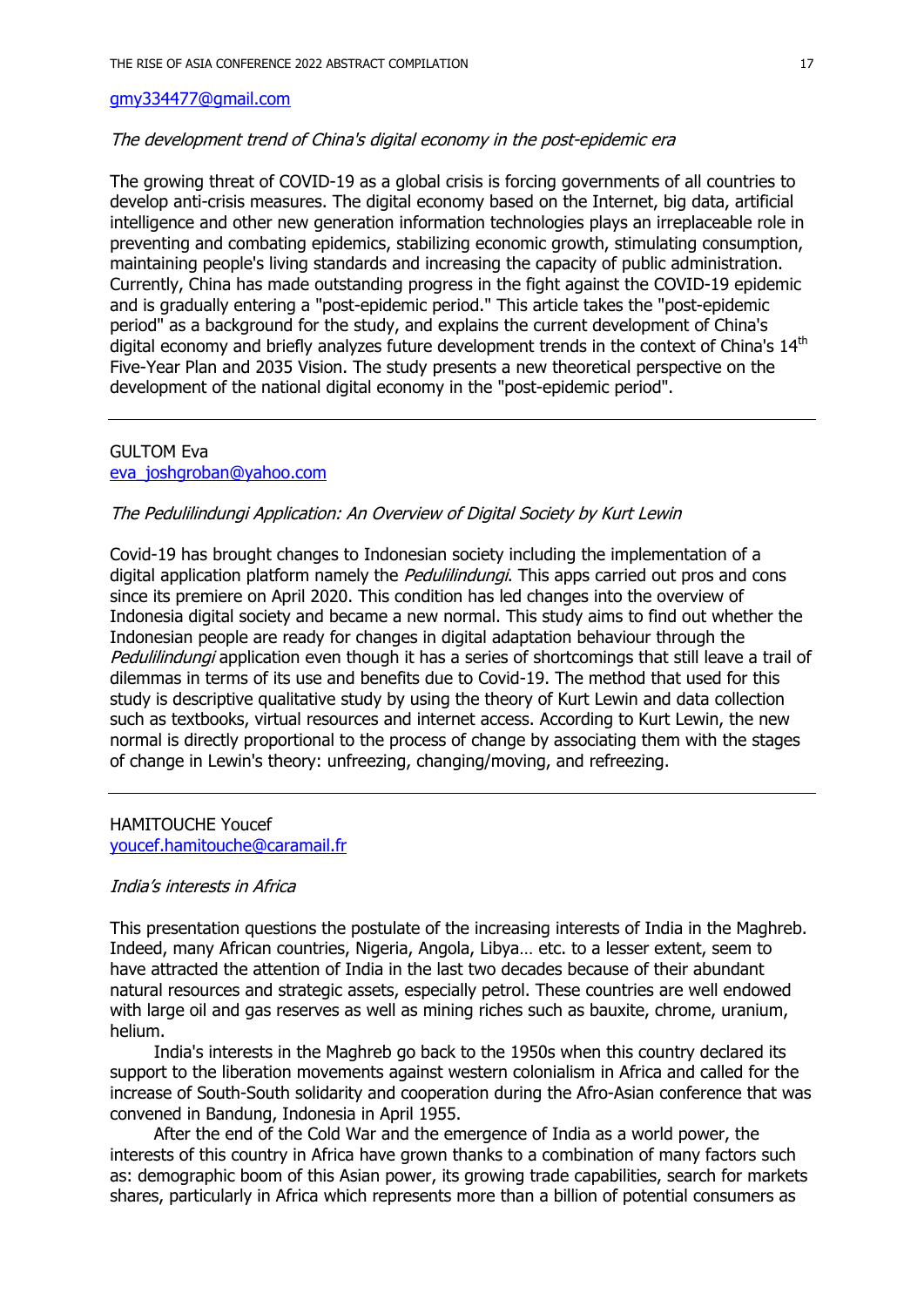gmy334477@gmail.com

*The development trend of China's digital economy in the post-epidemic era*

The growing threat of COVID-19 as a global crisis is forcing governments of all countries to develop anti-crisis measures. The digital economy based on the Internet, big data, artificial intelligence and other new generation information technologies plays an irreplaceable role in preventing and combating epidemics, stabilizing economic growth, stimulating consumption, maintaining people's living standards and increasing the capacity of public administration. Currently, China has made outstanding progress in the fight against the COVID-19 epidemic and is gradually entering a "post-epidemic period." This article takes the "post-epidemic period" as a background for the study, and explains the current development of China's digital economy and briefly analyzes future development trends in the context of China's 14th Five-Year Plan and 2035 Vision. The study presents a new theoretical perspective on the development of the national digital economy in the "post-epidemic period".

---

GULTOM Eva
eva_joshgroban@yahoo.com

*The Pedulilindungi Application: An Overview of Digital Society by Kurt Lewin*

Covid-19 has brought changes to Indonesian society including the implementation of a digital application platform namely the *Pedulilindungi*. This apps carried out pros and cons since its premiere on April 2020. This condition has led changes into the overview of Indonesia digital society and became a new normal. This study aims to find out whether the Indonesian people are ready for changes in digital adaptation behaviour through the *Pedulilindungi* application even though it has a series of shortcomings that still leave a trail of dilemmas in terms of its use and benefits due to Covid-19. The method that used for this study is descriptive qualitative study by using the theory of Kurt Lewin and data collection such as textbooks, virtual resources and internet access. According to Kurt Lewin, the new normal is directly proportional to the process of change by associating them with the stages of change in Lewin's theory: unfreezing, changing/moving, and refreezing.

---

HAMITOUCHE Youcef
youcef.hamitouche@caramail.fr

*India's interests in Africa*

This presentation questions the postulate of the increasing interests of India in the Maghreb. Indeed, many African countries, Nigeria, Angola, Libya… etc. to a lesser extent, seem to have attracted the attention of India in the last two decades because of their abundant natural resources and strategic assets, especially petrol. These countries are well endowed with large oil and gas reserves as well as mining riches such as bauxite, chrome, uranium, helium.

India's interests in the Maghreb go back to the 1950s when this country declared its support to the liberation movements against western colonialism in Africa and called for the increase of South-South solidarity and cooperation during the Afro-Asian conference that was convened in Bandung, Indonesia in April 1955.

After the end of the Cold War and the emergence of India as a world power, the interests of this country in Africa have grown thanks to a combination of many factors such as: demographic boom of this Asian power, its growing trade capabilities, search for markets shares, particularly in Africa which represents more than a billion of potential consumers as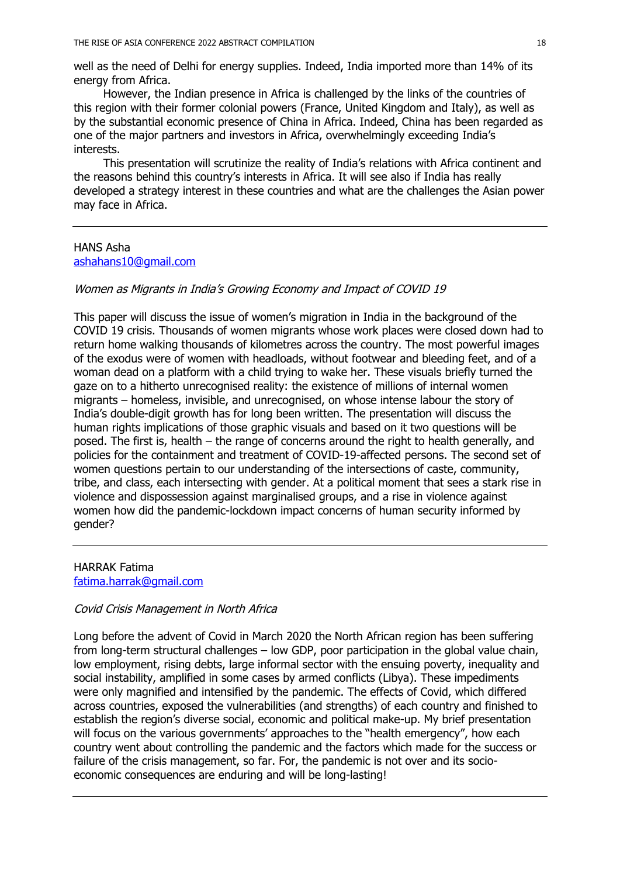well as the need of Delhi for energy supplies. Indeed, India imported more than 14% of its energy from Africa.

However, the Indian presence in Africa is challenged by the links of the countries of this region with their former colonial powers (France, United Kingdom and Italy), as well as by the substantial economic presence of China in Africa. Indeed, China has been regarded as one of the major partners and investors in Africa, overwhelmingly exceeding India's interests.

This presentation will scrutinize the reality of India's relations with Africa continent and the reasons behind this country's interests in Africa. It will see also if India has really developed a strategy interest in these countries and what are the challenges the Asian power may face in Africa.

---

HANS Asha
ashahans10@gmail.com

*Women as Migrants in India's Growing Economy and Impact of COVID 19*

This paper will discuss the issue of women's migration in India in the background of the COVID 19 crisis. Thousands of women migrants whose work places were closed down had to return home walking thousands of kilometres across the country. The most powerful images of the exodus were of women with headloads, without footwear and bleeding feet, and of a woman dead on a platform with a child trying to wake her. These visuals briefly turned the gaze on to a hitherto unrecognised reality: the existence of millions of internal women migrants – homeless, invisible, and unrecognised, on whose intense labour the story of India's double-digit growth has for long been written. The presentation will discuss the human rights implications of those graphic visuals and based on it two questions will be posed. The first is, health – the range of concerns around the right to health generally, and policies for the containment and treatment of COVID-19-affected persons. The second set of women questions pertain to our understanding of the intersections of caste, community, tribe, and class, each intersecting with gender. At a political moment that sees a stark rise in violence and dispossession against marginalised groups, and a rise in violence against women how did the pandemic-lockdown impact concerns of human security informed by gender?

---

HARRAK Fatima
fatima.harrak@gmail.com

*Covid Crisis Management in North Africa*

Long before the advent of Covid in March 2020 the North African region has been suffering from long-term structural challenges – low GDP, poor participation in the global value chain, low employment, rising debts, large informal sector with the ensuing poverty, inequality and social instability, amplified in some cases by armed conflicts (Libya). These impediments were only magnified and intensified by the pandemic. The effects of Covid, which differed across countries, exposed the vulnerabilities (and strengths) of each country and finished to establish the region's diverse social, economic and political make-up. My brief presentation will focus on the various governments' approaches to the "health emergency", how each country went about controlling the pandemic and the factors which made for the success or failure of the crisis management, so far. For, the pandemic is not over and its socio-economic consequences are enduring and will be long-lasting!

---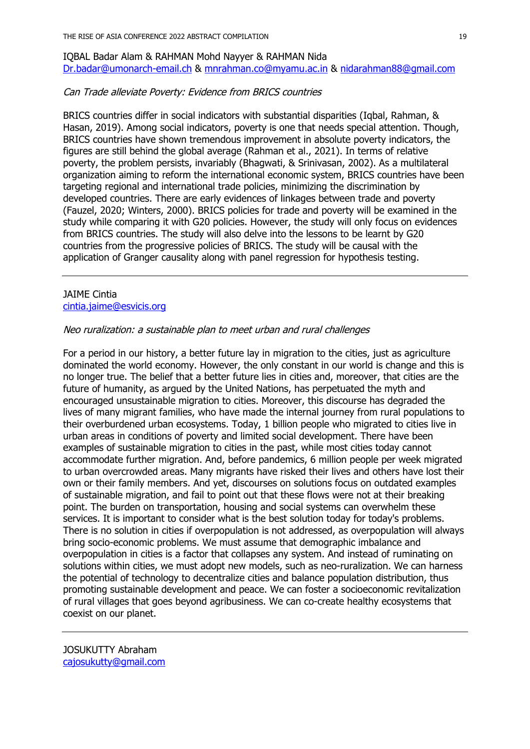IQBAL Badar Alam & RAHMAN Mohd Nayyer & RAHMAN Nida
Dr.badar@umonarch-email.ch & mnrahman.co@myamu.ac.in & nidarahman88@gmail.com

*Can Trade alleviate Poverty: Evidence from BRICS countries*

BRICS countries differ in social indicators with substantial disparities (Iqbal, Rahman, & Hasan, 2019). Among social indicators, poverty is one that needs special attention. Though, BRICS countries have shown tremendous improvement in absolute poverty indicators, the figures are still behind the global average (Rahman et al., 2021). In terms of relative poverty, the problem persists, invariably (Bhagwati, & Srinivasan, 2002). As a multilateral organization aiming to reform the international economic system, BRICS countries have been targeting regional and international trade policies, minimizing the discrimination by developed countries. There are early evidences of linkages between trade and poverty (Fauzel, 2020; Winters, 2000). BRICS policies for trade and poverty will be examined in the study while comparing it with G20 policies. However, the study will only focus on evidences from BRICS countries. The study will also delve into the lessons to be learnt by G20 countries from the progressive policies of BRICS. The study will be causal with the application of Granger causality along with panel regression for hypothesis testing.

---

JAIME Cintia
cintia.jaime@esvicis.org

*Neo ruralization: a sustainable plan to meet urban and rural challenges*

For a period in our history, a better future lay in migration to the cities, just as agriculture dominated the world economy. However, the only constant in our world is change and this is no longer true. The belief that a better future lies in cities and, moreover, that cities are the future of humanity, as argued by the United Nations, has perpetuated the myth and encouraged unsustainable migration to cities. Moreover, this discourse has degraded the lives of many migrant families, who have made the internal journey from rural populations to their overburdened urban ecosystems. Today, 1 billion people who migrated to cities live in urban areas in conditions of poverty and limited social development. There have been examples of sustainable migration to cities in the past, while most cities today cannot accommodate further migration. And, before pandemics, 6 million people per week migrated to urban overcrowded areas. Many migrants have risked their lives and others have lost their own or their family members. And yet, discourses on solutions focus on outdated examples of sustainable migration, and fail to point out that these flows were not at their breaking point. The burden on transportation, housing and social systems can overwhelm these services. It is important to consider what is the best solution today for today's problems. There is no solution in cities if overpopulation is not addressed, as overpopulation will always bring socio-economic problems. We must assume that demographic imbalance and overpopulation in cities is a factor that collapses any system. And instead of ruminating on solutions within cities, we must adopt new models, such as neo-ruralization. We can harness the potential of technology to decentralize cities and balance population distribution, thus promoting sustainable development and peace. We can foster a socioeconomic revitalization of rural villages that goes beyond agribusiness. We can co-create healthy ecosystems that coexist on our planet.

---

JOSUKUTTY Abraham
cajosukutty@gmail.com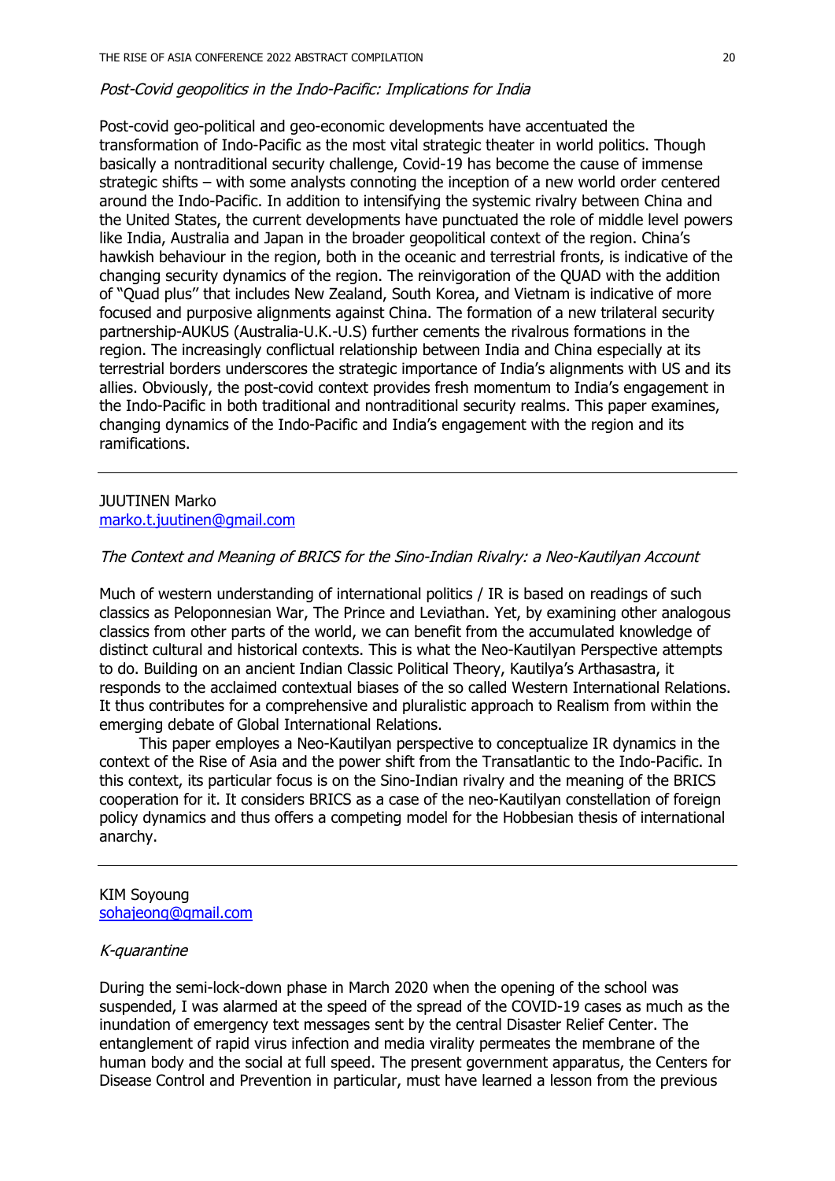*Post-Covid geopolitics in the Indo-Pacific: Implications for India*

Post-covid geo-political and geo-economic developments have accentuated the transformation of Indo-Pacific as the most vital strategic theater in world politics. Though basically a nontraditional security challenge, Covid-19 has become the cause of immense strategic shifts – with some analysts connoting the inception of a new world order centered around the Indo-Pacific. In addition to intensifying the systemic rivalry between China and the United States, the current developments have punctuated the role of middle level powers like India, Australia and Japan in the broader geopolitical context of the region. China's hawkish behaviour in the region, both in the oceanic and terrestrial fronts, is indicative of the changing security dynamics of the region. The reinvigoration of the QUAD with the addition of "Quad plus" that includes New Zealand, South Korea, and Vietnam is indicative of more focused and purposive alignments against China. The formation of a new trilateral security partnership-AUKUS (Australia-U.K.-U.S) further cements the rivalrous formations in the region. The increasingly conflictual relationship between India and China especially at its terrestrial borders underscores the strategic importance of India's alignments with US and its allies. Obviously, the post-covid context provides fresh momentum to India's engagement in the Indo-Pacific in both traditional and nontraditional security realms. This paper examines, changing dynamics of the Indo-Pacific and India's engagement with the region and its ramifications.

---

JUUTINEN Marko
marko.t.juutinen@gmail.com

*The Context and Meaning of BRICS for the Sino-Indian Rivalry: a Neo-Kautilyan Account*

Much of western understanding of international politics / IR is based on readings of such classics as Peloponnesian War, The Prince and Leviathan. Yet, by examining other analogous classics from other parts of the world, we can benefit from the accumulated knowledge of distinct cultural and historical contexts. This is what the Neo-Kautilyan Perspective attempts to do. Building on an ancient Indian Classic Political Theory, Kautilya's Arthasastra, it responds to the acclaimed contextual biases of the so called Western International Relations. It thus contributes for a comprehensive and pluralistic approach to Realism from within the emerging debate of Global International Relations.

This paper employs a Neo-Kautilyan perspective to conceptualize IR dynamics in the context of the Rise of Asia and the power shift from the Transatlantic to the Indo-Pacific. In this context, its particular focus is on the Sino-Indian rivalry and the meaning of the BRICS cooperation for it. It considers BRICS as a case of the neo-Kautilyan constellation of foreign policy dynamics and thus offers a competing model for the Hobbesian thesis of international anarchy.

---

KIM Soyoung
sohajeong@gmail.com

*K-quarantine*

During the semi-lock-down phase in March 2020 when the opening of the school was suspended, I was alarmed at the speed of the spread of the COVID-19 cases as much as the inundation of emergency text messages sent by the central Disaster Relief Center. The entanglement of rapid virus infection and media virality permeates the membrane of the human body and the social at full speed. The present government apparatus, the Centers for Disease Control and Prevention in particular, must have learned a lesson from the previous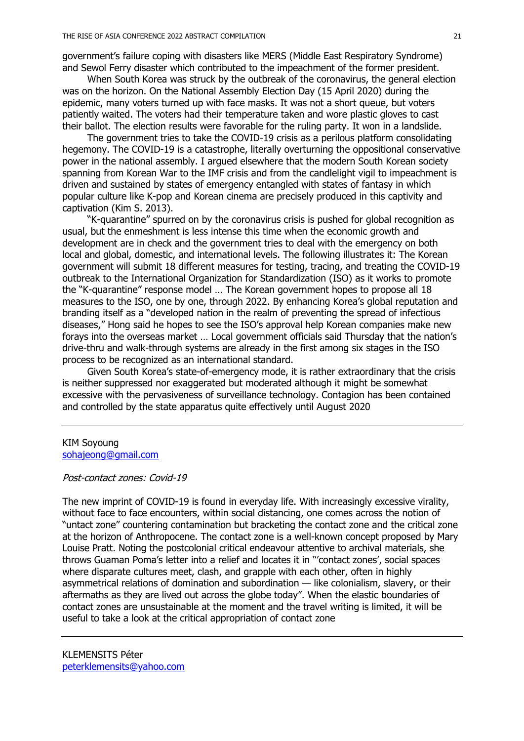government's failure coping with disasters like MERS (Middle East Respiratory Syndrome) and Sewol Ferry disaster which contributed to the impeachment of the former president.

When South Korea was struck by the outbreak of the coronavirus, the general election was on the horizon. On the National Assembly Election Day (15 April 2020) during the epidemic, many voters turned up with face masks. It was not a short queue, but voters patiently waited. The voters had their temperature taken and wore plastic gloves to cast their ballot. The election results were favorable for the ruling party. It won in a landslide.

The government tries to take the COVID-19 crisis as a perilous platform consolidating hegemony. The COVID-19 is a catastrophe, literally overturning the oppositional conservative power in the national assembly. I argued elsewhere that the modern South Korean society spanning from Korean War to the IMF crisis and from the candlelight vigil to impeachment is driven and sustained by states of emergency entangled with states of fantasy in which popular culture like K-pop and Korean cinema are precisely produced in this captivity and captivation (Kim S. 2013).

"K-quarantine" spurred on by the coronavirus crisis is pushed for global recognition as usual, but the enmeshment is less intense this time when the economic growth and development are in check and the government tries to deal with the emergency on both local and global, domestic, and international levels. The following illustrates it: The Korean government will submit 18 different measures for testing, tracing, and treating the COVID-19 outbreak to the International Organization for Standardization (ISO) as it works to promote the "K-quarantine" response model … The Korean government hopes to propose all 18 measures to the ISO, one by one, through 2022. By enhancing Korea's global reputation and branding itself as a "developed nation in the realm of preventing the spread of infectious diseases," Hong said he hopes to see the ISO's approval help Korean companies make new forays into the overseas market … Local government officials said Thursday that the nation's drive-thru and walk-through systems are already in the first among six stages in the ISO process to be recognized as an international standard.

Given South Korea's state-of-emergency mode, it is rather extraordinary that the crisis is neither suppressed nor exaggerated but moderated although it might be somewhat excessive with the pervasiveness of surveillance technology. Contagion has been contained and controlled by the state apparatus quite effectively until August 2020

---

KIM Soyoung
sohajeong@gmail.com

*Post-contact zones: Covid-19*

The new imprint of COVID-19 is found in everyday life. With increasingly excessive virality, without face to face encounters, within social distancing, one comes across the notion of "untact zone" countering contamination but bracketing the contact zone and the critical zone at the horizon of Anthropocene. The contact zone is a well-known concept proposed by Mary Louise Pratt. Noting the postcolonial critical endeavour attentive to archival materials, she throws Guaman Poma's letter into a relief and locates it in "'contact zones', social spaces where disparate cultures meet, clash, and grapple with each other, often in highly asymmetrical relations of domination and subordination — like colonialism, slavery, or their aftermaths as they are lived out across the globe today". When the elastic boundaries of contact zones are unsustainable at the moment and the travel writing is limited, it will be useful to take a look at the critical appropriation of contact zone

---

KLEMENSITS Péter
peterklemensits@yahoo.com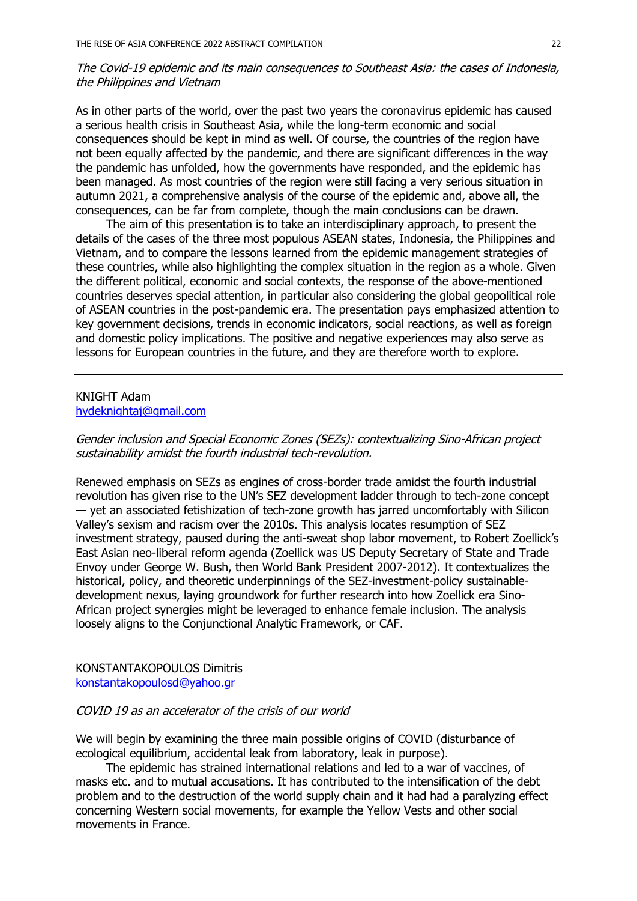*The Covid-19 epidemic and its main consequences to Southeast Asia: the cases of Indonesia, the Philippines and Vietnam*

As in other parts of the world, over the past two years the coronavirus epidemic has caused a serious health crisis in Southeast Asia, while the long-term economic and social consequences should be kept in mind as well. Of course, the countries of the region have not been equally affected by the pandemic, and there are significant differences in the way the pandemic has unfolded, how the governments have responded, and the epidemic has been managed. As most countries of the region were still facing a very serious situation in autumn 2021, a comprehensive analysis of the course of the epidemic and, above all, the consequences, can be far from complete, though the main conclusions can be drawn.

The aim of this presentation is to take an interdisciplinary approach, to present the details of the cases of the three most populous ASEAN states, Indonesia, the Philippines and Vietnam, and to compare the lessons learned from the epidemic management strategies of these countries, while also highlighting the complex situation in the region as a whole. Given the different political, economic and social contexts, the response of the above-mentioned countries deserves special attention, in particular also considering the global geopolitical role of ASEAN countries in the post-pandemic era. The presentation pays emphasized attention to key government decisions, trends in economic indicators, social reactions, as well as foreign and domestic policy implications. The positive and negative experiences may also serve as lessons for European countries in the future, and they are therefore worth to explore.

---

KNIGHT Adam
hydeknightaj@gmail.com

*Gender inclusion and Special Economic Zones (SEZs): contextualizing Sino-African project sustainability amidst the fourth industrial tech-revolution.*

Renewed emphasis on SEZs as engines of cross-border trade amidst the fourth industrial revolution has given rise to the UN's SEZ development ladder through to tech-zone concept — yet an associated fetishization of tech-zone growth has jarred uncomfortably with Silicon Valley's sexism and racism over the 2010s. This analysis locates resumption of SEZ investment strategy, paused during the anti-sweat shop labor movement, to Robert Zoellick's East Asian neo-liberal reform agenda (Zoellick was US Deputy Secretary of State and Trade Envoy under George W. Bush, then World Bank President 2007-2012). It contextualizes the historical, policy, and theoretic underpinnings of the SEZ-investment-policy sustainable-development nexus, laying groundwork for further research into how Zoellick era Sino-African project synergies might be leveraged to enhance female inclusion. The analysis loosely aligns to the Conjunctional Analytic Framework, or CAF.

---

KONSTANTAKOPOULOS Dimitris
konstantakopoulosd@yahoo.gr

*COVID 19 as an accelerator of the crisis of our world*

We will begin by examining the three main possible origins of COVID (disturbance of ecological equilibrium, accidental leak from laboratory, leak in purpose).

The epidemic has strained international relations and led to a war of vaccines, of masks etc. and to mutual accusations. It has contributed to the intensification of the debt problem and to the destruction of the world supply chain and it had had a paralyzing effect concerning Western social movements, for example the Yellow Vests and other social movements in France.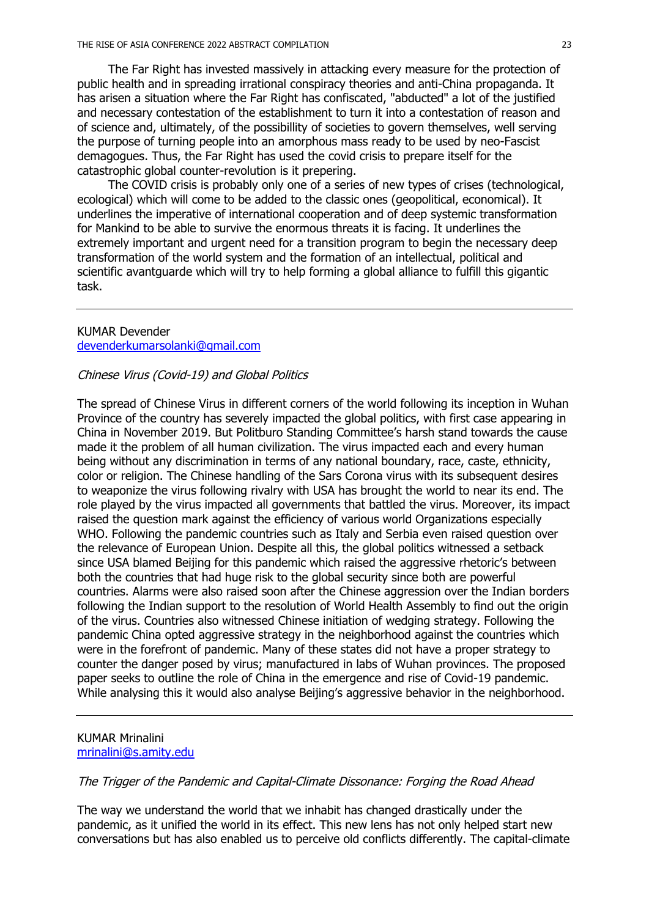The Far Right has invested massively in attacking every measure for the protection of public health and in spreading irrational conspiracy theories and anti-China propaganda. It has arisen a situation where the Far Right has confiscated, "abducted" a lot of the justified and necessary contestation of the establishment to turn it into a contestation of reason and of science and, ultimately, of the possibillity of societies to govern themselves, well serving the purpose of turning people into an amorphous mass ready to be used by neo-Fascist demagogues. Thus, the Far Right has used the covid crisis to prepare itself for the catastrophic global counter-revolution is it prepering.

The COVID crisis is probably only one of a series of new types of crises (technological, ecological) which will come to be added to the classic ones (geopolitical, economical). It underlines the imperative of international cooperation and of deep systemic transformation for Mankind to be able to survive the enormous threats it is facing. It underlines the extremely important and urgent need for a transition program to begin the necessary deep transformation of the world system and the formation of an intellectual, political and scientific avantguarde which will try to help forming a global alliance to fulfill this gigantic task.

---

KUMAR Devender
devenderkumarsolanki@gmail.com

*Chinese Virus (Covid-19) and Global Politics*

The spread of Chinese Virus in different corners of the world following its inception in Wuhan Province of the country has severely impacted the global politics, with first case appearing in China in November 2019. But Politburo Standing Committee's harsh stand towards the cause made it the problem of all human civilization. The virus impacted each and every human being without any discrimination in terms of any national boundary, race, caste, ethnicity, color or religion. The Chinese handling of the Sars Corona virus with its subsequent desires to weaponize the virus following rivalry with USA has brought the world to near its end. The role played by the virus impacted all governments that battled the virus. Moreover, its impact raised the question mark against the efficiency of various world Organizations especially WHO. Following the pandemic countries such as Italy and Serbia even raised question over the relevance of European Union. Despite all this, the global politics witnessed a setback since USA blamed Beijing for this pandemic which raised the aggressive rhetoric's between both the countries that had huge risk to the global security since both are powerful countries. Alarms were also raised soon after the Chinese aggression over the Indian borders following the Indian support to the resolution of World Health Assembly to find out the origin of the virus. Countries also witnessed Chinese initiation of wedging strategy. Following the pandemic China opted aggressive strategy in the neighborhood against the countries which were in the forefront of pandemic. Many of these states did not have a proper strategy to counter the danger posed by virus; manufactured in labs of Wuhan provinces. The proposed paper seeks to outline the role of China in the emergence and rise of Covid-19 pandemic. While analysing this it would also analyse Beijing's aggressive behavior in the neighborhood.

---

KUMAR Mrinalini
mrinalini@s.amity.edu

*The Trigger of the Pandemic and Capital-Climate Dissonance: Forging the Road Ahead*

The way we understand the world that we inhabit has changed drastically under the pandemic, as it unified the world in its effect. This new lens has not only helped start new conversations but has also enabled us to perceive old conflicts differently. The capital-climate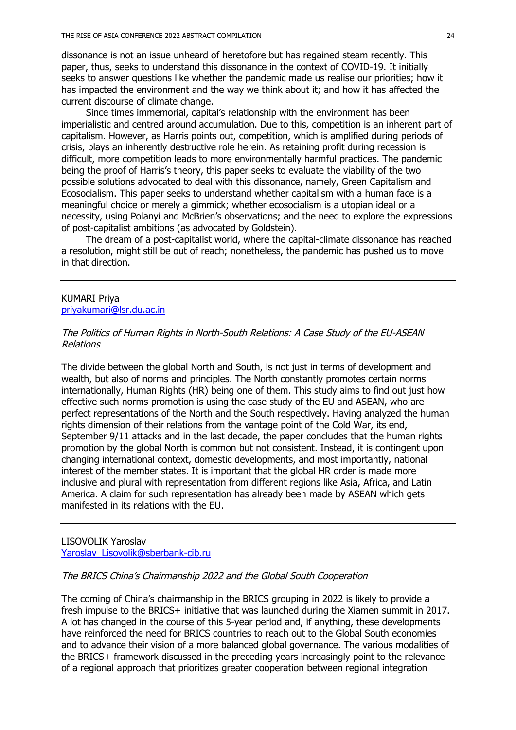dissonance is not an issue unheard of heretofore but has regained steam recently. This paper, thus, seeks to understand this dissonance in the context of COVID-19. It initially seeks to answer questions like whether the pandemic made us realise our priorities; how it has impacted the environment and the way we think about it; and how it has affected the current discourse of climate change.

Since times immemorial, capital's relationship with the environment has been imperialistic and centred around accumulation. Due to this, competition is an inherent part of capitalism. However, as Harris points out, competition, which is amplified during periods of crisis, plays an inherently destructive role herein. As retaining profit during recession is difficult, more competition leads to more environmentally harmful practices. The pandemic being the proof of Harris's theory, this paper seeks to evaluate the viability of the two possible solutions advocated to deal with this dissonance, namely, Green Capitalism and Ecosocialism. This paper seeks to understand whether capitalism with a human face is a meaningful choice or merely a gimmick; whether ecosocialism is a utopian ideal or a necessity, using Polanyi and McBrien's observations; and the need to explore the expressions of post-capitalist ambitions (as advocated by Goldstein).

The dream of a post-capitalist world, where the capital-climate dissonance has reached a resolution, might still be out of reach; nonetheless, the pandemic has pushed us to move in that direction.

---

KUMARI Priya
priyakumari@lsr.du.ac.in

*The Politics of Human Rights in North-South Relations: A Case Study of the EU-ASEAN Relations*

The divide between the global North and South, is not just in terms of development and wealth, but also of norms and principles. The North constantly promotes certain norms internationally, Human Rights (HR) being one of them. This study aims to find out just how effective such norms promotion is using the case study of the EU and ASEAN, who are perfect representations of the North and the South respectively. Having analyzed the human rights dimension of their relations from the vantage point of the Cold War, its end, September 9/11 attacks and in the last decade, the paper concludes that the human rights promotion by the global North is common but not consistent. Instead, it is contingent upon changing international context, domestic developments, and most importantly, national interest of the member states. It is important that the global HR order is made more inclusive and plural with representation from different regions like Asia, Africa, and Latin America. A claim for such representation has already been made by ASEAN which gets manifested in its relations with the EU.

---

LISOVOLIK Yaroslav
Yaroslav_Lisovolik@sberbank-cib.ru

*The BRICS China's Chairmanship 2022 and the Global South Cooperation*

The coming of China's chairmanship in the BRICS grouping in 2022 is likely to provide a fresh impulse to the BRICS+ initiative that was launched during the Xiamen summit in 2017. A lot has changed in the course of this 5-year period and, if anything, these developments have reinforced the need for BRICS countries to reach out to the Global South economies and to advance their vision of a more balanced global governance. The various modalities of the BRICS+ framework discussed in the preceding years increasingly point to the relevance of a regional approach that prioritizes greater cooperation between regional integration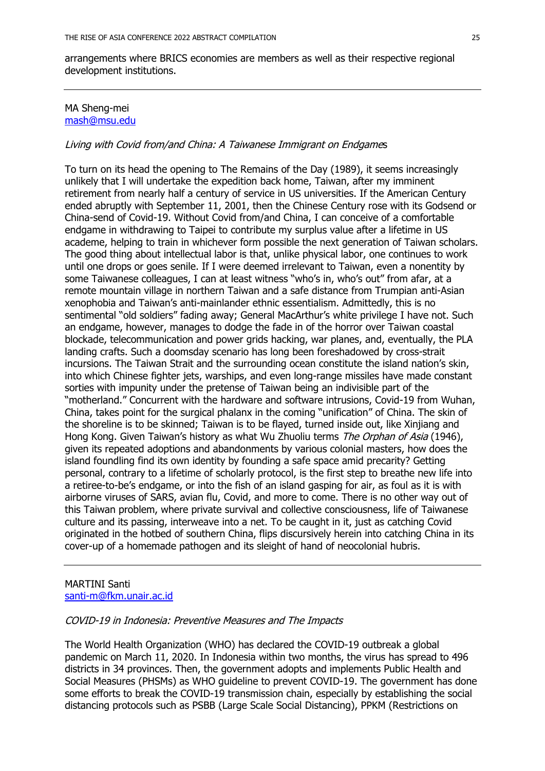arrangements where BRICS economies are members as well as their respective regional development institutions.

---

MA Sheng-mei
mash@msu.edu

*Living with Covid from/and China: A Taiwanese Immigrant on Endgames*

To turn on its head the opening to The Remains of the Day (1989), it seems increasingly unlikely that I will undertake the expedition back home, Taiwan, after my imminent retirement from nearly half a century of service in US universities. If the American Century ended abruptly with September 11, 2001, then the Chinese Century rose with its Godsend or China-send of Covid-19. Without Covid from/and China, I can conceive of a comfortable endgame in withdrawing to Taipei to contribute my surplus value after a lifetime in US academe, helping to train in whichever form possible the next generation of Taiwan scholars. The good thing about intellectual labor is that, unlike physical labor, one continues to work until one drops or goes senile. If I were deemed irrelevant to Taiwan, even a nonentity by some Taiwanese colleagues, I can at least witness "who's in, who's out" from afar, at a remote mountain village in northern Taiwan and a safe distance from Trumpian anti-Asian xenophobia and Taiwan's anti-mainlander ethnic essentialism. Admittedly, this is no sentimental "old soldiers" fading away; General MacArthur's white privilege I have not. Such an endgame, however, manages to dodge the fade in of the horror over Taiwan coastal blockade, telecommunication and power grids hacking, war planes, and, eventually, the PLA landing crafts. Such a doomsday scenario has long been foreshadowed by cross-strait incursions. The Taiwan Strait and the surrounding ocean constitute the island nation's skin, into which Chinese fighter jets, warships, and even long-range missiles have made constant sorties with impunity under the pretense of Taiwan being an indivisible part of the "motherland." Concurrent with the hardware and software intrusions, Covid-19 from Wuhan, China, takes point for the surgical phalanx in the coming "unification" of China. The skin of the shoreline is to be skinned; Taiwan is to be flayed, turned inside out, like Xinjiang and Hong Kong. Given Taiwan's history as what Wu Zhuoliu terms *The Orphan of Asia* (1946), given its repeated adoptions and abandonments by various colonial masters, how does the island foundling find its own identity by founding a safe space amid precarity? Getting personal, contrary to a lifetime of scholarly protocol, is the first step to breathe new life into a retiree-to-be's endgame, or into the fish of an island gasping for air, as foul as it is with airborne viruses of SARS, avian flu, Covid, and more to come. There is no other way out of this Taiwan problem, where private survival and collective consciousness, life of Taiwanese culture and its passing, interweave into a net. To be caught in it, just as catching Covid originated in the hotbed of southern China, flips discursively herein into catching China in its cover-up of a homemade pathogen and its sleight of hand of neocolonial hubris.

---

MARTINI Santi
santi-m@fkm.unair.ac.id

*COVID-19 in Indonesia: Preventive Measures and The Impacts*

The World Health Organization (WHO) has declared the COVID-19 outbreak a global pandemic on March 11, 2020. In Indonesia within two months, the virus has spread to 496 districts in 34 provinces. Then, the government adopts and implements Public Health and Social Measures (PHSMs) as WHO guideline to prevent COVID-19. The government has done some efforts to break the COVID-19 transmission chain, especially by establishing the social distancing protocols such as PSBB (Large Scale Social Distancing), PPKM (Restrictions on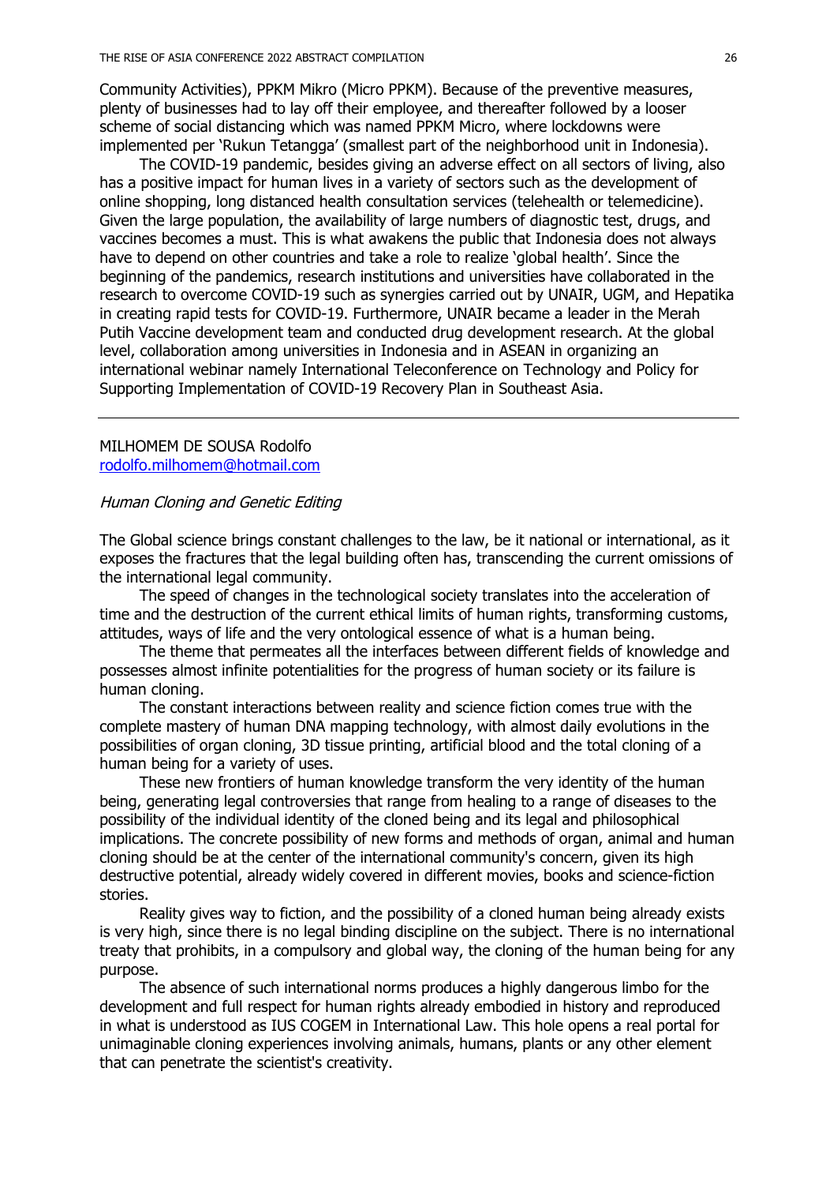Community Activities), PPKM Mikro (Micro PPKM). Because of the preventive measures, plenty of businesses had to lay off their employee, and thereafter followed by a looser scheme of social distancing which was named PPKM Micro, where lockdowns were implemented per 'Rukun Tetangga' (smallest part of the neighborhood unit in Indonesia).

The COVID-19 pandemic, besides giving an adverse effect on all sectors of living, also has a positive impact for human lives in a variety of sectors such as the development of online shopping, long distanced health consultation services (telehealth or telemedicine). Given the large population, the availability of large numbers of diagnostic test, drugs, and vaccines becomes a must. This is what awakens the public that Indonesia does not always have to depend on other countries and take a role to realize 'global health'. Since the beginning of the pandemics, research institutions and universities have collaborated in the research to overcome COVID-19 such as synergies carried out by UNAIR, UGM, and Hepatika in creating rapid tests for COVID-19. Furthermore, UNAIR became a leader in the Merah Putih Vaccine development team and conducted drug development research. At the global level, collaboration among universities in Indonesia and in ASEAN in organizing an international webinar namely International Teleconference on Technology and Policy for Supporting Implementation of COVID-19 Recovery Plan in Southeast Asia.

---

MILHOMEM DE SOUSA Rodolfo
rodolfo.milhomem@hotmail.com

*Human Cloning and Genetic Editing*

The Global science brings constant challenges to the law, be it national or international, as it exposes the fractures that the legal building often has, transcending the current omissions of the international legal community.

The speed of changes in the technological society translates into the acceleration of time and the destruction of the current ethical limits of human rights, transforming customs, attitudes, ways of life and the very ontological essence of what is a human being.

The theme that permeates all the interfaces between different fields of knowledge and possesses almost infinite potentialities for the progress of human society or its failure is human cloning.

The constant interactions between reality and science fiction comes true with the complete mastery of human DNA mapping technology, with almost daily evolutions in the possibilities of organ cloning, 3D tissue printing, artificial blood and the total cloning of a human being for a variety of uses.

These new frontiers of human knowledge transform the very identity of the human being, generating legal controversies that range from healing to a range of diseases to the possibility of the individual identity of the cloned being and its legal and philosophical implications. The concrete possibility of new forms and methods of organ, animal and human cloning should be at the center of the international community's concern, given its high destructive potential, already widely covered in different movies, books and science-fiction stories.

Reality gives way to fiction, and the possibility of a cloned human being already exists is very high, since there is no legal binding discipline on the subject. There is no international treaty that prohibits, in a compulsory and global way, the cloning of the human being for any purpose.

The absence of such international norms produces a highly dangerous limbo for the development and full respect for human rights already embodied in history and reproduced in what is understood as IUS COGEM in International Law. This hole opens a real portal for unimaginable cloning experiences involving animals, humans, plants or any other element that can penetrate the scientist's creativity.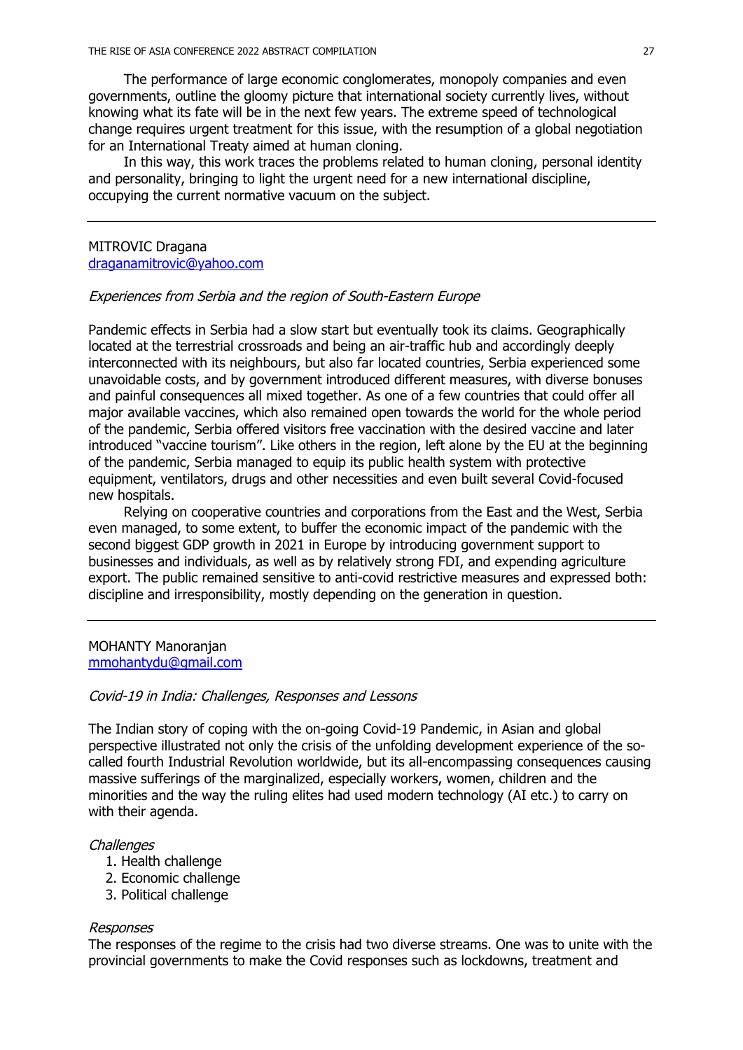The performance of large economic conglomerates, monopoly companies and even governments, outline the gloomy picture that international society currently lives, without knowing what its fate will be in the next few years. The extreme speed of technological change requires urgent treatment for this issue, with the resumption of a global negotiation for an International Treaty aimed at human cloning.

In this way, this work traces the problems related to human cloning, personal identity and personality, bringing to light the urgent need for a new international discipline, occupying the current normative vacuum on the subject.

---

MITROVIC Dragana
[draganamitrovic@yahoo.com](mailto:draganamitrovic@yahoo.com)

*Experiences from Serbia and the region of South-Eastern Europe*

Pandemic effects in Serbia had a slow start but eventually took its claims. Geographically located at the terrestrial crossroads and being an air-traffic hub and accordingly deeply interconnected with its neighbours, but also far located countries, Serbia experienced some unavoidable costs, and by government introduced different measures, with diverse bonuses and painful consequences all mixed together. As one of a few countries that could offer all major available vaccines, which also remained open towards the world for the whole period of the pandemic, Serbia offered visitors free vaccination with the desired vaccine and later introduced "vaccine tourism". Like others in the region, left alone by the EU at the beginning of the pandemic, Serbia managed to equip its public health system with protective equipment, ventilators, drugs and other necessities and even built several Covid-focused new hospitals.

Relying on cooperative countries and corporations from the East and the West, Serbia even managed, to some extent, to buffer the economic impact of the pandemic with the second biggest GDP growth in 2021 in Europe by introducing government support to businesses and individuals, as well as by relatively strong FDI, and expending agriculture export. The public remained sensitive to anti-covid restrictive measures and expressed both: discipline and irresponsibility, mostly depending on the generation in question.

---

MOHANTY Manoranjan
[mmohantydu@gmail.com](mailto:mmohantydu@gmail.com)

*Covid-19 in India: Challenges, Responses and Lessons*

The Indian story of coping with the on-going Covid-19 Pandemic, in Asian and global perspective illustrated not only the crisis of the unfolding development experience of the so-called fourth Industrial Revolution worldwide, but its all-encompassing consequences causing massive sufferings of the marginalized, especially workers, women, children and the minorities and the way the ruling elites had used modern technology (AI etc.) to carry on with their agenda.

*Challenges*

1. Health challenge
2. Economic challenge
3. Political challenge

*Responses*

The responses of the regime to the crisis had two diverse streams. One was to unite with the provincial governments to make the Covid responses such as lockdowns, treatment and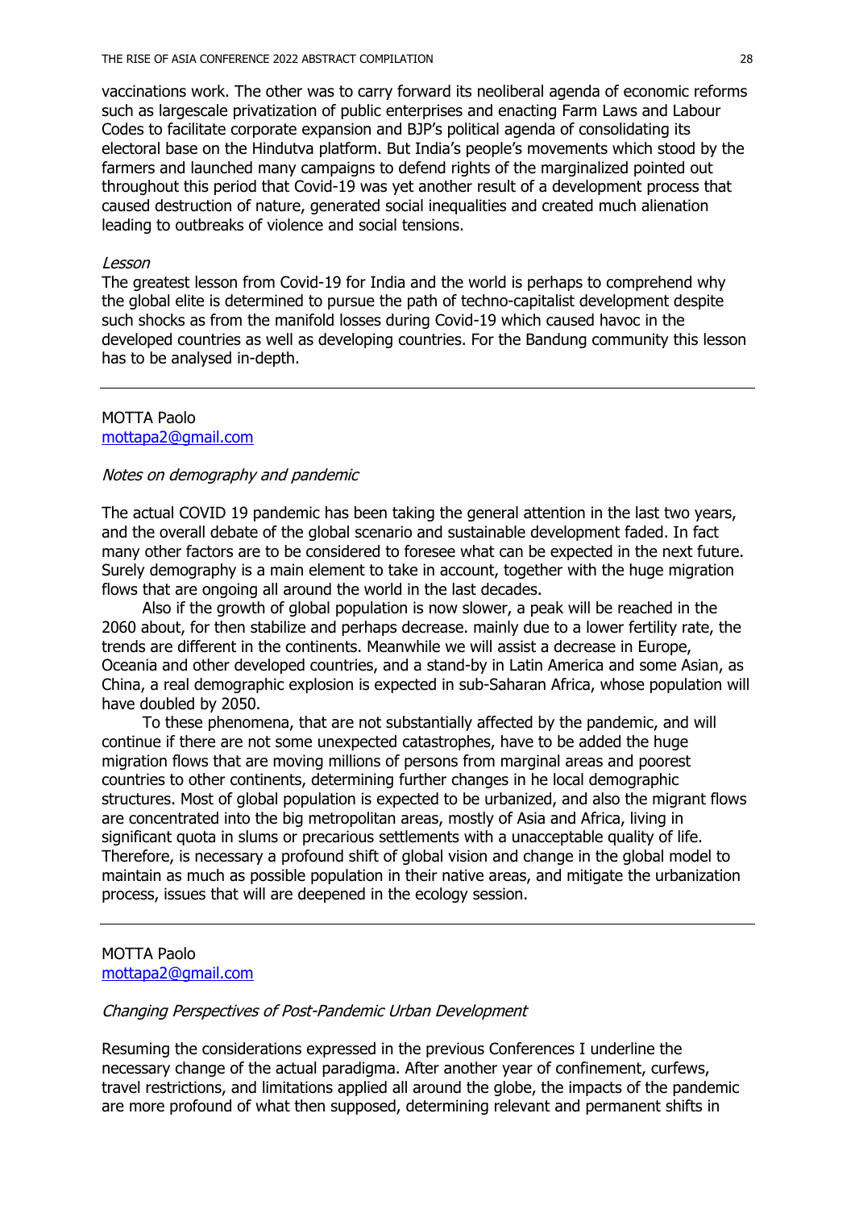vaccinations work. The other was to carry forward its neoliberal agenda of economic reforms such as largescale privatization of public enterprises and enacting Farm Laws and Labour Codes to facilitate corporate expansion and BJP's political agenda of consolidating its electoral base on the Hindutva platform. But India's people's movements which stood by the farmers and launched many campaigns to defend rights of the marginalized pointed out throughout this period that Covid-19 was yet another result of a development process that caused destruction of nature, generated social inequalities and created much alienation leading to outbreaks of violence and social tensions.

*Lesson*

The greatest lesson from Covid-19 for India and the world is perhaps to comprehend why the global elite is determined to pursue the path of techno-capitalist development despite such shocks as from the manifold losses during Covid-19 which caused havoc in the developed countries as well as developing countries. For the Bandung community this lesson has to be analysed in-depth.

---

MOTTA Paolo
mottapa2@gmail.com

*Notes on demography and pandemic*

The actual COVID 19 pandemic has been taking the general attention in the last two years, and the overall debate of the global scenario and sustainable development faded. In fact many other factors are to be considered to foresee what can be expected in the next future. Surely demography is a main element to take in account, together with the huge migration flows that are ongoing all around the world in the last decades.

Also if the growth of global population is now slower, a peak will be reached in the 2060 about, for then stabilize and perhaps decrease. mainly due to a lower fertility rate, the trends are different in the continents. Meanwhile we will assist a decrease in Europe, Oceania and other developed countries, and a stand-by in Latin America and some Asian, as China, a real demographic explosion is expected in sub-Saharan Africa, whose population will have doubled by 2050.

To these phenomena, that are not substantially affected by the pandemic, and will continue if there are not some unexpected catastrophes, have to be added the huge migration flows that are moving millions of persons from marginal areas and poorest countries to other continents, determining further changes in he local demographic structures. Most of global population is expected to be urbanized, and also the migrant flows are concentrated into the big metropolitan areas, mostly of Asia and Africa, living in significant quota in slums or precarious settlements with a unacceptable quality of life. Therefore, is necessary a profound shift of global vision and change in the global model to maintain as much as possible population in their native areas, and mitigate the urbanization process, issues that will are deepened in the ecology session.

---

MOTTA Paolo
mottapa2@gmail.com

*Changing Perspectives of Post-Pandemic Urban Development*

Resuming the considerations expressed in the previous Conferences I underline the necessary change of the actual paradigma. After another year of confinement, curfews, travel restrictions, and limitations applied all around the globe, the impacts of the pandemic are more profound of what then supposed, determining relevant and permanent shifts in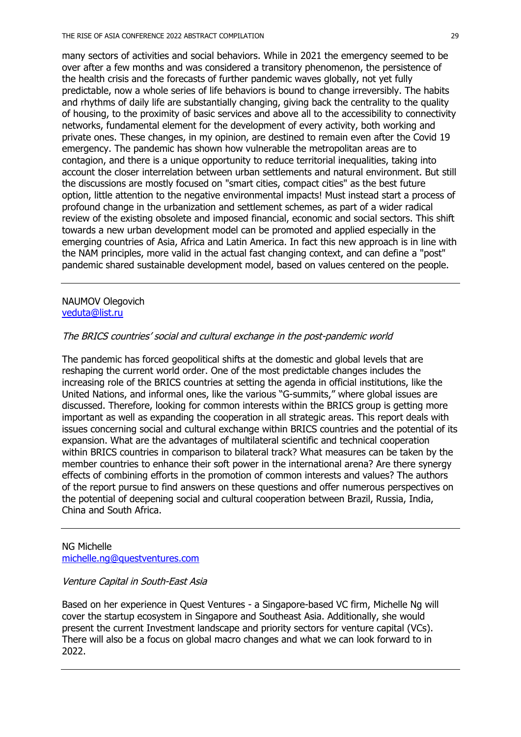many sectors of activities and social behaviors. While in 2021 the emergency seemed to be over after a few months and was considered a transitory phenomenon, the persistence of the health crisis and the forecasts of further pandemic waves globally, not yet fully predictable, now a whole series of life behaviors is bound to change irreversibly. The habits and rhythms of daily life are substantially changing, giving back the centrality to the quality of housing, to the proximity of basic services and above all to the accessibility to connectivity networks, fundamental element for the development of every activity, both working and private ones. These changes, in my opinion, are destined to remain even after the Covid 19 emergency. The pandemic has shown how vulnerable the metropolitan areas are to contagion, and there is a unique opportunity to reduce territorial inequalities, taking into account the closer interrelation between urban settlements and natural environment. But still the discussions are mostly focused on "smart cities, compact cities" as the best future option, little attention to the negative environmental impacts! Must instead start a process of profound change in the urbanization and settlement schemes, as part of a wider radical review of the existing obsolete and imposed financial, economic and social sectors. This shift towards a new urban development model can be promoted and applied especially in the emerging countries of Asia, Africa and Latin America. In fact this new approach is in line with the NAM principles, more valid in the actual fast changing context, and can define a "post" pandemic shared sustainable development model, based on values centered on the people.

---

NAUMOV Olegovich
veduta@list.ru

*The BRICS countries' social and cultural exchange in the post-pandemic world*

The pandemic has forced geopolitical shifts at the domestic and global levels that are reshaping the current world order. One of the most predictable changes includes the increasing role of the BRICS countries at setting the agenda in official institutions, like the United Nations, and informal ones, like the various "G-summits," where global issues are discussed. Therefore, looking for common interests within the BRICS group is getting more important as well as expanding the cooperation in all strategic areas. This report deals with issues concerning social and cultural exchange within BRICS countries and the potential of its expansion. What are the advantages of multilateral scientific and technical cooperation within BRICS countries in comparison to bilateral track? What measures can be taken by the member countries to enhance their soft power in the international arena? Are there synergy effects of combining efforts in the promotion of common interests and values? The authors of the report pursue to find answers on these questions and offer numerous perspectives on the potential of deepening social and cultural cooperation between Brazil, Russia, India, China and South Africa.

---

NG Michelle
michelle.ng@questventures.com

*Venture Capital in South-East Asia*

Based on her experience in Quest Ventures - a Singapore-based VC firm, Michelle Ng will cover the startup ecosystem in Singapore and Southeast Asia. Additionally, she would present the current Investment landscape and priority sectors for venture capital (VCs). There will also be a focus on global macro changes and what we can look forward to in 2022.

---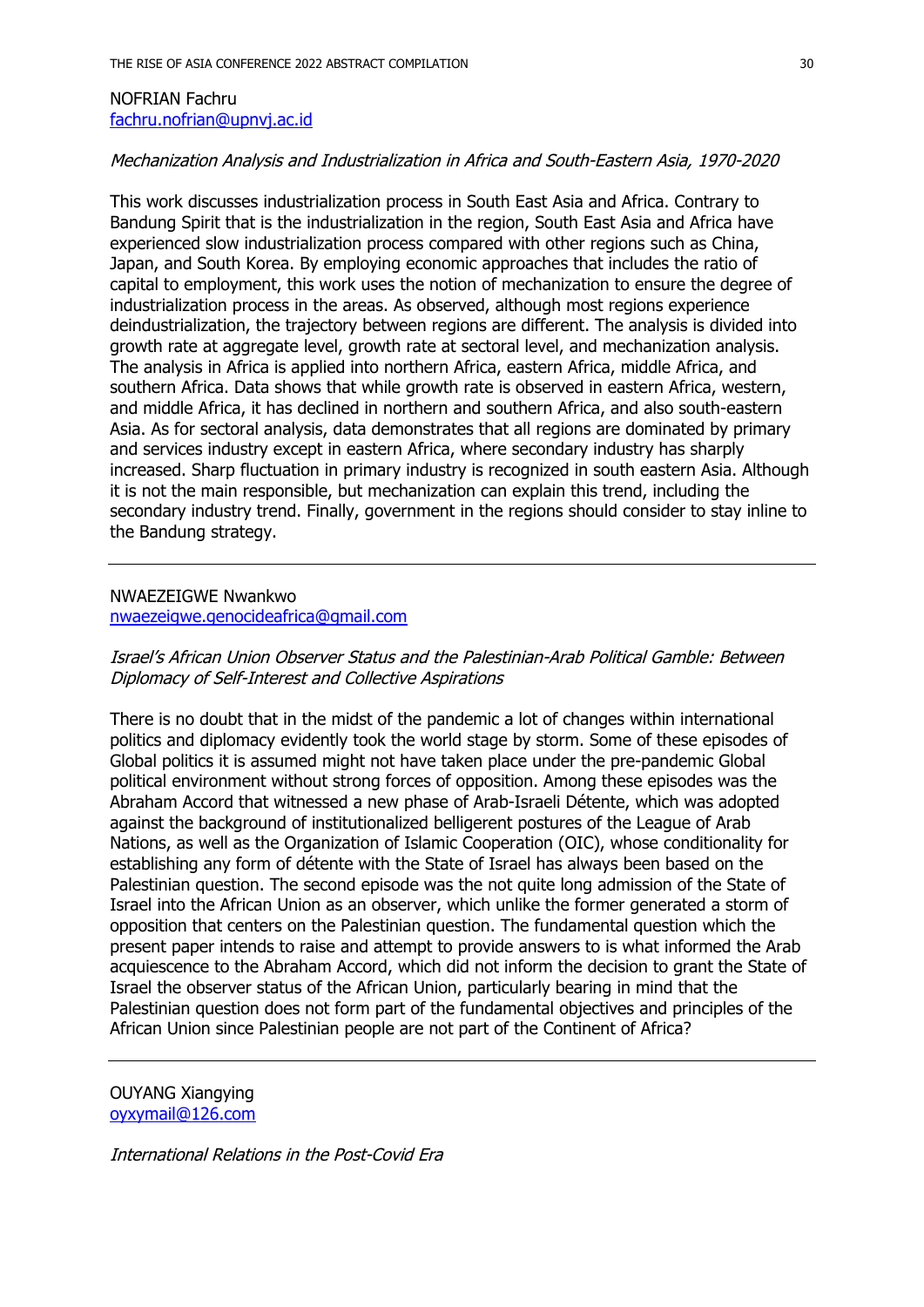NOFRIAN Fachru
fachru.nofrian@upnvj.ac.id

*Mechanization Analysis and Industrialization in Africa and South-Eastern Asia, 1970-2020*

This work discusses industrialization process in South East Asia and Africa. Contrary to Bandung Spirit that is the industrialization in the region, South East Asia and Africa have experienced slow industrialization process compared with other regions such as China, Japan, and South Korea. By employing economic approaches that includes the ratio of capital to employment, this work uses the notion of mechanization to ensure the degree of industrialization process in the areas. As observed, although most regions experience deindustrialization, the trajectory between regions are different. The analysis is divided into growth rate at aggregate level, growth rate at sectoral level, and mechanization analysis. The analysis in Africa is applied into northern Africa, eastern Africa, middle Africa, and southern Africa. Data shows that while growth rate is observed in eastern Africa, western, and middle Africa, it has declined in northern and southern Africa, and also south-eastern Asia. As for sectoral analysis, data demonstrates that all regions are dominated by primary and services industry except in eastern Africa, where secondary industry has sharply increased. Sharp fluctuation in primary industry is recognized in south eastern Asia. Although it is not the main responsible, but mechanization can explain this trend, including the secondary industry trend. Finally, government in the regions should consider to stay inline to the Bandung strategy.

---

NWAEZEIGWE Nwankwo
nwaezeigwe.genocideafrica@gmail.com

*Israel's African Union Observer Status and the Palestinian-Arab Political Gamble: Between Diplomacy of Self-Interest and Collective Aspirations*

There is no doubt that in the midst of the pandemic a lot of changes within international politics and diplomacy evidently took the world stage by storm. Some of these episodes of Global politics it is assumed might not have taken place under the pre-pandemic Global political environment without strong forces of opposition. Among these episodes was the Abraham Accord that witnessed a new phase of Arab-Israeli Détente, which was adopted against the background of institutionalized belligerent postures of the League of Arab Nations, as well as the Organization of Islamic Cooperation (OIC), whose conditionality for establishing any form of détente with the State of Israel has always been based on the Palestinian question. The second episode was the not quite long admission of the State of Israel into the African Union as an observer, which unlike the former generated a storm of opposition that centers on the Palestinian question. The fundamental question which the present paper intends to raise and attempt to provide answers to is what informed the Arab acquiescence to the Abraham Accord, which did not inform the decision to grant the State of Israel the observer status of the African Union, particularly bearing in mind that the Palestinian question does not form part of the fundamental objectives and principles of the African Union since Palestinian people are not part of the Continent of Africa?

---

OUYANG Xiangying
oyxymail@126.com

*International Relations in the Post-Covid Era*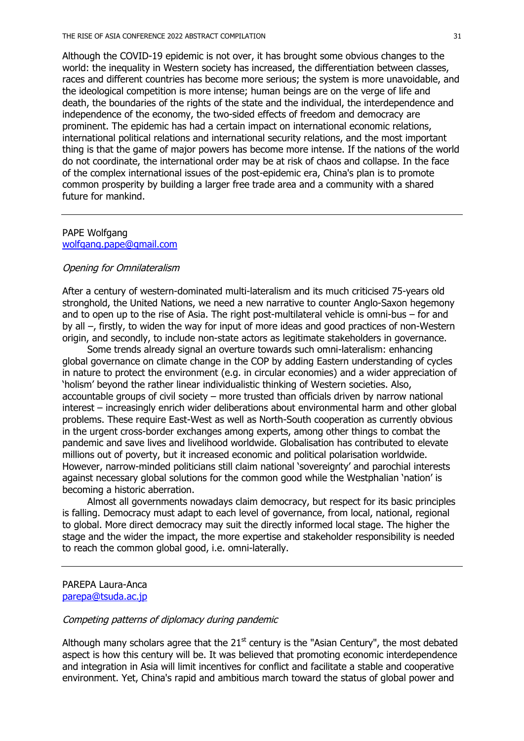Although the COVID-19 epidemic is not over, it has brought some obvious changes to the world: the inequality in Western society has increased, the differentiation between classes, races and different countries has become more serious; the system is more unavoidable, and the ideological competition is more intense; human beings are on the verge of life and death, the boundaries of the rights of the state and the individual, the interdependence and independence of the economy, the two-sided effects of freedom and democracy are prominent. The epidemic has had a certain impact on international economic relations, international political relations and international security relations, and the most important thing is that the game of major powers has become more intense. If the nations of the world do not coordinate, the international order may be at risk of chaos and collapse. In the face of the complex international issues of the post-epidemic era, China's plan is to promote common prosperity by building a larger free trade area and a community with a shared future for mankind.

---

PAPE Wolfgang
wolfgang.pape@gmail.com

*Opening for Omnilateralism*

After a century of western-dominated multi-lateralism and its much criticised 75-years old stronghold, the United Nations, we need a new narrative to counter Anglo-Saxon hegemony and to open up to the rise of Asia. The right post-multilateral vehicle is omni-bus – for and by all –, firstly, to widen the way for input of more ideas and good practices of non-Western origin, and secondly, to include non-state actors as legitimate stakeholders in governance.

Some trends already signal an overture towards such omni-lateralism: enhancing global governance on climate change in the COP by adding Eastern understanding of cycles in nature to protect the environment (e.g. in circular economies) and a wider appreciation of 'holism' beyond the rather linear individualistic thinking of Western societies. Also, accountable groups of civil society – more trusted than officials driven by narrow national interest – increasingly enrich wider deliberations about environmental harm and other global problems. These require East-West as well as North-South cooperation as currently obvious in the urgent cross-border exchanges among experts, among other things to combat the pandemic and save lives and livelihood worldwide. Globalisation has contributed to elevate millions out of poverty, but it increased economic and political polarisation worldwide. However, narrow-minded politicians still claim national 'sovereignty' and parochial interests against necessary global solutions for the common good while the Westphalian 'nation' is becoming a historic aberration.

Almost all governments nowadays claim democracy, but respect for its basic principles is falling. Democracy must adapt to each level of governance, from local, national, regional to global. More direct democracy may suit the directly informed local stage. The higher the stage and the wider the impact, the more expertise and stakeholder responsibility is needed to reach the common global good, i.e. omni-laterally.

---

PAREPA Laura-Anca
parepa@tsuda.ac.jp

*Competing patterns of diplomacy during pandemic*

Although many scholars agree that the 21st century is the "Asian Century", the most debated aspect is how this century will be. It was believed that promoting economic interdependence and integration in Asia will limit incentives for conflict and facilitate a stable and cooperative environment. Yet, China's rapid and ambitious march toward the status of global power and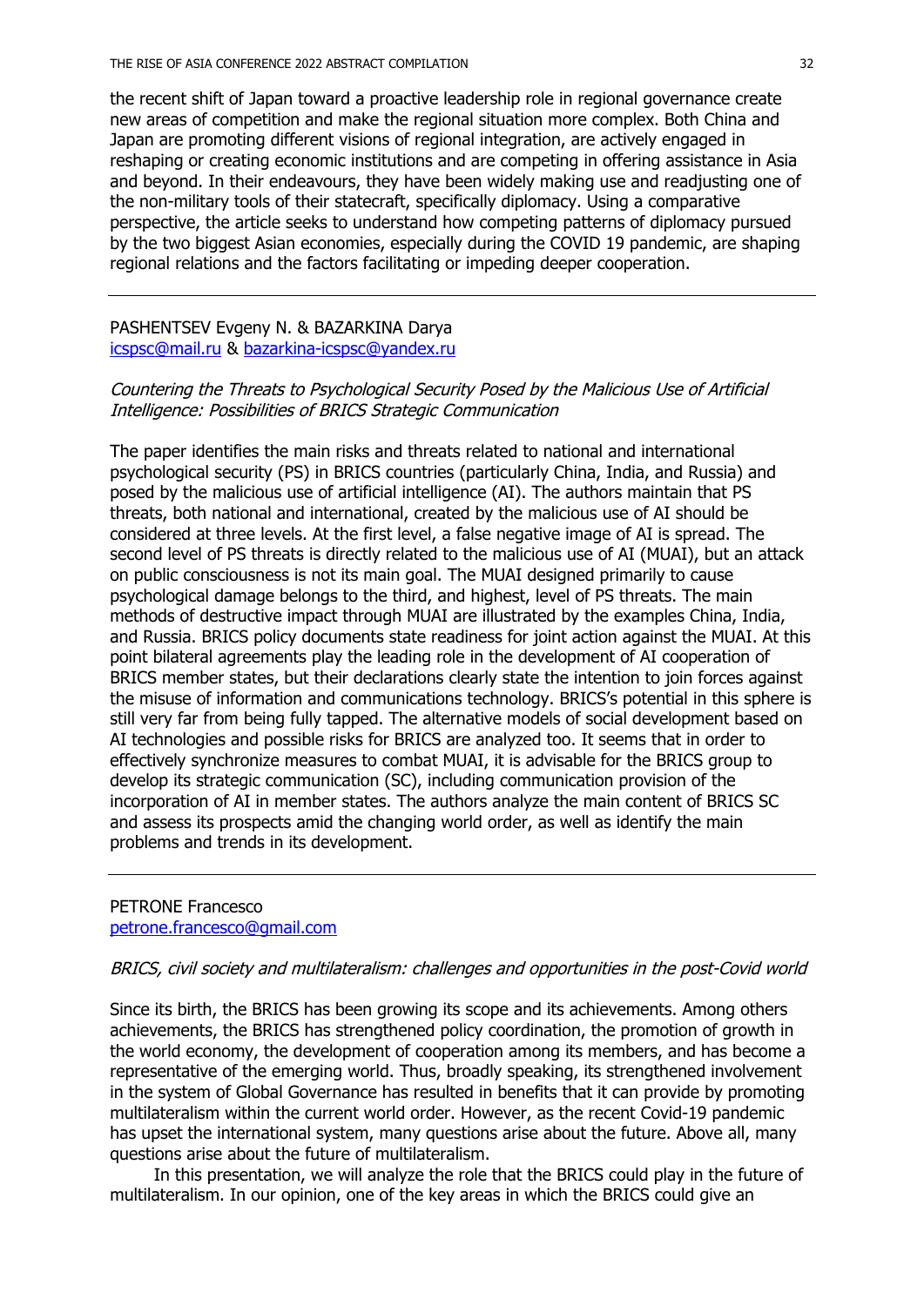the recent shift of Japan toward a proactive leadership role in regional governance create new areas of competition and make the regional situation more complex. Both China and Japan are promoting different visions of regional integration, are actively engaged in reshaping or creating economic institutions and are competing in offering assistance in Asia and beyond. In their endeavours, they have been widely making use and readjusting one of the non-military tools of their statecraft, specifically diplomacy. Using a comparative perspective, the article seeks to understand how competing patterns of diplomacy pursued by the two biggest Asian economies, especially during the COVID 19 pandemic, are shaping regional relations and the factors facilitating or impeding deeper cooperation.

---

PASHENTSEV Evgeny N. & BAZARKINA Darya
icspsc@mail.ru & bazarkina-icspsc@yandex.ru

*Countering the Threats to Psychological Security Posed by the Malicious Use of Artificial Intelligence: Possibilities of BRICS Strategic Communication*

The paper identifies the main risks and threats related to national and international psychological security (PS) in BRICS countries (particularly China, India, and Russia) and posed by the malicious use of artificial intelligence (AI). The authors maintain that PS threats, both national and international, created by the malicious use of AI should be considered at three levels. At the first level, a false negative image of AI is spread. The second level of PS threats is directly related to the malicious use of AI (MUAI), but an attack on public consciousness is not its main goal. The MUAI designed primarily to cause psychological damage belongs to the third, and highest, level of PS threats. The main methods of destructive impact through MUAI are illustrated by the examples China, India, and Russia. BRICS policy documents state readiness for joint action against the MUAI. At this point bilateral agreements play the leading role in the development of AI cooperation of BRICS member states, but their declarations clearly state the intention to join forces against the misuse of information and communications technology. BRICS's potential in this sphere is still very far from being fully tapped. The alternative models of social development based on AI technologies and possible risks for BRICS are analyzed too. It seems that in order to effectively synchronize measures to combat MUAI, it is advisable for the BRICS group to develop its strategic communication (SC), including communication provision of the incorporation of AI in member states. The authors analyze the main content of BRICS SC and assess its prospects amid the changing world order, as well as identify the main problems and trends in its development.

---

PETRONE Francesco
petrone.francesco@gmail.com

*BRICS, civil society and multilateralism: challenges and opportunities in the post-Covid world*

Since its birth, the BRICS has been growing its scope and its achievements. Among others achievements, the BRICS has strengthened policy coordination, the promotion of growth in the world economy, the development of cooperation among its members, and has become a representative of the emerging world. Thus, broadly speaking, its strengthened involvement in the system of Global Governance has resulted in benefits that it can provide by promoting multilateralism within the current world order. However, as the recent Covid-19 pandemic has upset the international system, many questions arise about the future. Above all, many questions arise about the future of multilateralism.

In this presentation, we will analyze the role that the BRICS could play in the future of multilateralism. In our opinion, one of the key areas in which the BRICS could give an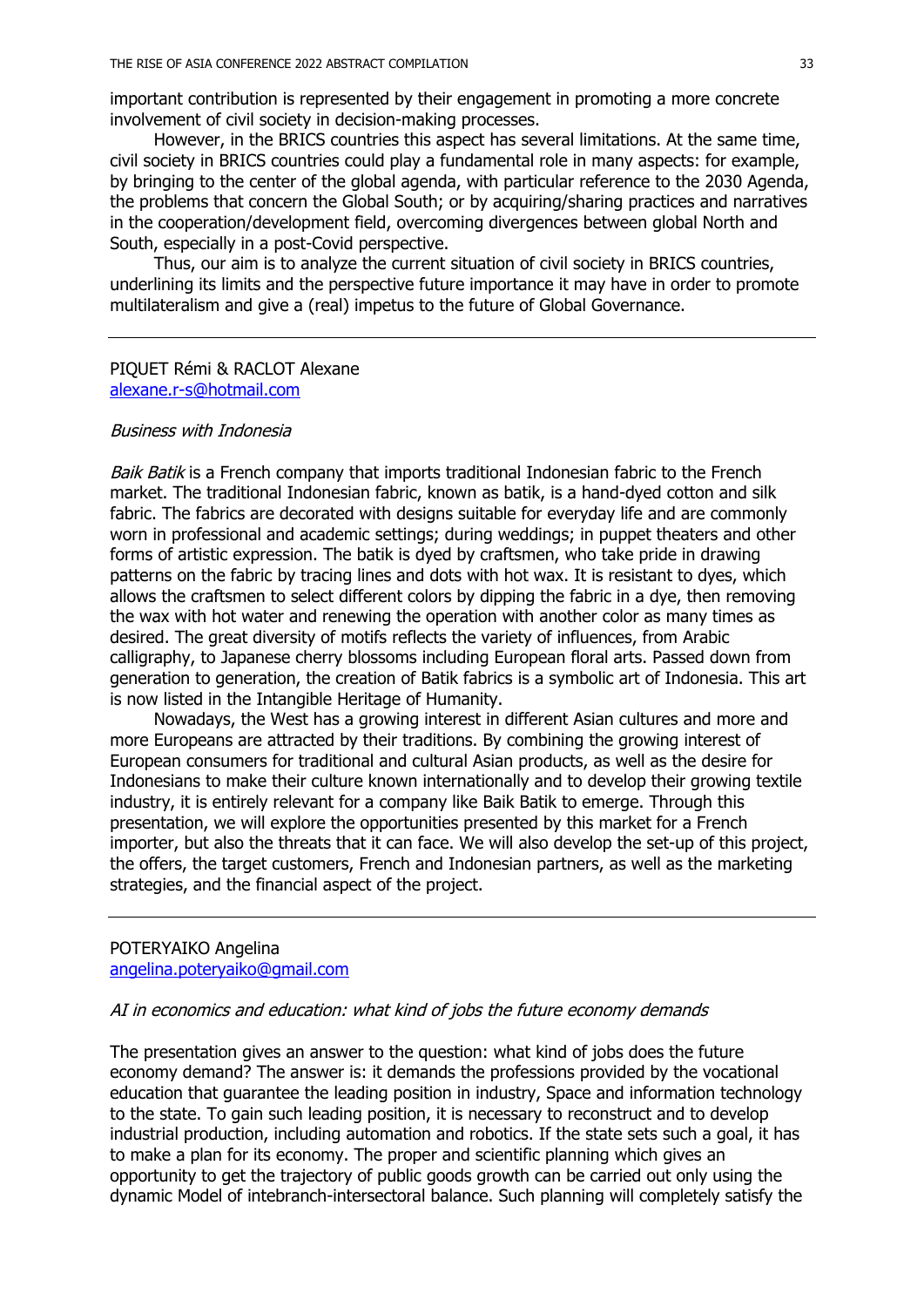important contribution is represented by their engagement in promoting a more concrete involvement of civil society in decision-making processes.

However, in the BRICS countries this aspect has several limitations. At the same time, civil society in BRICS countries could play a fundamental role in many aspects: for example, by bringing to the center of the global agenda, with particular reference to the 2030 Agenda, the problems that concern the Global South; or by acquiring/sharing practices and narratives in the cooperation/development field, overcoming divergences between global North and South, especially in a post-Covid perspective.

Thus, our aim is to analyze the current situation of civil society in BRICS countries, underlining its limits and the perspective future importance it may have in order to promote multilateralism and give a (real) impetus to the future of Global Governance.

---

PIQUET Rémi & RACLOT Alexane
alexane.r-s@hotmail.com

*Business with Indonesia*

*Baik Batik* is a French company that imports traditional Indonesian fabric to the French market. The traditional Indonesian fabric, known as batik, is a hand-dyed cotton and silk fabric. The fabrics are decorated with designs suitable for everyday life and are commonly worn in professional and academic settings; during weddings; in puppet theaters and other forms of artistic expression. The batik is dyed by craftsmen, who take pride in drawing patterns on the fabric by tracing lines and dots with hot wax. It is resistant to dyes, which allows the craftsmen to select different colors by dipping the fabric in a dye, then removing the wax with hot water and renewing the operation with another color as many times as desired. The great diversity of motifs reflects the variety of influences, from Arabic calligraphy, to Japanese cherry blossoms including European floral arts. Passed down from generation to generation, the creation of Batik fabrics is a symbolic art of Indonesia. This art is now listed in the Intangible Heritage of Humanity.

Nowadays, the West has a growing interest in different Asian cultures and more and more Europeans are attracted by their traditions. By combining the growing interest of European consumers for traditional and cultural Asian products, as well as the desire for Indonesians to make their culture known internationally and to develop their growing textile industry, it is entirely relevant for a company like Baik Batik to emerge. Through this presentation, we will explore the opportunities presented by this market for a French importer, but also the threats that it can face. We will also develop the set-up of this project, the offers, the target customers, French and Indonesian partners, as well as the marketing strategies, and the financial aspect of the project.

---

POTERYAIKO Angelina
angelina.poteryaiko@gmail.com

*AI in economics and education: what kind of jobs the future economy demands*

The presentation gives an answer to the question: what kind of jobs does the future economy demand? The answer is: it demands the professions provided by the vocational education that guarantee the leading position in industry, Space and information technology to the state. To gain such leading position, it is necessary to reconstruct and to develop industrial production, including automation and robotics. If the state sets such a goal, it has to make a plan for its economy. The proper and scientific planning which gives an opportunity to get the trajectory of public goods growth can be carried out only using the dynamic Model of intebranch-intersectoral balance. Such planning will completely satisfy the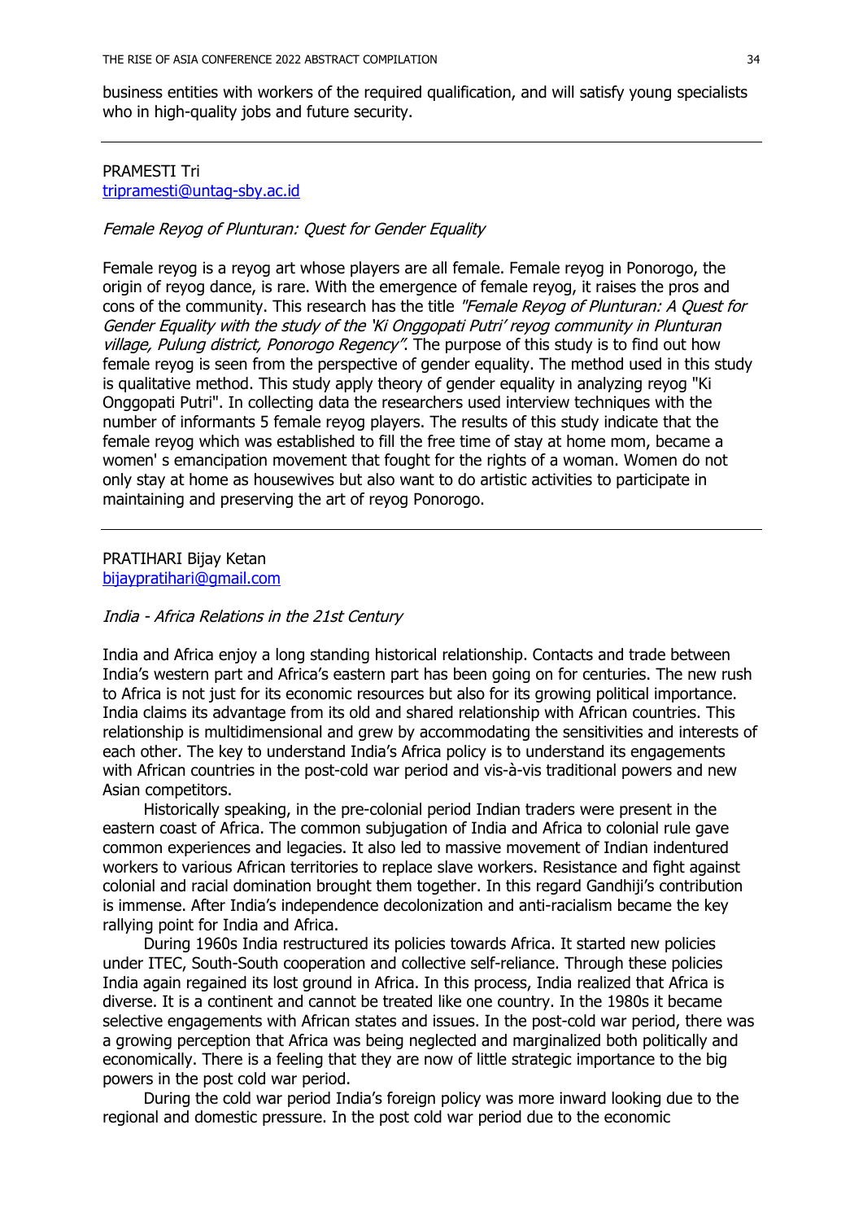business entities with workers of the required qualification, and will satisfy young specialists who in high-quality jobs and future security.

---

PRAMESTI Tri
[tripramesti@untag-sby.ac.id](mailto:tripramesti@untag-sby.ac.id)

*Female Reyog of Plunturan: Quest for Gender Equality*

Female reyog is a reyog art whose players are all female. Female reyog in Ponorogo, the origin of reyog dance, is rare. With the emergence of female reyog, it raises the pros and cons of the community. This research has the title *"Female Reyog of Plunturan: A Quest for Gender Equality with the study of the 'Ki Onggopati Putri' reyog community in Plunturan village, Pulung district, Ponorogo Regency"*. The purpose of this study is to find out how female reyog is seen from the perspective of gender equality. The method used in this study is qualitative method. This study apply theory of gender equality in analyzing reyog "Ki Onggopati Putri". In collecting data the researchers used interview techniques with the number of informants 5 female reyog players. The results of this study indicate that the female reyog which was established to fill the free time of stay at home mom, became a women' s emancipation movement that fought for the rights of a woman. Women do not only stay at home as housewives but also want to do artistic activities to participate in maintaining and preserving the art of reyog Ponorogo.

---

PRATIHARI Bijay Ketan
[bijaypratihari@gmail.com](mailto:bijaypratihari@gmail.com)

*India - Africa Relations in the 21st Century*

India and Africa enjoy a long standing historical relationship. Contacts and trade between India's western part and Africa's eastern part has been going on for centuries. The new rush to Africa is not just for its economic resources but also for its growing political importance. India claims its advantage from its old and shared relationship with African countries. This relationship is multidimensional and grew by accommodating the sensitivities and interests of each other. The key to understand India's Africa policy is to understand its engagements with African countries in the post-cold war period and vis-à-vis traditional powers and new Asian competitors.

Historically speaking, in the pre-colonial period Indian traders were present in the eastern coast of Africa. The common subjugation of India and Africa to colonial rule gave common experiences and legacies. It also led to massive movement of Indian indentured workers to various African territories to replace slave workers. Resistance and fight against colonial and racial domination brought them together. In this regard Gandhiji's contribution is immense. After India's independence decolonization and anti-racialism became the key rallying point for India and Africa.

During 1960s India restructured its policies towards Africa. It started new policies under ITEC, South-South cooperation and collective self-reliance. Through these policies India again regained its lost ground in Africa. In this process, India realized that Africa is diverse. It is a continent and cannot be treated like one country. In the 1980s it became selective engagements with African states and issues. In the post-cold war period, there was a growing perception that Africa was being neglected and marginalized both politically and economically. There is a feeling that they are now of little strategic importance to the big powers in the post cold war period.

During the cold war period India's foreign policy was more inward looking due to the regional and domestic pressure. In the post cold war period due to the economic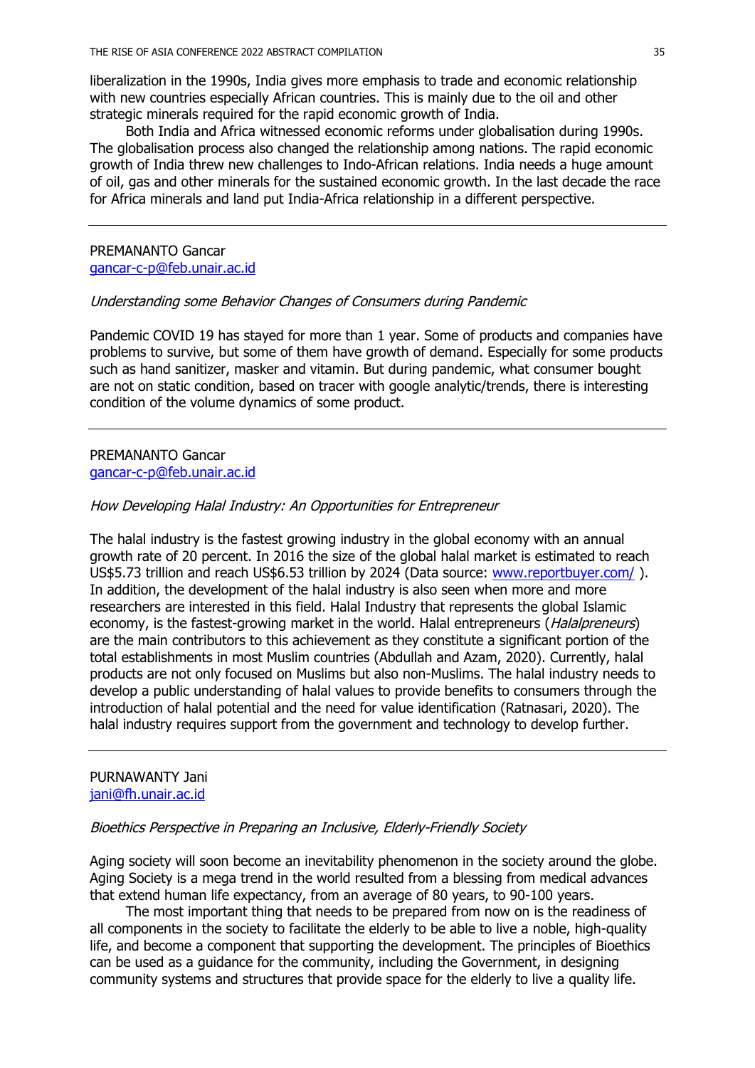liberalization in the 1990s, India gives more emphasis to trade and economic relationship with new countries especially African countries. This is mainly due to the oil and other strategic minerals required for the rapid economic growth of India.

Both India and Africa witnessed economic reforms under globalisation during 1990s. The globalisation process also changed the relationship among nations. The rapid economic growth of India threw new challenges to Indo-African relations. India needs a huge amount of oil, gas and other minerals for the sustained economic growth. In the last decade the race for Africa minerals and land put India-Africa relationship in a different perspective.

---

PREMANANTO Gancar
gancar-c-p@feb.unair.ac.id

*Understanding some Behavior Changes of Consumers during Pandemic*

Pandemic COVID 19 has stayed for more than 1 year. Some of products and companies have problems to survive, but some of them have growth of demand. Especially for some products such as hand sanitizer, masker and vitamin. But during pandemic, what consumer bought are not on static condition, based on tracer with google analytic/trends, there is interesting condition of the volume dynamics of some product.

---

PREMANANTO Gancar
gancar-c-p@feb.unair.ac.id

*How Developing Halal Industry: An Opportunities for Entrepreneur*

The halal industry is the fastest growing industry in the global economy with an annual growth rate of 20 percent. In 2016 the size of the global halal market is estimated to reach US$5.73 trillion and reach US$6.53 trillion by 2024 (Data source: www.reportbuyer.com/ ). In addition, the development of the halal industry is also seen when more and more researchers are interested in this field. Halal Industry that represents the global Islamic economy, is the fastest-growing market in the world. Halal entrepreneurs (*Halalpreneurs*) are the main contributors to this achievement as they constitute a significant portion of the total establishments in most Muslim countries (Abdullah and Azam, 2020). Currently, halal products are not only focused on Muslims but also non-Muslims. The halal industry needs to develop a public understanding of halal values to provide benefits to consumers through the introduction of halal potential and the need for value identification (Ratnasari, 2020). The halal industry requires support from the government and technology to develop further.

---

PURNAWANTY Jani
jani@fh.unair.ac.id

*Bioethics Perspective in Preparing an Inclusive, Elderly-Friendly Society*

Aging society will soon become an inevitability phenomenon in the society around the globe. Aging Society is a mega trend in the world resulted from a blessing from medical advances that extend human life expectancy, from an average of 80 years, to 90-100 years.

The most important thing that needs to be prepared from now on is the readiness of all components in the society to facilitate the elderly to be able to live a noble, high-quality life, and become a component that supporting the development. The principles of Bioethics can be used as a guidance for the community, including the Government, in designing community systems and structures that provide space for the elderly to live a quality life.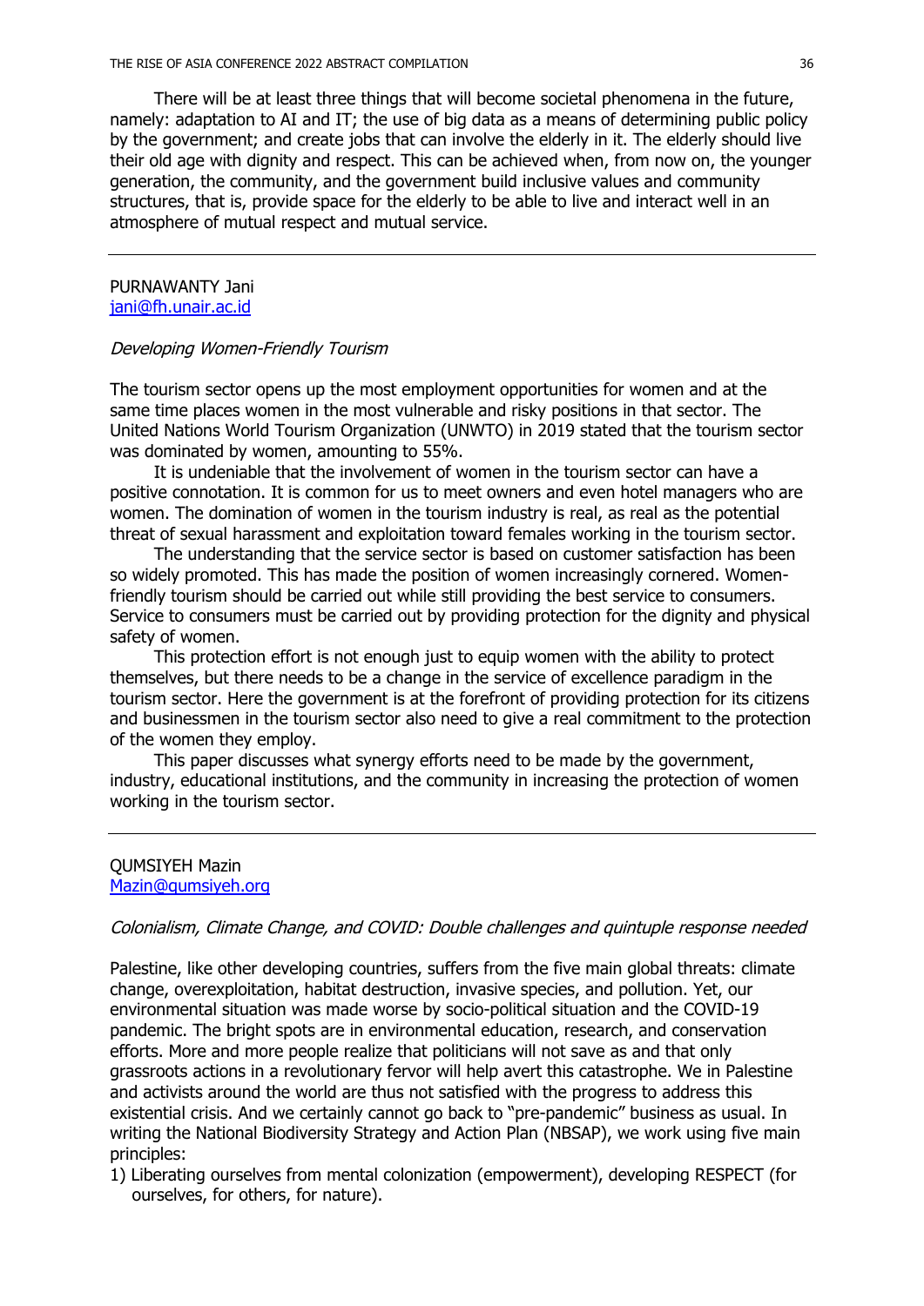There will be at least three things that will become societal phenomena in the future, namely: adaptation to AI and IT; the use of big data as a means of determining public policy by the government; and create jobs that can involve the elderly in it. The elderly should live their old age with dignity and respect. This can be achieved when, from now on, the younger generation, the community, and the government build inclusive values and community structures, that is, provide space for the elderly to be able to live and interact well in an atmosphere of mutual respect and mutual service.

---

PURNAWANTY Jani
jani@fh.unair.ac.id

*Developing Women-Friendly Tourism*

The tourism sector opens up the most employment opportunities for women and at the same time places women in the most vulnerable and risky positions in that sector. The United Nations World Tourism Organization (UNWTO) in 2019 stated that the tourism sector was dominated by women, amounting to 55%.

It is undeniable that the involvement of women in the tourism sector can have a positive connotation. It is common for us to meet owners and even hotel managers who are women. The domination of women in the tourism industry is real, as real as the potential threat of sexual harassment and exploitation toward females working in the tourism sector.

The understanding that the service sector is based on customer satisfaction has been so widely promoted. This has made the position of women increasingly cornered. Women-friendly tourism should be carried out while still providing the best service to consumers. Service to consumers must be carried out by providing protection for the dignity and physical safety of women.

This protection effort is not enough just to equip women with the ability to protect themselves, but there needs to be a change in the service of excellence paradigm in the tourism sector. Here the government is at the forefront of providing protection for its citizens and businessmen in the tourism sector also need to give a real commitment to the protection of the women they employ.

This paper discusses what synergy efforts need to be made by the government, industry, educational institutions, and the community in increasing the protection of women working in the tourism sector.

---

QUMSIYEH Mazin
Mazin@qumsiyeh.org

*Colonialism, Climate Change, and COVID: Double challenges and quintuple response needed*

Palestine, like other developing countries, suffers from the five main global threats: climate change, overexploitation, habitat destruction, invasive species, and pollution. Yet, our environmental situation was made worse by socio-political situation and the COVID-19 pandemic. The bright spots are in environmental education, research, and conservation efforts. More and more people realize that politicians will not save as and that only grassroots actions in a revolutionary fervor will help avert this catastrophe. We in Palestine and activists around the world are thus not satisfied with the progress to address this existential crisis. And we certainly cannot go back to "pre-pandemic" business as usual. In writing the National Biodiversity Strategy and Action Plan (NBSAP), we work using five main principles:

1) Liberating ourselves from mental colonization (empowerment), developing RESPECT (for ourselves, for others, for nature).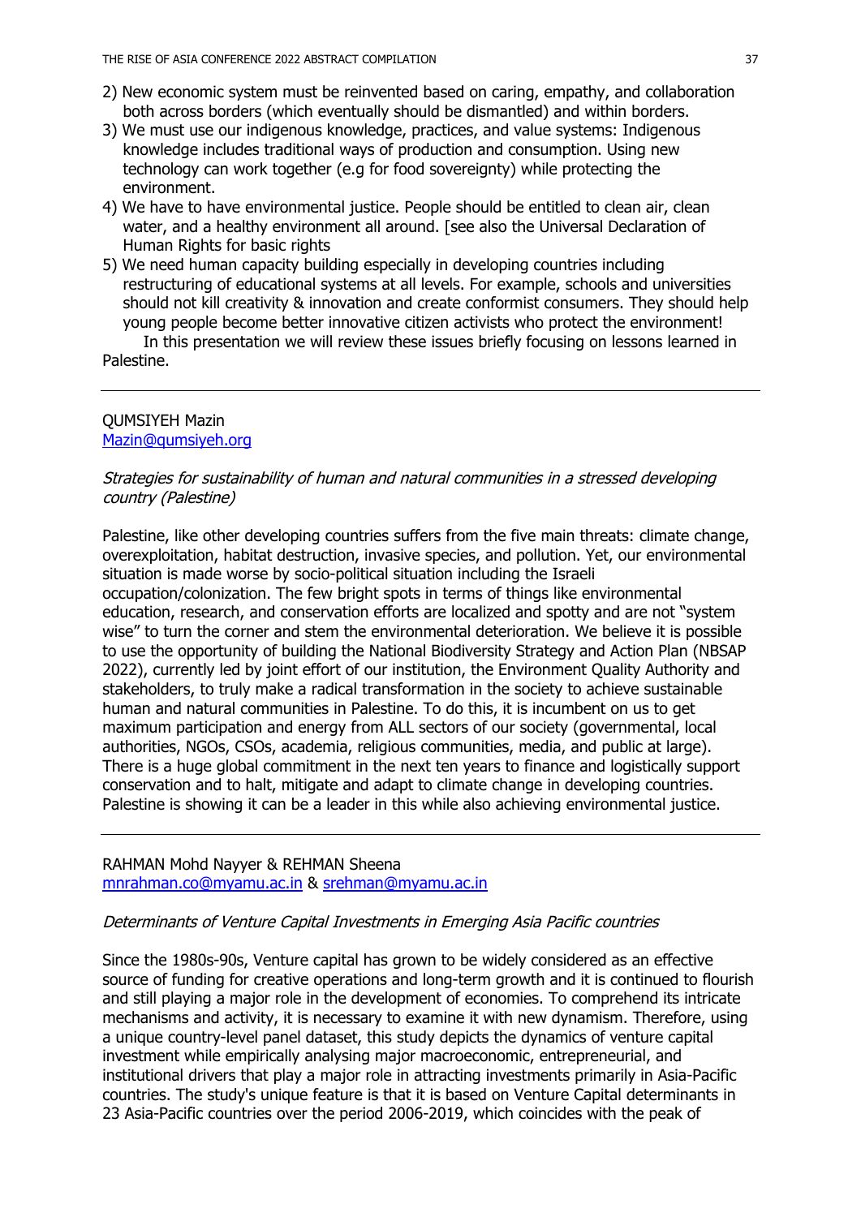2) New economic system must be reinvented based on caring, empathy, and collaboration both across borders (which eventually should be dismantled) and within borders.
3) We must use our indigenous knowledge, practices, and value systems: Indigenous knowledge includes traditional ways of production and consumption. Using new technology can work together (e.g for food sovereignty) while protecting the environment.
4) We have to have environmental justice. People should be entitled to clean air, clean water, and a healthy environment all around. [see also the Universal Declaration of Human Rights for basic rights
5) We need human capacity building especially in developing countries including restructuring of educational systems at all levels. For example, schools and universities should not kill creativity & innovation and create conformist consumers. They should help young people become better innovative citizen activists who protect the environment!

In this presentation we will review these issues briefly focusing on lessons learned in Palestine.

---

QUMSIYEH Mazin
Mazin@qumsiyeh.org

*Strategies for sustainability of human and natural communities in a stressed developing country (Palestine)*

Palestine, like other developing countries suffers from the five main threats: climate change, overexploitation, habitat destruction, invasive species, and pollution. Yet, our environmental situation is made worse by socio-political situation including the Israeli occupation/colonization. The few bright spots in terms of things like environmental education, research, and conservation efforts are localized and spotty and are not "system wise" to turn the corner and stem the environmental deterioration. We believe it is possible to use the opportunity of building the National Biodiversity Strategy and Action Plan (NBSAP 2022), currently led by joint effort of our institution, the Environment Quality Authority and stakeholders, to truly make a radical transformation in the society to achieve sustainable human and natural communities in Palestine. To do this, it is incumbent on us to get maximum participation and energy from ALL sectors of our society (governmental, local authorities, NGOs, CSOs, academia, religious communities, media, and public at large). There is a huge global commitment in the next ten years to finance and logistically support conservation and to halt, mitigate and adapt to climate change in developing countries. Palestine is showing it can be a leader in this while also achieving environmental justice.

---

RAHMAN Mohd Nayyer & REHMAN Sheena
mnrahman.co@myamu.ac.in & srehman@myamu.ac.in

*Determinants of Venture Capital Investments in Emerging Asia Pacific countries*

Since the 1980s-90s, Venture capital has grown to be widely considered as an effective source of funding for creative operations and long-term growth and it is continued to flourish and still playing a major role in the development of economies. To comprehend its intricate mechanisms and activity, it is necessary to examine it with new dynamism. Therefore, using a unique country-level panel dataset, this study depicts the dynamics of venture capital investment while empirically analysing major macroeconomic, entrepreneurial, and institutional drivers that play a major role in attracting investments primarily in Asia-Pacific countries. The study's unique feature is that it is based on Venture Capital determinants in 23 Asia-Pacific countries over the period 2006-2019, which coincides with the peak of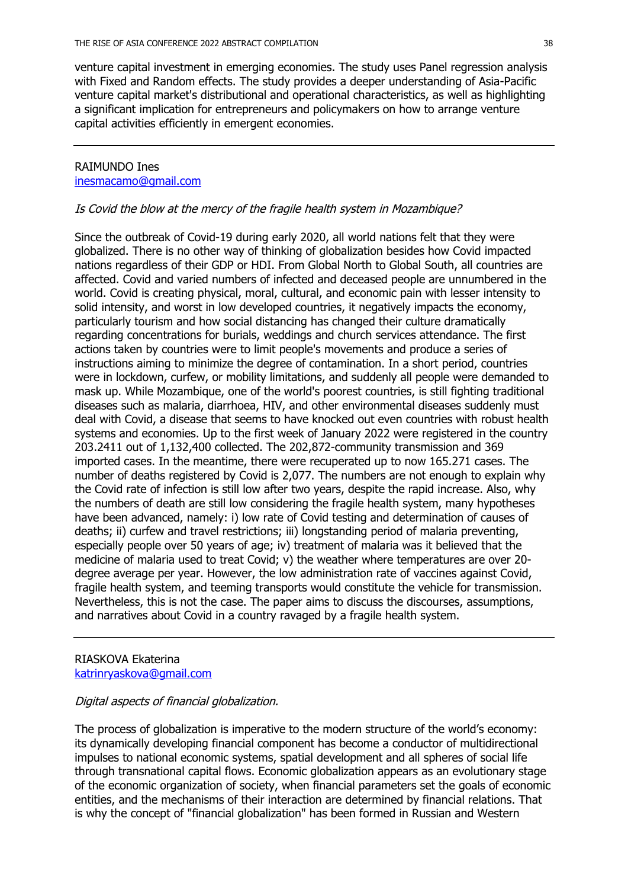venture capital investment in emerging economies. The study uses Panel regression analysis with Fixed and Random effects. The study provides a deeper understanding of Asia-Pacific venture capital market's distributional and operational characteristics, as well as highlighting a significant implication for entrepreneurs and policymakers on how to arrange venture capital activities efficiently in emergent economies.

---

RAIMUNDO Ines
inesmacamo@gmail.com

*Is Covid the blow at the mercy of the fragile health system in Mozambique?*

Since the outbreak of Covid-19 during early 2020, all world nations felt that they were globalized. There is no other way of thinking of globalization besides how Covid impacted nations regardless of their GDP or HDI. From Global North to Global South, all countries are affected. Covid and varied numbers of infected and deceased people are unnumbered in the world. Covid is creating physical, moral, cultural, and economic pain with lesser intensity to solid intensity, and worst in low developed countries, it negatively impacts the economy, particularly tourism and how social distancing has changed their culture dramatically regarding concentrations for burials, weddings and church services attendance. The first actions taken by countries were to limit people's movements and produce a series of instructions aiming to minimize the degree of contamination. In a short period, countries were in lockdown, curfew, or mobility limitations, and suddenly all people were demanded to mask up. While Mozambique, one of the world's poorest countries, is still fighting traditional diseases such as malaria, diarrhoea, HIV, and other environmental diseases suddenly must deal with Covid, a disease that seems to have knocked out even countries with robust health systems and economies. Up to the first week of January 2022 were registered in the country 203.2411 out of 1,132,400 collected. The 202,872-community transmission and 369 imported cases. In the meantime, there were recuperated up to now 165.271 cases. The number of deaths registered by Covid is 2,077. The numbers are not enough to explain why the Covid rate of infection is still low after two years, despite the rapid increase. Also, why the numbers of death are still low considering the fragile health system, many hypotheses have been advanced, namely: i) low rate of Covid testing and determination of causes of deaths; ii) curfew and travel restrictions; iii) longstanding period of malaria preventing, especially people over 50 years of age; iv) treatment of malaria was it believed that the medicine of malaria used to treat Covid; v) the weather where temperatures are over 20-degree average per year. However, the low administration rate of vaccines against Covid, fragile health system, and teeming transports would constitute the vehicle for transmission. Nevertheless, this is not the case. The paper aims to discuss the discourses, assumptions, and narratives about Covid in a country ravaged by a fragile health system.

---

RIASKOVA Ekaterina
katrinryaskova@gmail.com

*Digital aspects of financial globalization.*

The process of globalization is imperative to the modern structure of the world's economy: its dynamically developing financial component has become a conductor of multidirectional impulses to national economic systems, spatial development and all spheres of social life through transnational capital flows. Economic globalization appears as an evolutionary stage of the economic organization of society, when financial parameters set the goals of economic entities, and the mechanisms of their interaction are determined by financial relations. That is why the concept of "financial globalization" has been formed in Russian and Western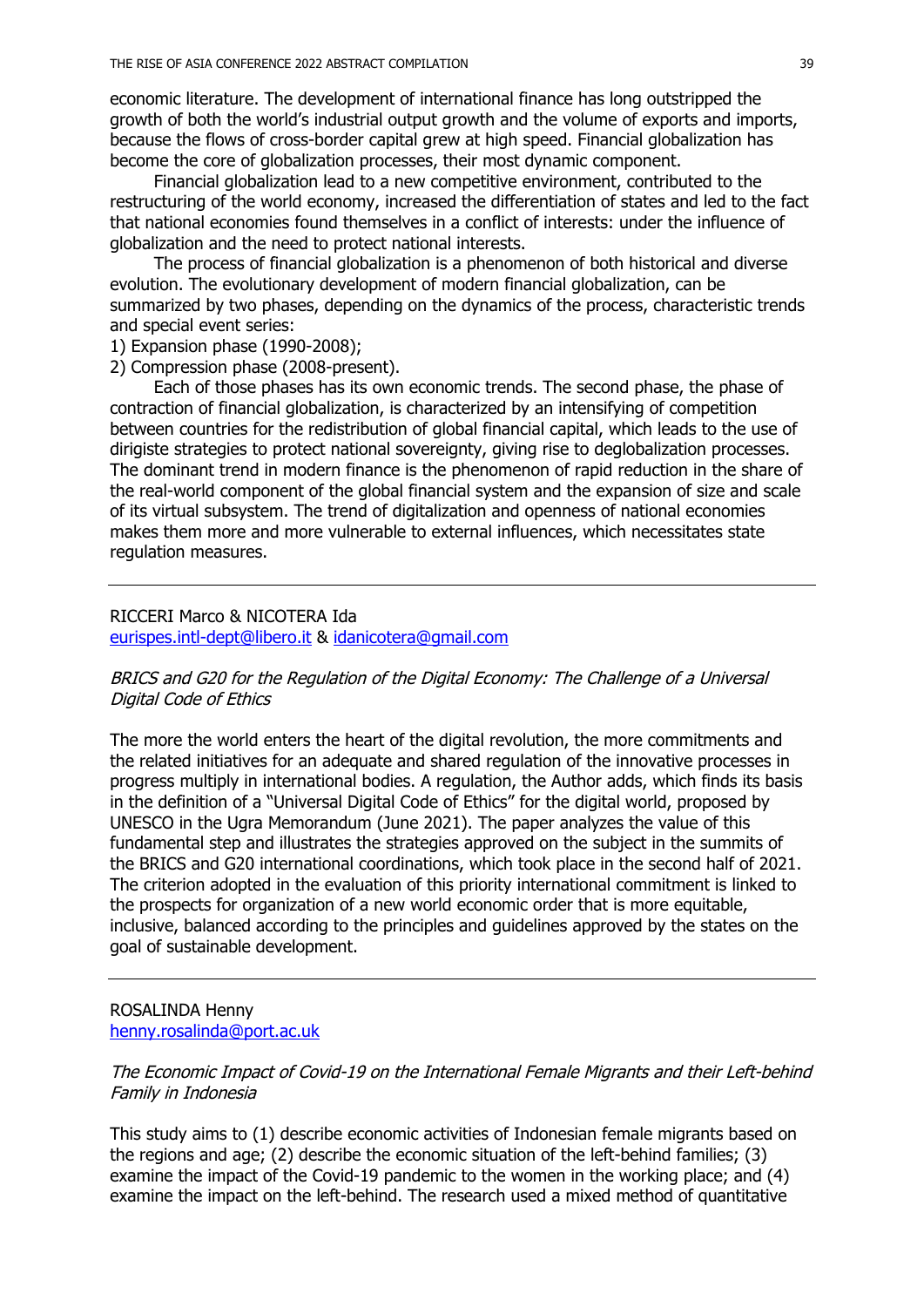economic literature. The development of international finance has long outstripped the growth of both the world's industrial output growth and the volume of exports and imports, because the flows of cross-border capital grew at high speed. Financial globalization has become the core of globalization processes, their most dynamic component.

Financial globalization lead to a new competitive environment, contributed to the restructuring of the world economy, increased the differentiation of states and led to the fact that national economies found themselves in a conflict of interests: under the influence of globalization and the need to protect national interests.

The process of financial globalization is a phenomenon of both historical and diverse evolution. The evolutionary development of modern financial globalization, can be summarized by two phases, depending on the dynamics of the process, characteristic trends and special event series:

1) Expansion phase (1990-2008);
2) Compression phase (2008-present).

Each of those phases has its own economic trends. The second phase, the phase of contraction of financial globalization, is characterized by an intensifying of competition between countries for the redistribution of global financial capital, which leads to the use of dirigiste strategies to protect national sovereignty, giving rise to deglobalization processes. The dominant trend in modern finance is the phenomenon of rapid reduction in the share of the real-world component of the global financial system and the expansion of size and scale of its virtual subsystem. The trend of digitalization and openness of national economies makes them more and more vulnerable to external influences, which necessitates state regulation measures.

---

RICCERI Marco & NICOTERA Ida
eurispes.intl-dept@libero.it & idanicotera@gmail.com

*BRICS and G20 for the Regulation of the Digital Economy: The Challenge of a Universal Digital Code of Ethics*

The more the world enters the heart of the digital revolution, the more commitments and the related initiatives for an adequate and shared regulation of the innovative processes in progress multiply in international bodies. A regulation, the Author adds, which finds its basis in the definition of a "Universal Digital Code of Ethics" for the digital world, proposed by UNESCO in the Ugra Memorandum (June 2021). The paper analyzes the value of this fundamental step and illustrates the strategies approved on the subject in the summits of the BRICS and G20 international coordinations, which took place in the second half of 2021. The criterion adopted in the evaluation of this priority international commitment is linked to the prospects for organization of a new world economic order that is more equitable, inclusive, balanced according to the principles and guidelines approved by the states on the goal of sustainable development.

---

ROSALINDA Henny
henny.rosalinda@port.ac.uk

*The Economic Impact of Covid-19 on the International Female Migrants and their Left-behind Family in Indonesia*

This study aims to (1) describe economic activities of Indonesian female migrants based on the regions and age; (2) describe the economic situation of the left-behind families; (3) examine the impact of the Covid-19 pandemic to the women in the working place; and (4) examine the impact on the left-behind. The research used a mixed method of quantitative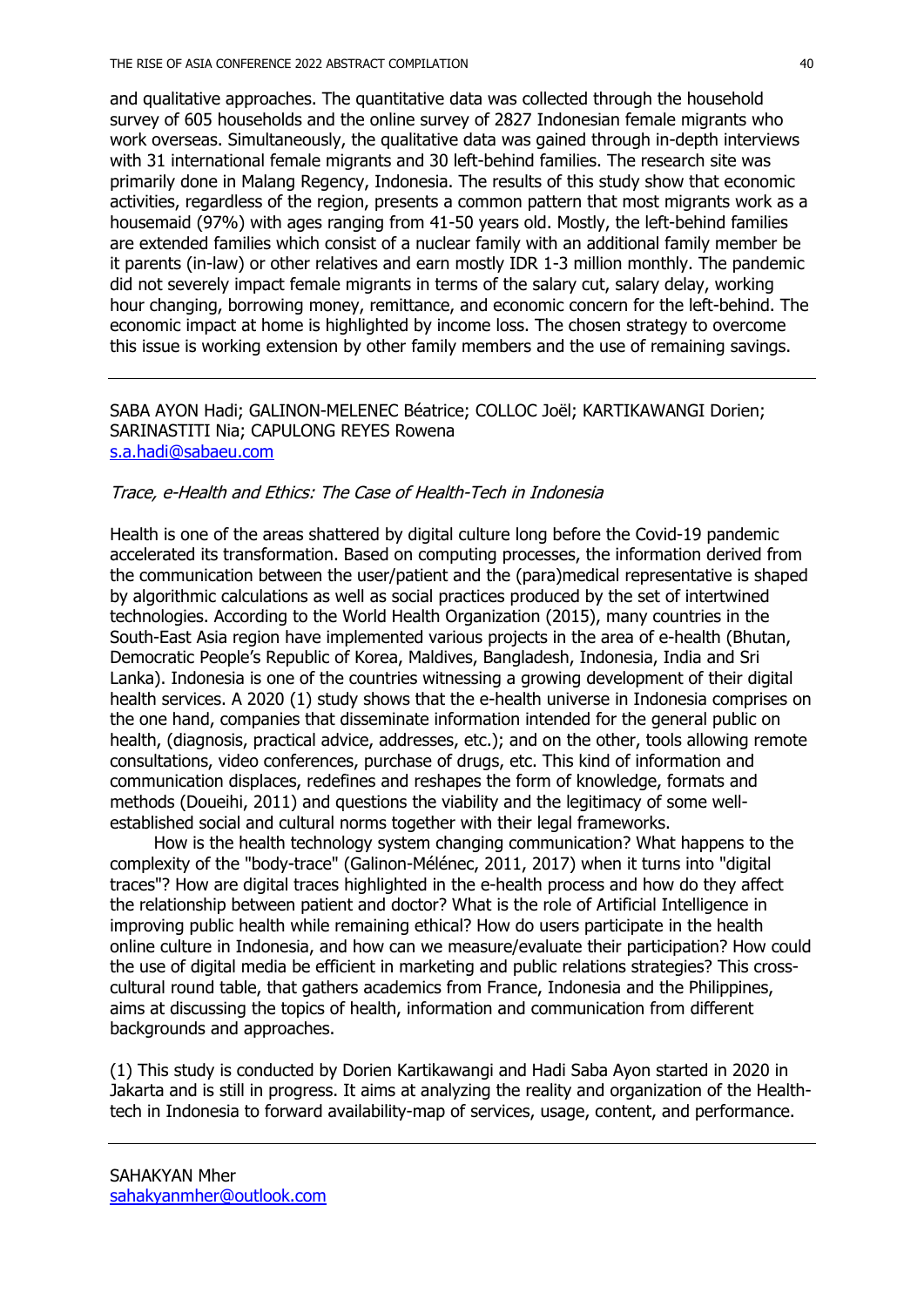and qualitative approaches. The quantitative data was collected through the household survey of 605 households and the online survey of 2827 Indonesian female migrants who work overseas. Simultaneously, the qualitative data was gained through in-depth interviews with 31 international female migrants and 30 left-behind families. The research site was primarily done in Malang Regency, Indonesia. The results of this study show that economic activities, regardless of the region, presents a common pattern that most migrants work as a housemaid (97%) with ages ranging from 41-50 years old. Mostly, the left-behind families are extended families which consist of a nuclear family with an additional family member be it parents (in-law) or other relatives and earn mostly IDR 1-3 million monthly. The pandemic did not severely impact female migrants in terms of the salary cut, salary delay, working hour changing, borrowing money, remittance, and economic concern for the left-behind. The economic impact at home is highlighted by income loss. The chosen strategy to overcome this issue is working extension by other family members and the use of remaining savings.

---

SABA AYON Hadi; GALINON-MELENEC Béatrice; COLLOC Joël; KARTIKAWANGI Dorien; SARINASTITI Nia; CAPULONG REYES Rowena
s.a.hadi@sabaeu.com

*Trace, e-Health and Ethics: The Case of Health-Tech in Indonesia*

Health is one of the areas shattered by digital culture long before the Covid-19 pandemic accelerated its transformation. Based on computing processes, the information derived from the communication between the user/patient and the (para)medical representative is shaped by algorithmic calculations as well as social practices produced by the set of intertwined technologies. According to the World Health Organization (2015), many countries in the South-East Asia region have implemented various projects in the area of e-health (Bhutan, Democratic People's Republic of Korea, Maldives, Bangladesh, Indonesia, India and Sri Lanka). Indonesia is one of the countries witnessing a growing development of their digital health services. A 2020 (1) study shows that the e-health universe in Indonesia comprises on the one hand, companies that disseminate information intended for the general public on health, (diagnosis, practical advice, addresses, etc.); and on the other, tools allowing remote consultations, video conferences, purchase of drugs, etc. This kind of information and communication displaces, redefines and reshapes the form of knowledge, formats and methods (Doueihi, 2011) and questions the viability and the legitimacy of some well-established social and cultural norms together with their legal frameworks.

How is the health technology system changing communication? What happens to the complexity of the "body-trace" (Galinon-Mélénec, 2011, 2017) when it turns into "digital traces"? How are digital traces highlighted in the e-health process and how do they affect the relationship between patient and doctor? What is the role of Artificial Intelligence in improving public health while remaining ethical? How do users participate in the health online culture in Indonesia, and how can we measure/evaluate their participation? How could the use of digital media be efficient in marketing and public relations strategies? This cross-cultural round table, that gathers academics from France, Indonesia and the Philippines, aims at discussing the topics of health, information and communication from different backgrounds and approaches.

(1) This study is conducted by Dorien Kartikawangi and Hadi Saba Ayon started in 2020 in Jakarta and is still in progress. It aims at analyzing the reality and organization of the Health-tech in Indonesia to forward availability-map of services, usage, content, and performance.

---

SAHAKYAN Mher
sahakyanmher@outlook.com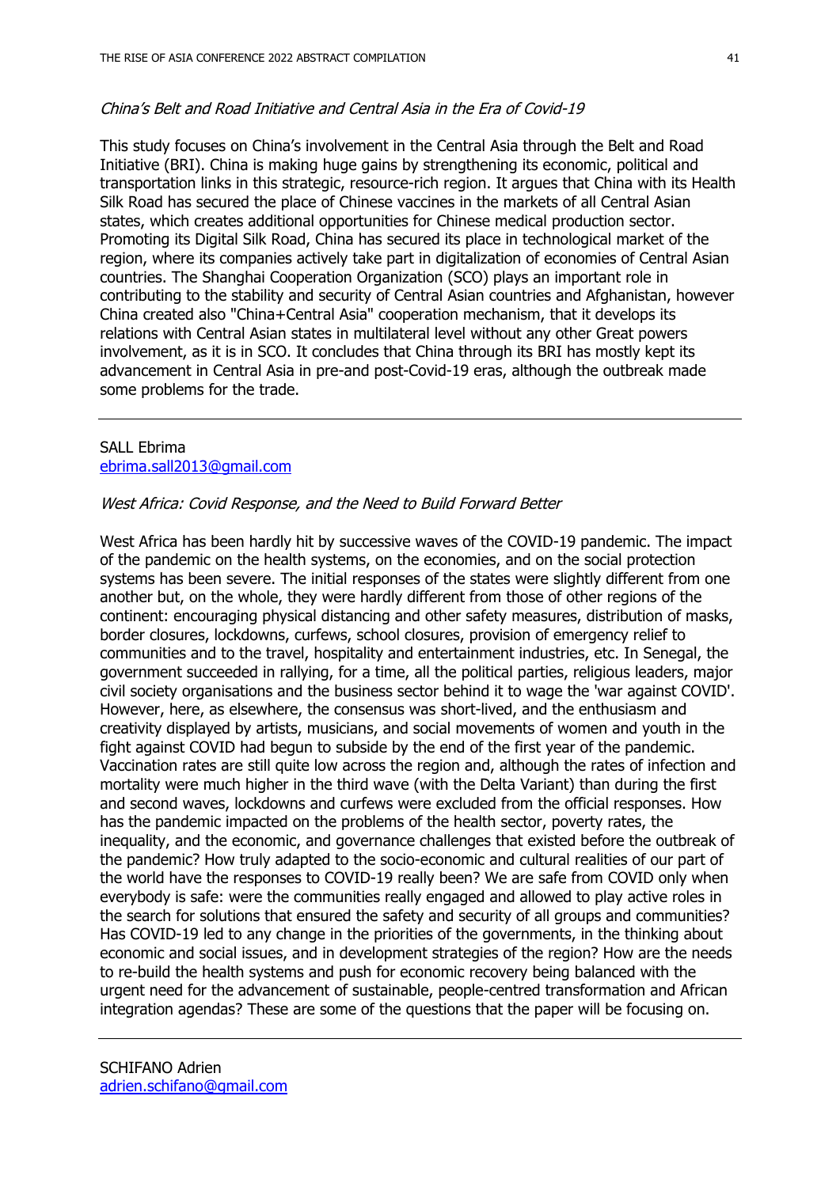*China's Belt and Road Initiative and Central Asia in the Era of Covid-19*

This study focuses on China's involvement in the Central Asia through the Belt and Road Initiative (BRI). China is making huge gains by strengthening its economic, political and transportation links in this strategic, resource-rich region. It argues that China with its Health Silk Road has secured the place of Chinese vaccines in the markets of all Central Asian states, which creates additional opportunities for Chinese medical production sector. Promoting its Digital Silk Road, China has secured its place in technological market of the region, where its companies actively take part in digitalization of economies of Central Asian countries. The Shanghai Cooperation Organization (SCO) plays an important role in contributing to the stability and security of Central Asian countries and Afghanistan, however China created also "China+Central Asia" cooperation mechanism, that it develops its relations with Central Asian states in multilateral level without any other Great powers involvement, as it is in SCO. It concludes that China through its BRI has mostly kept its advancement in Central Asia in pre-and post-Covid-19 eras, although the outbreak made some problems for the trade.

---

SALL Ebrima
ebrima.sall2013@gmail.com

*West Africa: Covid Response, and the Need to Build Forward Better*

West Africa has been hardly hit by successive waves of the COVID-19 pandemic. The impact of the pandemic on the health systems, on the economies, and on the social protection systems has been severe. The initial responses of the states were slightly different from one another but, on the whole, they were hardly different from those of other regions of the continent: encouraging physical distancing and other safety measures, distribution of masks, border closures, lockdowns, curfews, school closures, provision of emergency relief to communities and to the travel, hospitality and entertainment industries, etc. In Senegal, the government succeeded in rallying, for a time, all the political parties, religious leaders, major civil society organisations and the business sector behind it to wage the 'war against COVID'. However, here, as elsewhere, the consensus was short-lived, and the enthusiasm and creativity displayed by artists, musicians, and social movements of women and youth in the fight against COVID had begun to subside by the end of the first year of the pandemic. Vaccination rates are still quite low across the region and, although the rates of infection and mortality were much higher in the third wave (with the Delta Variant) than during the first and second waves, lockdowns and curfews were excluded from the official responses. How has the pandemic impacted on the problems of the health sector, poverty rates, the inequality, and the economic, and governance challenges that existed before the outbreak of the pandemic? How truly adapted to the socio-economic and cultural realities of our part of the world have the responses to COVID-19 really been? We are safe from COVID only when everybody is safe: were the communities really engaged and allowed to play active roles in the search for solutions that ensured the safety and security of all groups and communities? Has COVID-19 led to any change in the priorities of the governments, in the thinking about economic and social issues, and in development strategies of the region? How are the needs to re-build the health systems and push for economic recovery being balanced with the urgent need for the advancement of sustainable, people-centred transformation and African integration agendas? These are some of the questions that the paper will be focusing on.

---

SCHIFANO Adrien
adrien.schifano@gmail.com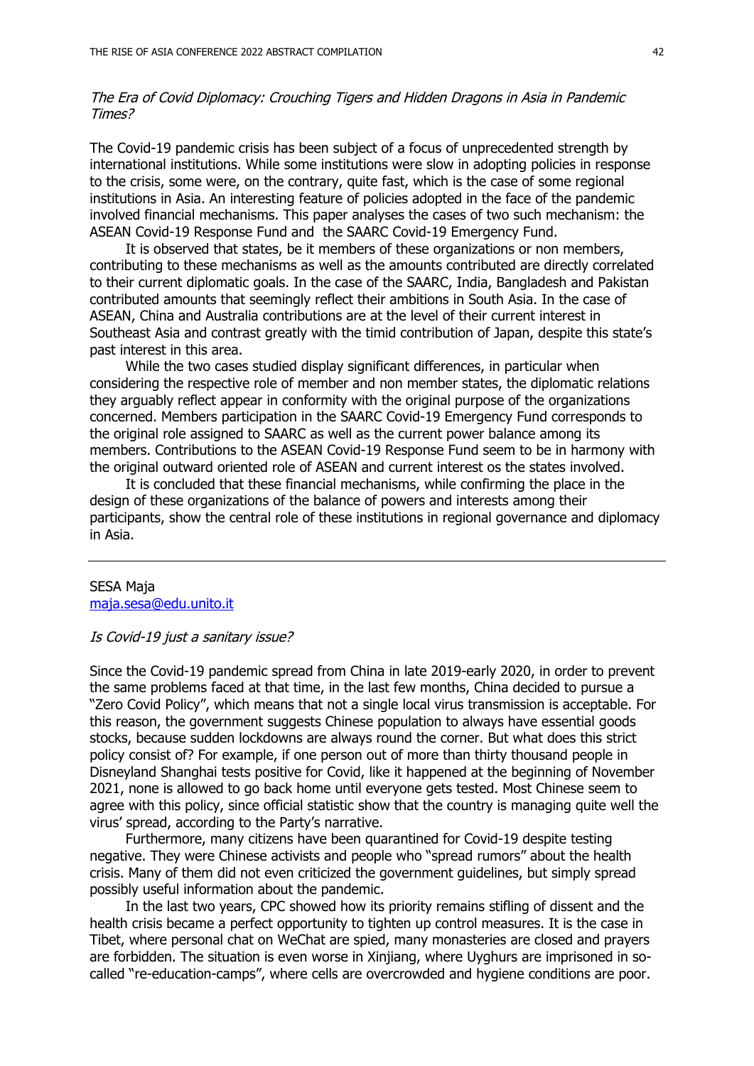*The Era of Covid Diplomacy: Crouching Tigers and Hidden Dragons in Asia in Pandemic Times?*

The Covid-19 pandemic crisis has been subject of a focus of unprecedented strength by international institutions. While some institutions were slow in adopting policies in response to the crisis, some were, on the contrary, quite fast, which is the case of some regional institutions in Asia. An interesting feature of policies adopted in the face of the pandemic involved financial mechanisms. This paper analyses the cases of two such mechanism: the ASEAN Covid-19 Response Fund and the SAARC Covid-19 Emergency Fund.

It is observed that states, be it members of these organizations or non members, contributing to these mechanisms as well as the amounts contributed are directly correlated to their current diplomatic goals. In the case of the SAARC, India, Bangladesh and Pakistan contributed amounts that seemingly reflect their ambitions in South Asia. In the case of ASEAN, China and Australia contributions are at the level of their current interest in Southeast Asia and contrast greatly with the timid contribution of Japan, despite this state's past interest in this area.

While the two cases studied display significant differences, in particular when considering the respective role of member and non member states, the diplomatic relations they arguably reflect appear in conformity with the original purpose of the organizations concerned. Members participation in the SAARC Covid-19 Emergency Fund corresponds to the original role assigned to SAARC as well as the current power balance among its members. Contributions to the ASEAN Covid-19 Response Fund seem to be in harmony with the original outward oriented role of ASEAN and current interest os the states involved.

It is concluded that these financial mechanisms, while confirming the place in the design of these organizations of the balance of powers and interests among their participants, show the central role of these institutions in regional governance and diplomacy in Asia.

---

SESA Maja
maja.sesa@edu.unito.it

*Is Covid-19 just a sanitary issue?*

Since the Covid-19 pandemic spread from China in late 2019-early 2020, in order to prevent the same problems faced at that time, in the last few months, China decided to pursue a "Zero Covid Policy", which means that not a single local virus transmission is acceptable. For this reason, the government suggests Chinese population to always have essential goods stocks, because sudden lockdowns are always round the corner. But what does this strict policy consist of? For example, if one person out of more than thirty thousand people in Disneyland Shanghai tests positive for Covid, like it happened at the beginning of November 2021, none is allowed to go back home until everyone gets tested. Most Chinese seem to agree with this policy, since official statistic show that the country is managing quite well the virus' spread, according to the Party's narrative.

Furthermore, many citizens have been quarantined for Covid-19 despite testing negative. They were Chinese activists and people who "spread rumors" about the health crisis. Many of them did not even criticized the government guidelines, but simply spread possibly useful information about the pandemic.

In the last two years, CPC showed how its priority remains stifling of dissent and the health crisis became a perfect opportunity to tighten up control measures. It is the case in Tibet, where personal chat on WeChat are spied, many monasteries are closed and prayers are forbidden. The situation is even worse in Xinjiang, where Uyghurs are imprisoned in so-called "re-education-camps", where cells are overcrowded and hygiene conditions are poor.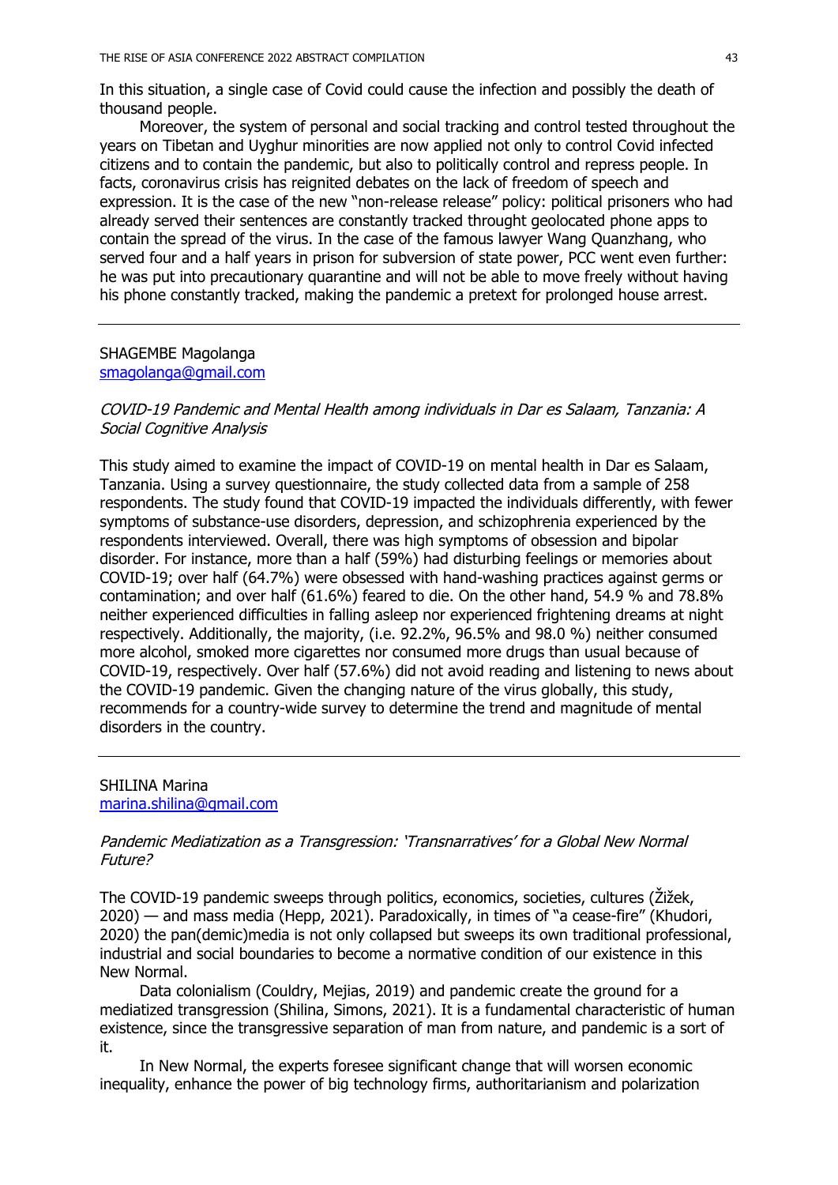In this situation, a single case of Covid could cause the infection and possibly the death of thousand people.

Moreover, the system of personal and social tracking and control tested throughout the years on Tibetan and Uyghur minorities are now applied not only to control Covid infected citizens and to contain the pandemic, but also to politically control and repress people. In facts, coronavirus crisis has reignited debates on the lack of freedom of speech and expression. It is the case of the new "non-release release" policy: political prisoners who had already served their sentences are constantly tracked throught geolocated phone apps to contain the spread of the virus. In the case of the famous lawyer Wang Quanzhang, who served four and a half years in prison for subversion of state power, PCC went even further: he was put into precautionary quarantine and will not be able to move freely without having his phone constantly tracked, making the pandemic a pretext for prolonged house arrest.

---

SHAGEMBE Magolanga
smagolanga@gmail.com

*COVID-19 Pandemic and Mental Health among individuals in Dar es Salaam, Tanzania: A Social Cognitive Analysis*

This study aimed to examine the impact of COVID-19 on mental health in Dar es Salaam, Tanzania. Using a survey questionnaire, the study collected data from a sample of 258 respondents. The study found that COVID-19 impacted the individuals differently, with fewer symptoms of substance-use disorders, depression, and schizophrenia experienced by the respondents interviewed. Overall, there was high symptoms of obsession and bipolar disorder. For instance, more than a half (59%) had disturbing feelings or memories about COVID-19; over half (64.7%) were obsessed with hand-washing practices against germs or contamination; and over half (61.6%) feared to die. On the other hand, 54.9 % and 78.8% neither experienced difficulties in falling asleep nor experienced frightening dreams at night respectively. Additionally, the majority, (i.e. 92.2%, 96.5% and 98.0 %) neither consumed more alcohol, smoked more cigarettes nor consumed more drugs than usual because of COVID-19, respectively. Over half (57.6%) did not avoid reading and listening to news about the COVID-19 pandemic. Given the changing nature of the virus globally, this study, recommends for a country-wide survey to determine the trend and magnitude of mental disorders in the country.

---

SHILINA Marina
marina.shilina@gmail.com

*Pandemic Mediatization as a Transgression: 'Transnarratives' for a Global New Normal Future?*

The COVID-19 pandemic sweeps through politics, economics, societies, cultures (Žižek, 2020) — and mass media (Hepp, 2021). Paradoxically, in times of "a cease-fire" (Khudori, 2020) the pan(demic)media is not only collapsed but sweeps its own traditional professional, industrial and social boundaries to become a normative condition of our existence in this New Normal.

Data colonialism (Couldry, Mejias, 2019) and pandemic create the ground for a mediatized transgression (Shilina, Simons, 2021). It is a fundamental characteristic of human existence, since the transgressive separation of man from nature, and pandemic is a sort of it.

In New Normal, the experts foresee significant change that will worsen economic inequality, enhance the power of big technology firms, authoritarianism and polarization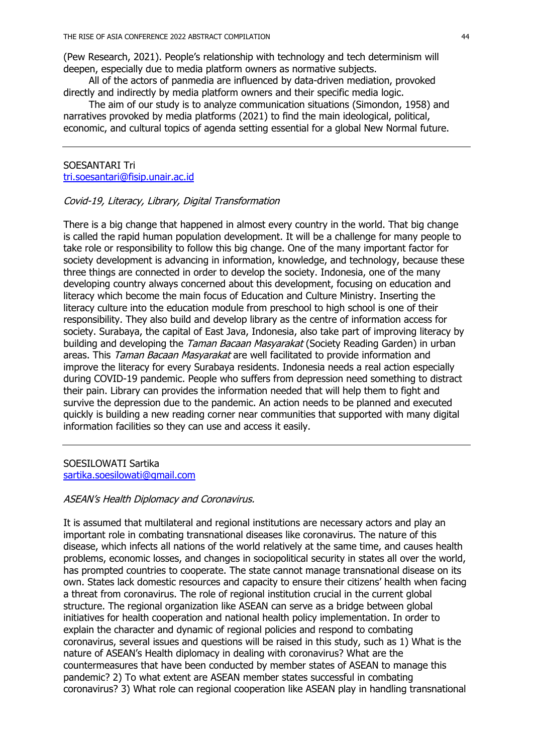(Pew Research, 2021). People's relationship with technology and tech determinism will deepen, especially due to media platform owners as normative subjects.

All of the actors of panmedia are influenced by data-driven mediation, provoked directly and indirectly by media platform owners and their specific media logic.

The aim of our study is to analyze communication situations (Simondon, 1958) and narratives provoked by media platforms (2021) to find the main ideological, political, economic, and cultural topics of agenda setting essential for a global New Normal future.

---

SOESANTARI Tri
tri.soesantari@fisip.unair.ac.id

*Covid-19, Literacy, Library, Digital Transformation*

There is a big change that happened in almost every country in the world. That big change is called the rapid human population development. It will be a challenge for many people to take role or responsibility to follow this big change. One of the many important factor for society development is advancing in information, knowledge, and technology, because these three things are connected in order to develop the society. Indonesia, one of the many developing country always concerned about this development, focusing on education and literacy which become the main focus of Education and Culture Ministry. Inserting the literacy culture into the education module from preschool to high school is one of their responsibility. They also build and develop library as the centre of information access for society. Surabaya, the capital of East Java, Indonesia, also take part of improving literacy by building and developing the *Taman Bacaan Masyarakat* (Society Reading Garden) in urban areas. This *Taman Bacaan Masyarakat* are well facilitated to provide information and improve the literacy for every Surabaya residents. Indonesia needs a real action especially during COVID-19 pandemic. People who suffers from depression need something to distract their pain. Library can provides the information needed that will help them to fight and survive the depression due to the pandemic. An action needs to be planned and executed quickly is building a new reading corner near communities that supported with many digital information facilities so they can use and access it easily.

---

SOESILOWATI Sartika
sartika.soesilowati@gmail.com

*ASEAN's Health Diplomacy and Coronavirus.*

It is assumed that multilateral and regional institutions are necessary actors and play an important role in combating transnational diseases like coronavirus. The nature of this disease, which infects all nations of the world relatively at the same time, and causes health problems, economic losses, and changes in sociopolitical security in states all over the world, has prompted countries to cooperate. The state cannot manage transnational disease on its own. States lack domestic resources and capacity to ensure their citizens' health when facing a threat from coronavirus. The role of regional institution crucial in the current global structure. The regional organization like ASEAN can serve as a bridge between global initiatives for health cooperation and national health policy implementation. In order to explain the character and dynamic of regional policies and respond to combating coronavirus, several issues and questions will be raised in this study, such as 1) What is the nature of ASEAN's Health diplomacy in dealing with coronavirus? What are the countermeasures that have been conducted by member states of ASEAN to manage this pandemic? 2) To what extent are ASEAN member states successful in combating coronavirus? 3) What role can regional cooperation like ASEAN play in handling transnational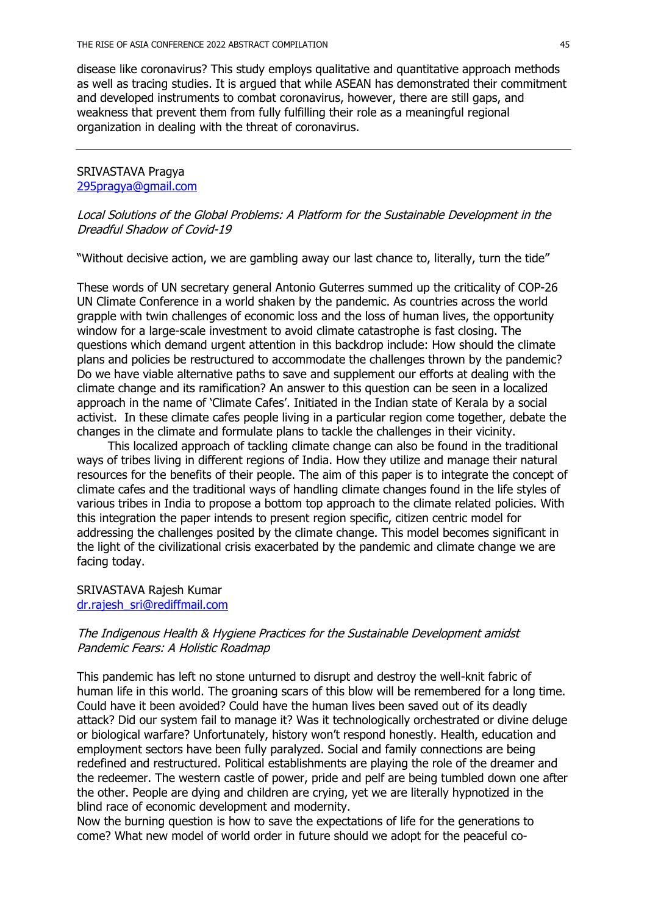disease like coronavirus? This study employs qualitative and quantitative approach methods as well as tracing studies. It is argued that while ASEAN has demonstrated their commitment and developed instruments to combat coronavirus, however, there are still gaps, and weakness that prevent them from fully fulfilling their role as a meaningful regional organization in dealing with the threat of coronavirus.

---

SRIVASTAVA Pragya
295pragya@gmail.com

*Local Solutions of the Global Problems: A Platform for the Sustainable Development in the Dreadful Shadow of Covid-19*

"Without decisive action, we are gambling away our last chance to, literally, turn the tide"

These words of UN secretary general Antonio Guterres summed up the criticality of COP-26 UN Climate Conference in a world shaken by the pandemic. As countries across the world grapple with twin challenges of economic loss and the loss of human lives, the opportunity window for a large-scale investment to avoid climate catastrophe is fast closing. The questions which demand urgent attention in this backdrop include: How should the climate plans and policies be restructured to accommodate the challenges thrown by the pandemic? Do we have viable alternative paths to save and supplement our efforts at dealing with the climate change and its ramification? An answer to this question can be seen in a localized approach in the name of 'Climate Cafes'. Initiated in the Indian state of Kerala by a social activist. In these climate cafes people living in a particular region come together, debate the changes in the climate and formulate plans to tackle the challenges in their vicinity.

This localized approach of tackling climate change can also be found in the traditional ways of tribes living in different regions of India. How they utilize and manage their natural resources for the benefits of their people. The aim of this paper is to integrate the concept of climate cafes and the traditional ways of handling climate changes found in the life styles of various tribes in India to propose a bottom top approach to the climate related policies. With this integration the paper intends to present region specific, citizen centric model for addressing the challenges posited by the climate change. This model becomes significant in the light of the civilizational crisis exacerbated by the pandemic and climate change we are facing today.

SRIVASTAVA Rajesh Kumar
dr.rajesh_sri@rediffmail.com

*The Indigenous Health & Hygiene Practices for the Sustainable Development amidst Pandemic Fears: A Holistic Roadmap*

This pandemic has left no stone unturned to disrupt and destroy the well-knit fabric of human life in this world. The groaning scars of this blow will be remembered for a long time. Could have it been avoided? Could have the human lives been saved out of its deadly attack? Did our system fail to manage it? Was it technologically orchestrated or divine deluge or biological warfare? Unfortunately, history won't respond honestly. Health, education and employment sectors have been fully paralyzed. Social and family connections are being redefined and restructured. Political establishments are playing the role of the dreamer and the redeemer. The western castle of power, pride and pelf are being tumbled down one after the other. People are dying and children are crying, yet we are literally hypnotized in the blind race of economic development and modernity.
Now the burning question is how to save the expectations of life for the generations to come? What new model of world order in future should we adopt for the peaceful co-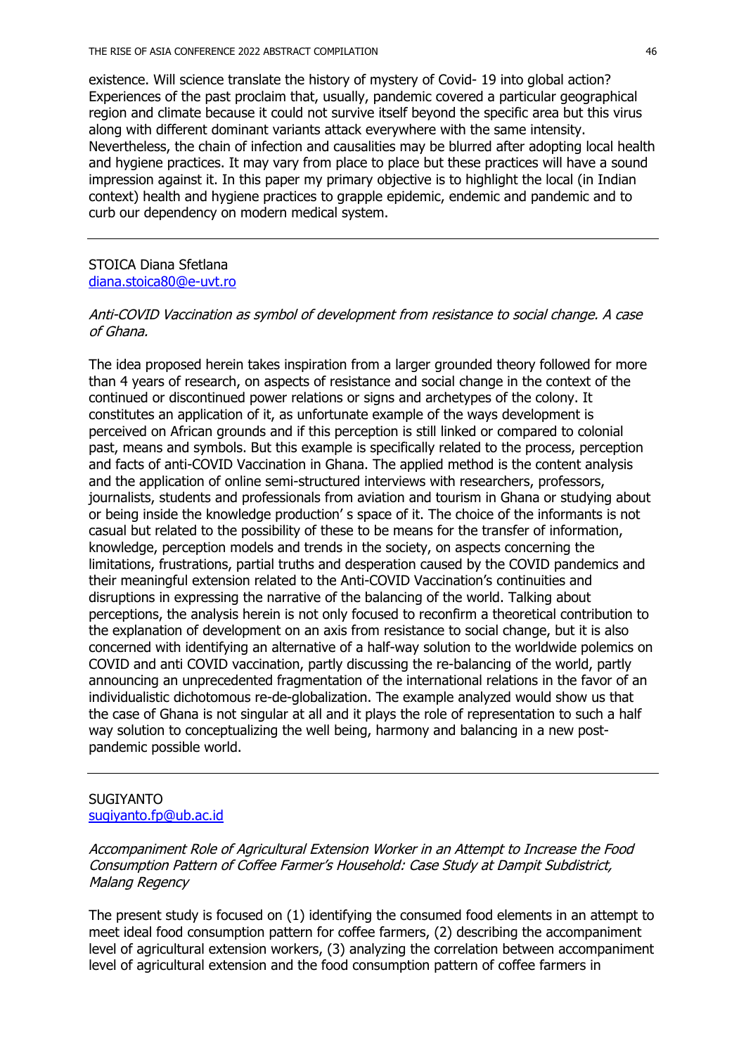existence. Will science translate the history of mystery of Covid- 19 into global action? Experiences of the past proclaim that, usually, pandemic covered a particular geographical region and climate because it could not survive itself beyond the specific area but this virus along with different dominant variants attack everywhere with the same intensity. Nevertheless, the chain of infection and causalities may be blurred after adopting local health and hygiene practices. It may vary from place to place but these practices will have a sound impression against it. In this paper my primary objective is to highlight the local (in Indian context) health and hygiene practices to grapple epidemic, endemic and pandemic and to curb our dependency on modern medical system.

---

STOICA Diana Sfetlana
diana.stoica80@e-uvt.ro

*Anti-COVID Vaccination as symbol of development from resistance to social change. A case of Ghana.*

The idea proposed herein takes inspiration from a larger grounded theory followed for more than 4 years of research, on aspects of resistance and social change in the context of the continued or discontinued power relations or signs and archetypes of the colony. It constitutes an application of it, as unfortunate example of the ways development is perceived on African grounds and if this perception is still linked or compared to colonial past, means and symbols. But this example is specifically related to the process, perception and facts of anti-COVID Vaccination in Ghana. The applied method is the content analysis and the application of online semi-structured interviews with researchers, professors, journalists, students and professionals from aviation and tourism in Ghana or studying about or being inside the knowledge production' s space of it. The choice of the informants is not casual but related to the possibility of these to be means for the transfer of information, knowledge, perception models and trends in the society, on aspects concerning the limitations, frustrations, partial truths and desperation caused by the COVID pandemics and their meaningful extension related to the Anti-COVID Vaccination's continuities and disruptions in expressing the narrative of the balancing of the world. Talking about perceptions, the analysis herein is not only focused to reconfirm a theoretical contribution to the explanation of development on an axis from resistance to social change, but it is also concerned with identifying an alternative of a half-way solution to the worldwide polemics on COVID and anti COVID vaccination, partly discussing the re-balancing of the world, partly announcing an unprecedented fragmentation of the international relations in the favor of an individualistic dichotomous re-de-globalization. The example analyzed would show us that the case of Ghana is not singular at all and it plays the role of representation to such a half way solution to conceptualizing the well being, harmony and balancing in a new post-pandemic possible world.

---

SUGIYANTO
sugiyanto.fp@ub.ac.id

*Accompaniment Role of Agricultural Extension Worker in an Attempt to Increase the Food Consumption Pattern of Coffee Farmer's Household: Case Study at Dampit Subdistrict, Malang Regency*

The present study is focused on (1) identifying the consumed food elements in an attempt to meet ideal food consumption pattern for coffee farmers, (2) describing the accompaniment level of agricultural extension workers, (3) analyzing the correlation between accompaniment level of agricultural extension and the food consumption pattern of coffee farmers in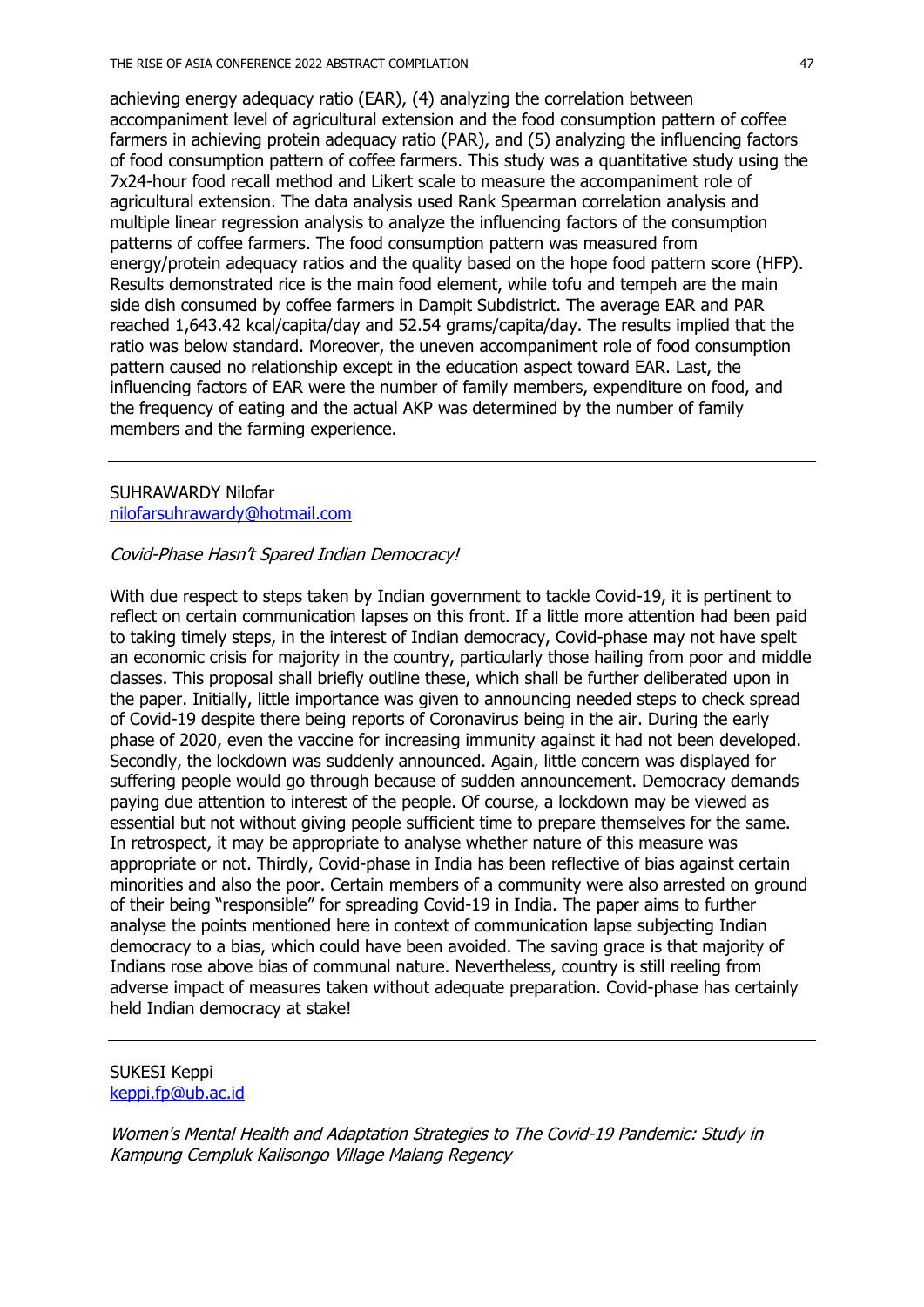achieving energy adequacy ratio (EAR), (4) analyzing the correlation between accompaniment level of agricultural extension and the food consumption pattern of coffee farmers in achieving protein adequacy ratio (PAR), and (5) analyzing the influencing factors of food consumption pattern of coffee farmers. This study was a quantitative study using the 7x24-hour food recall method and Likert scale to measure the accompaniment role of agricultural extension. The data analysis used Rank Spearman correlation analysis and multiple linear regression analysis to analyze the influencing factors of the consumption patterns of coffee farmers. The food consumption pattern was measured from energy/protein adequacy ratios and the quality based on the hope food pattern score (HFP). Results demonstrated rice is the main food element, while tofu and tempeh are the main side dish consumed by coffee farmers in Dampit Subdistrict. The average EAR and PAR reached 1,643.42 kcal/capita/day and 52.54 grams/capita/day. The results implied that the ratio was below standard. Moreover, the uneven accompaniment role of food consumption pattern caused no relationship except in the education aspect toward EAR. Last, the influencing factors of EAR were the number of family members, expenditure on food, and the frequency of eating and the actual AKP was determined by the number of family members and the farming experience.

---

SUHRAWARDY Nilofar
[nilofarsuhrawardy@hotmail.com](mailto:nilofarsuhrawardy@hotmail.com)

*Covid-Phase Hasn't Spared Indian Democracy!*

With due respect to steps taken by Indian government to tackle Covid-19, it is pertinent to reflect on certain communication lapses on this front. If a little more attention had been paid to taking timely steps, in the interest of Indian democracy, Covid-phase may not have spelt an economic crisis for majority in the country, particularly those hailing from poor and middle classes. This proposal shall briefly outline these, which shall be further deliberated upon in the paper. Initially, little importance was given to announcing needed steps to check spread of Covid-19 despite there being reports of Coronavirus being in the air. During the early phase of 2020, even the vaccine for increasing immunity against it had not been developed. Secondly, the lockdown was suddenly announced. Again, little concern was displayed for suffering people would go through because of sudden announcement. Democracy demands paying due attention to interest of the people. Of course, a lockdown may be viewed as essential but not without giving people sufficient time to prepare themselves for the same. In retrospect, it may be appropriate to analyse whether nature of this measure was appropriate or not. Thirdly, Covid-phase in India has been reflective of bias against certain minorities and also the poor. Certain members of a community were also arrested on ground of their being "responsible" for spreading Covid-19 in India. The paper aims to further analyse the points mentioned here in context of communication lapse subjecting Indian democracy to a bias, which could have been avoided. The saving grace is that majority of Indians rose above bias of communal nature. Nevertheless, country is still reeling from adverse impact of measures taken without adequate preparation. Covid-phase has certainly held Indian democracy at stake!

---

SUKESI Keppi
[keppi.fp@ub.ac.id](mailto:keppi.fp@ub.ac.id)

*Women's Mental Health and Adaptation Strategies to The Covid-19 Pandemic: Study in Kampung Cempluk Kalisongo Village Malang Regency*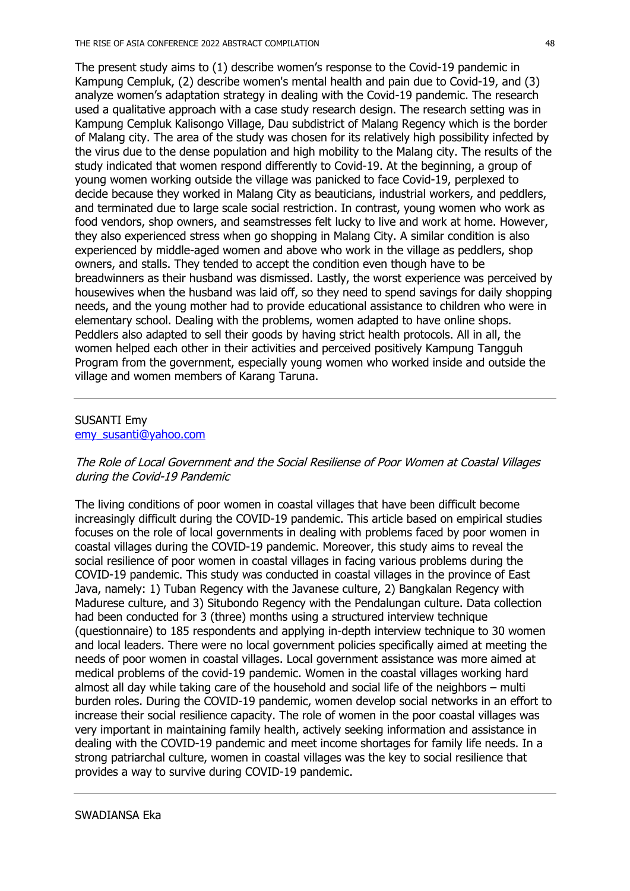The present study aims to (1) describe women's response to the Covid-19 pandemic in Kampung Cempluk, (2) describe women's mental health and pain due to Covid-19, and (3) analyze women's adaptation strategy in dealing with the Covid-19 pandemic. The research used a qualitative approach with a case study research design. The research setting was in Kampung Cempluk Kalisongo Village, Dau subdistrict of Malang Regency which is the border of Malang city. The area of the study was chosen for its relatively high possibility infected by the virus due to the dense population and high mobility to the Malang city. The results of the study indicated that women respond differently to Covid-19. At the beginning, a group of young women working outside the village was panicked to face Covid-19, perplexed to decide because they worked in Malang City as beauticians, industrial workers, and peddlers, and terminated due to large scale social restriction. In contrast, young women who work as food vendors, shop owners, and seamstresses felt lucky to live and work at home. However, they also experienced stress when go shopping in Malang City. A similar condition is also experienced by middle-aged women and above who work in the village as peddlers, shop owners, and stalls. They tended to accept the condition even though have to be breadwinners as their husband was dismissed. Lastly, the worst experience was perceived by housewives when the husband was laid off, so they need to spend savings for daily shopping needs, and the young mother had to provide educational assistance to children who were in elementary school. Dealing with the problems, women adapted to have online shops. Peddlers also adapted to sell their goods by having strict health protocols. All in all, the women helped each other in their activities and perceived positively Kampung Tangguh Program from the government, especially young women who worked inside and outside the village and women members of Karang Taruna.

---

SUSANTI Emy
emy_susanti@yahoo.com

*The Role of Local Government and the Social Resiliense of Poor Women at Coastal Villages during the Covid-19 Pandemic*

The living conditions of poor women in coastal villages that have been difficult become increasingly difficult during the COVID-19 pandemic. This article based on empirical studies focuses on the role of local governments in dealing with problems faced by poor women in coastal villages during the COVID-19 pandemic. Moreover, this study aims to reveal the social resilience of poor women in coastal villages in facing various problems during the COVID-19 pandemic. This study was conducted in coastal villages in the province of East Java, namely: 1) Tuban Regency with the Javanese culture, 2) Bangkalan Regency with Madurese culture, and 3) Situbondo Regency with the Pendalungan culture. Data collection had been conducted for 3 (three) months using a structured interview technique (questionnaire) to 185 respondents and applying in-depth interview technique to 30 women and local leaders. There were no local government policies specifically aimed at meeting the needs of poor women in coastal villages. Local government assistance was more aimed at medical problems of the covid-19 pandemic. Women in the coastal villages working hard almost all day while taking care of the household and social life of the neighbors – multi burden roles. During the COVID-19 pandemic, women develop social networks in an effort to increase their social resilience capacity. The role of women in the poor coastal villages was very important in maintaining family health, actively seeking information and assistance in dealing with the COVID-19 pandemic and meet income shortages for family life needs. In a strong patriarchal culture, women in coastal villages was the key to social resilience that provides a way to survive during COVID-19 pandemic.

---

SWADIANSA Eka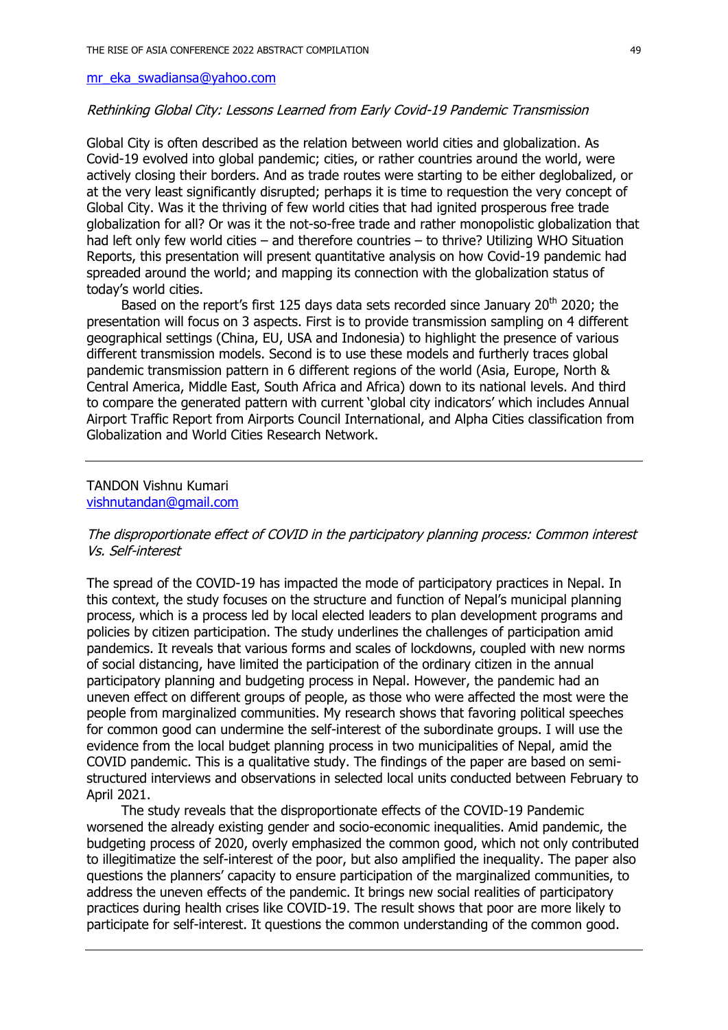mr_eka_swadiansa@yahoo.com

*Rethinking Global City: Lessons Learned from Early Covid-19 Pandemic Transmission*

Global City is often described as the relation between world cities and globalization. As Covid-19 evolved into global pandemic; cities, or rather countries around the world, were actively closing their borders. And as trade routes were starting to be either deglobalized, or at the very least significantly disrupted; perhaps it is time to requestion the very concept of Global City. Was it the thriving of few world cities that had ignited prosperous free trade globalization for all? Or was it the not-so-free trade and rather monopolistic globalization that had left only few world cities – and therefore countries – to thrive? Utilizing WHO Situation Reports, this presentation will present quantitative analysis on how Covid-19 pandemic had spreaded around the world; and mapping its connection with the globalization status of today's world cities.

Based on the report's first 125 days data sets recorded since January 20th 2020; the presentation will focus on 3 aspects. First is to provide transmission sampling on 4 different geographical settings (China, EU, USA and Indonesia) to highlight the presence of various different transmission models. Second is to use these models and furtherly traces global pandemic transmission pattern in 6 different regions of the world (Asia, Europe, North & Central America, Middle East, South Africa and Africa) down to its national levels. And third to compare the generated pattern with current 'global city indicators' which includes Annual Airport Traffic Report from Airports Council International, and Alpha Cities classification from Globalization and World Cities Research Network.

---

TANDON Vishnu Kumari
vishnutandan@gmail.com

*The disproportionate effect of COVID in the participatory planning process: Common interest Vs. Self-interest*

The spread of the COVID-19 has impacted the mode of participatory practices in Nepal. In this context, the study focuses on the structure and function of Nepal's municipal planning process, which is a process led by local elected leaders to plan development programs and policies by citizen participation. The study underlines the challenges of participation amid pandemics. It reveals that various forms and scales of lockdowns, coupled with new norms of social distancing, have limited the participation of the ordinary citizen in the annual participatory planning and budgeting process in Nepal. However, the pandemic had an uneven effect on different groups of people, as those who were affected the most were the people from marginalized communities. My research shows that favoring political speeches for common good can undermine the self-interest of the subordinate groups. I will use the evidence from the local budget planning process in two municipalities of Nepal, amid the COVID pandemic. This is a qualitative study. The findings of the paper are based on semi-structured interviews and observations in selected local units conducted between February to April 2021.

The study reveals that the disproportionate effects of the COVID-19 Pandemic worsened the already existing gender and socio-economic inequalities. Amid pandemic, the budgeting process of 2020, overly emphasized the common good, which not only contributed to illegitimatize the self-interest of the poor, but also amplified the inequality. The paper also questions the planners' capacity to ensure participation of the marginalized communities, to address the uneven effects of the pandemic. It brings new social realities of participatory practices during health crises like COVID-19. The result shows that poor are more likely to participate for self-interest. It questions the common understanding of the common good.

---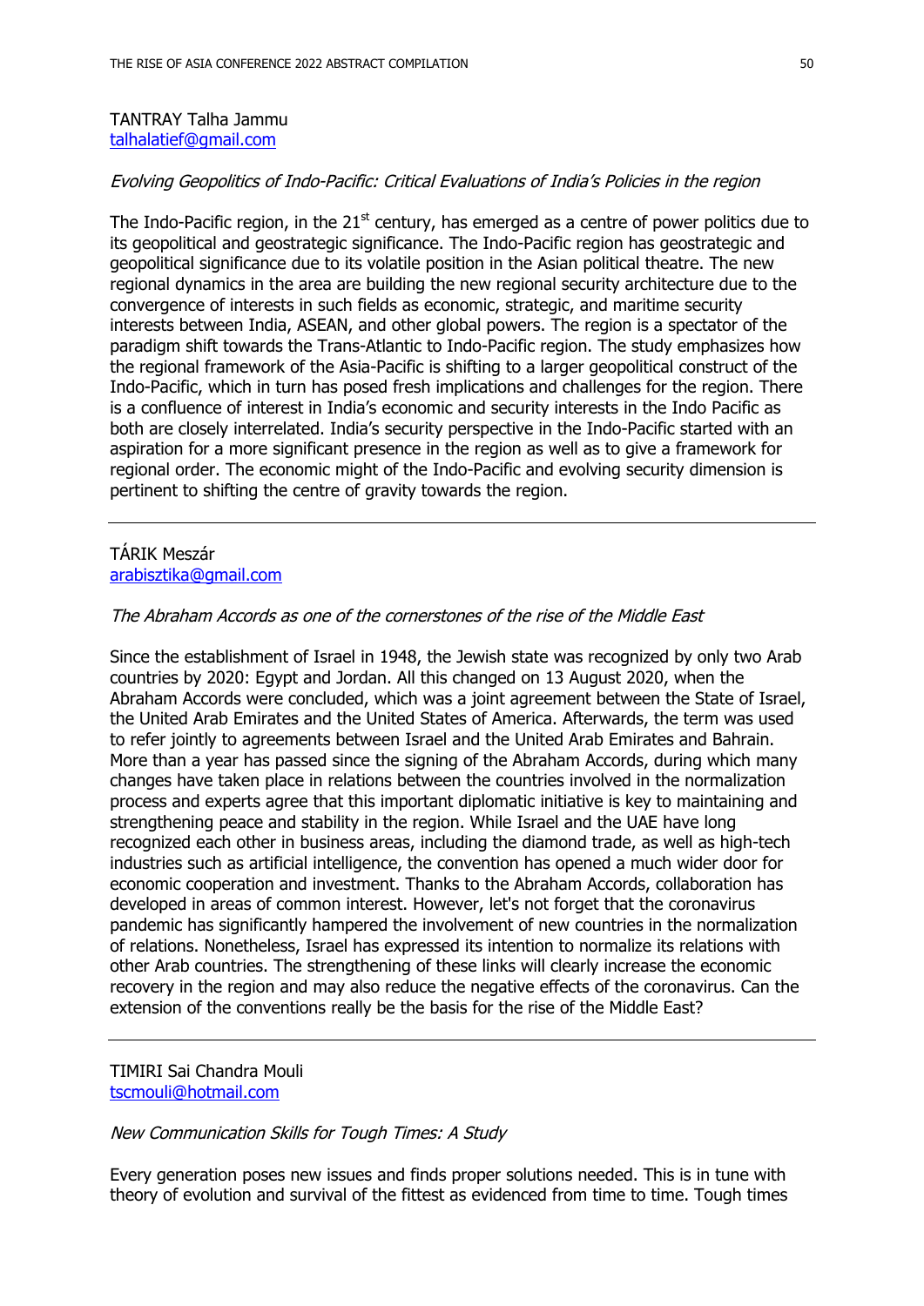TANTRAY Talha Jammu
talhalatief@gmail.com

*Evolving Geopolitics of Indo-Pacific: Critical Evaluations of India's Policies in the region*

The Indo-Pacific region, in the 21st century, has emerged as a centre of power politics due to its geopolitical and geostrategic significance. The Indo-Pacific region has geostrategic and geopolitical significance due to its volatile position in the Asian political theatre. The new regional dynamics in the area are building the new regional security architecture due to the convergence of interests in such fields as economic, strategic, and maritime security interests between India, ASEAN, and other global powers. The region is a spectator of the paradigm shift towards the Trans-Atlantic to Indo-Pacific region. The study emphasizes how the regional framework of the Asia-Pacific is shifting to a larger geopolitical construct of the Indo-Pacific, which in turn has posed fresh implications and challenges for the region. There is a confluence of interest in India's economic and security interests in the Indo Pacific as both are closely interrelated. India's security perspective in the Indo-Pacific started with an aspiration for a more significant presence in the region as well as to give a framework for regional order. The economic might of the Indo-Pacific and evolving security dimension is pertinent to shifting the centre of gravity towards the region.

---

TÁRIK Meszár
arabisztika@gmail.com

*The Abraham Accords as one of the cornerstones of the rise of the Middle East*

Since the establishment of Israel in 1948, the Jewish state was recognized by only two Arab countries by 2020: Egypt and Jordan. All this changed on 13 August 2020, when the Abraham Accords were concluded, which was a joint agreement between the State of Israel, the United Arab Emirates and the United States of America. Afterwards, the term was used to refer jointly to agreements between Israel and the United Arab Emirates and Bahrain. More than a year has passed since the signing of the Abraham Accords, during which many changes have taken place in relations between the countries involved in the normalization process and experts agree that this important diplomatic initiative is key to maintaining and strengthening peace and stability in the region. While Israel and the UAE have long recognized each other in business areas, including the diamond trade, as well as high-tech industries such as artificial intelligence, the convention has opened a much wider door for economic cooperation and investment. Thanks to the Abraham Accords, collaboration has developed in areas of common interest. However, let's not forget that the coronavirus pandemic has significantly hampered the involvement of new countries in the normalization of relations. Nonetheless, Israel has expressed its intention to normalize its relations with other Arab countries. The strengthening of these links will clearly increase the economic recovery in the region and may also reduce the negative effects of the coronavirus. Can the extension of the conventions really be the basis for the rise of the Middle East?

---

TIMIRI Sai Chandra Mouli
tscmouli@hotmail.com

*New Communication Skills for Tough Times: A Study*

Every generation poses new issues and finds proper solutions needed. This is in tune with theory of evolution and survival of the fittest as evidenced from time to time. Tough times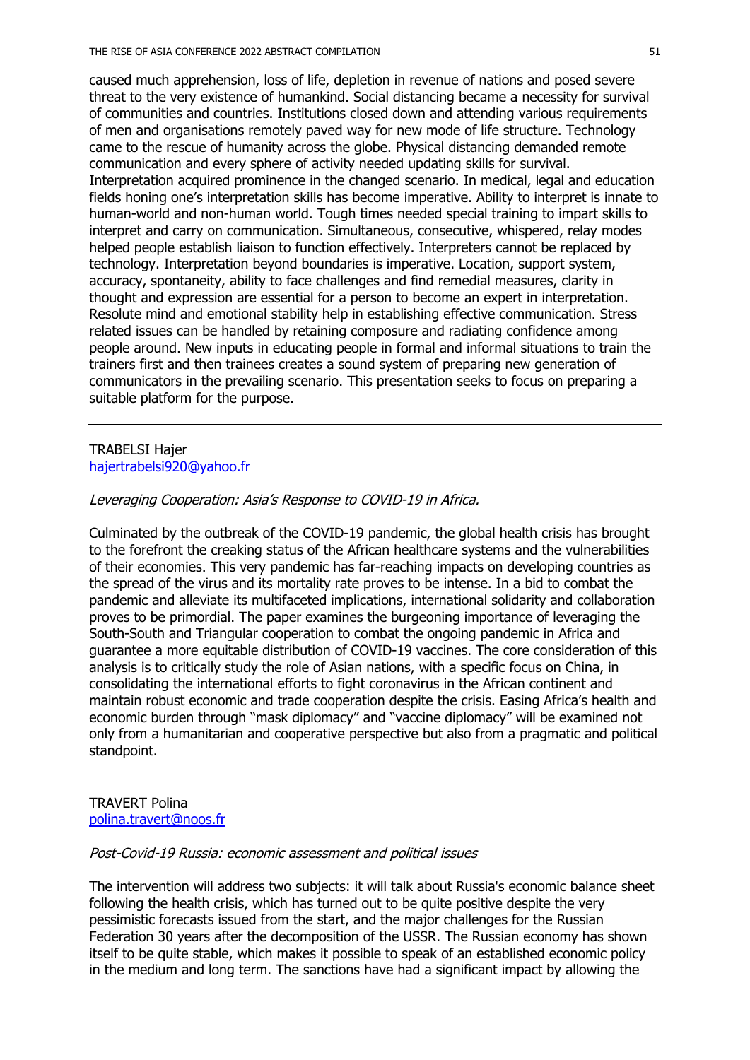caused much apprehension, loss of life, depletion in revenue of nations and posed severe threat to the very existence of humankind. Social distancing became a necessity for survival of communities and countries. Institutions closed down and attending various requirements of men and organisations remotely paved way for new mode of life structure. Technology came to the rescue of humanity across the globe. Physical distancing demanded remote communication and every sphere of activity needed updating skills for survival. Interpretation acquired prominence in the changed scenario. In medical, legal and education fields honing one's interpretation skills has become imperative. Ability to interpret is innate to human-world and non-human world. Tough times needed special training to impart skills to interpret and carry on communication. Simultaneous, consecutive, whispered, relay modes helped people establish liaison to function effectively. Interpreters cannot be replaced by technology. Interpretation beyond boundaries is imperative. Location, support system, accuracy, spontaneity, ability to face challenges and find remedial measures, clarity in thought and expression are essential for a person to become an expert in interpretation. Resolute mind and emotional stability help in establishing effective communication. Stress related issues can be handled by retaining composure and radiating confidence among people around. New inputs in educating people in formal and informal situations to train the trainers first and then trainees creates a sound system of preparing new generation of communicators in the prevailing scenario. This presentation seeks to focus on preparing a suitable platform for the purpose.

---

TRABELSI Hajer
hajertrabelsi920@yahoo.fr

*Leveraging Cooperation: Asia's Response to COVID-19 in Africa.*

Culminated by the outbreak of the COVID-19 pandemic, the global health crisis has brought to the forefront the creaking status of the African healthcare systems and the vulnerabilities of their economies. This very pandemic has far-reaching impacts on developing countries as the spread of the virus and its mortality rate proves to be intense. In a bid to combat the pandemic and alleviate its multifaceted implications, international solidarity and collaboration proves to be primordial. The paper examines the burgeoning importance of leveraging the South-South and Triangular cooperation to combat the ongoing pandemic in Africa and guarantee a more equitable distribution of COVID-19 vaccines. The core consideration of this analysis is to critically study the role of Asian nations, with a specific focus on China, in consolidating the international efforts to fight coronavirus in the African continent and maintain robust economic and trade cooperation despite the crisis. Easing Africa's health and economic burden through "mask diplomacy" and "vaccine diplomacy" will be examined not only from a humanitarian and cooperative perspective but also from a pragmatic and political standpoint.

---

TRAVERT Polina
polina.travert@noos.fr

*Post-Covid-19 Russia: economic assessment and political issues*

The intervention will address two subjects: it will talk about Russia's economic balance sheet following the health crisis, which has turned out to be quite positive despite the very pessimistic forecasts issued from the start, and the major challenges for the Russian Federation 30 years after the decomposition of the USSR. The Russian economy has shown itself to be quite stable, which makes it possible to speak of an established economic policy in the medium and long term. The sanctions have had a significant impact by allowing the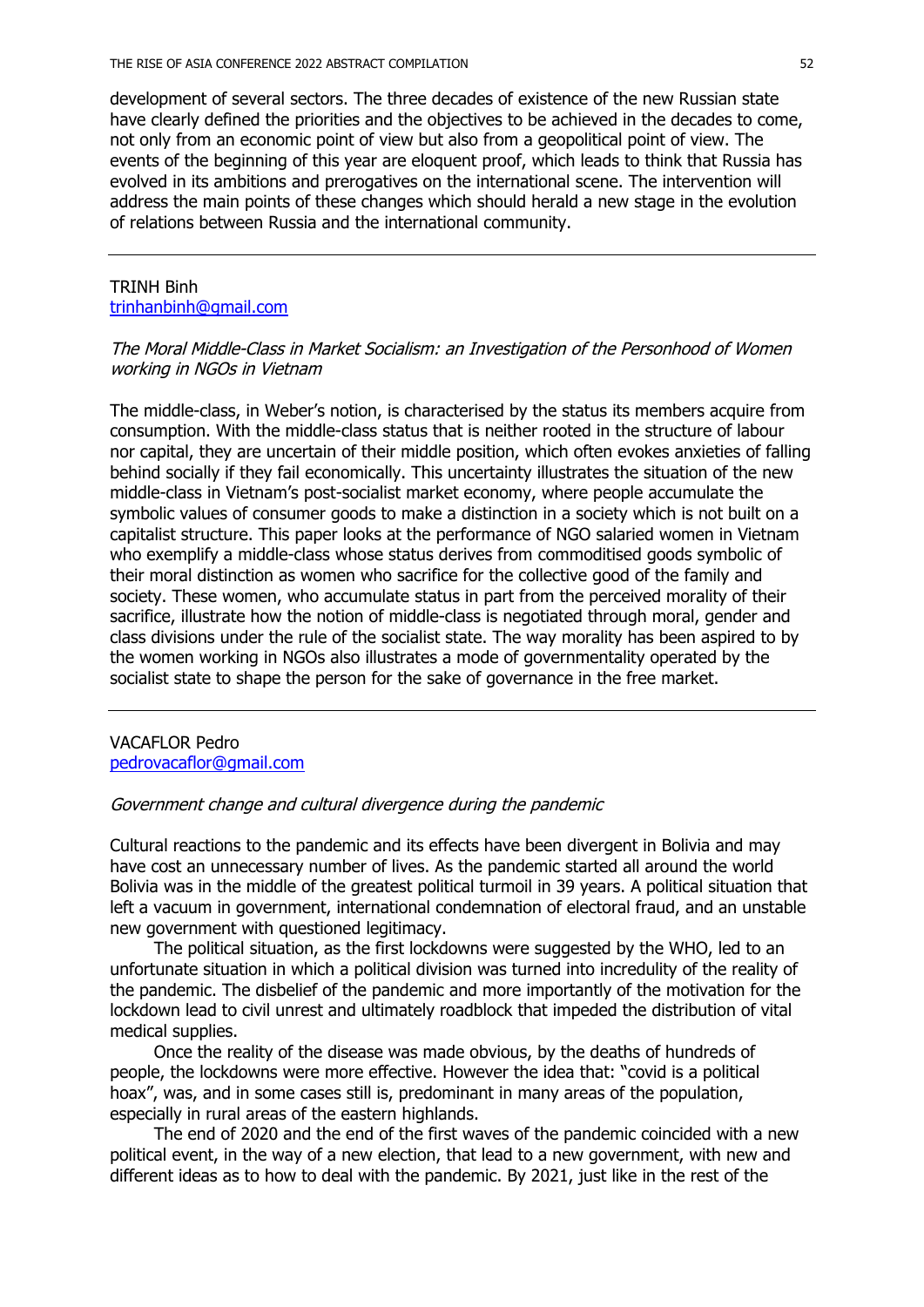development of several sectors. The three decades of existence of the new Russian state have clearly defined the priorities and the objectives to be achieved in the decades to come, not only from an economic point of view but also from a geopolitical point of view. The events of the beginning of this year are eloquent proof, which leads to think that Russia has evolved in its ambitions and prerogatives on the international scene. The intervention will address the main points of these changes which should herald a new stage in the evolution of relations between Russia and the international community.

---

TRINH Binh
trinhanbinh@gmail.com

*The Moral Middle-Class in Market Socialism: an Investigation of the Personhood of Women working in NGOs in Vietnam*

The middle-class, in Weber's notion, is characterised by the status its members acquire from consumption. With the middle-class status that is neither rooted in the structure of labour nor capital, they are uncertain of their middle position, which often evokes anxieties of falling behind socially if they fail economically. This uncertainty illustrates the situation of the new middle-class in Vietnam's post-socialist market economy, where people accumulate the symbolic values of consumer goods to make a distinction in a society which is not built on a capitalist structure. This paper looks at the performance of NGO salaried women in Vietnam who exemplify a middle-class whose status derives from commoditised goods symbolic of their moral distinction as women who sacrifice for the collective good of the family and society. These women, who accumulate status in part from the perceived morality of their sacrifice, illustrate how the notion of middle-class is negotiated through moral, gender and class divisions under the rule of the socialist state. The way morality has been aspired to by the women working in NGOs also illustrates a mode of governmentality operated by the socialist state to shape the person for the sake of governance in the free market.

---

VACAFLOR Pedro
pedrovacaflor@gmail.com

*Government change and cultural divergence during the pandemic*

Cultural reactions to the pandemic and its effects have been divergent in Bolivia and may have cost an unnecessary number of lives. As the pandemic started all around the world Bolivia was in the middle of the greatest political turmoil in 39 years. A political situation that left a vacuum in government, international condemnation of electoral fraud, and an unstable new government with questioned legitimacy.

The political situation, as the first lockdowns were suggested by the WHO, led to an unfortunate situation in which a political division was turned into incredulity of the reality of the pandemic. The disbelief of the pandemic and more importantly of the motivation for the lockdown lead to civil unrest and ultimately roadblock that impeded the distribution of vital medical supplies.

Once the reality of the disease was made obvious, by the deaths of hundreds of people, the lockdowns were more effective. However the idea that: "covid is a political hoax", was, and in some cases still is, predominant in many areas of the population, especially in rural areas of the eastern highlands.

The end of 2020 and the end of the first waves of the pandemic coincided with a new political event, in the way of a new election, that lead to a new government, with new and different ideas as to how to deal with the pandemic. By 2021, just like in the rest of the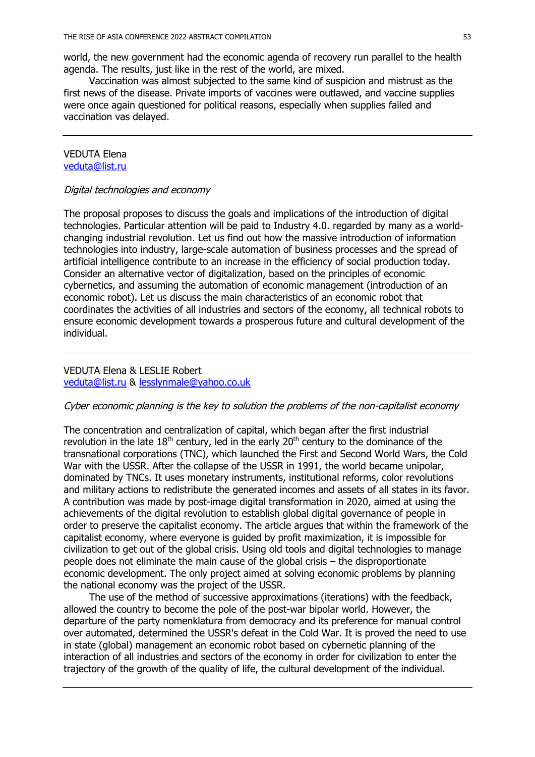world, the new government had the economic agenda of recovery run parallel to the health agenda. The results, just like in the rest of the world, are mixed.

Vaccination was almost subjected to the same kind of suspicion and mistrust as the first news of the disease. Private imports of vaccines were outlawed, and vaccine supplies were once again questioned for political reasons, especially when supplies failed and vaccination vas delayed.

---

VEDUTA Elena
veduta@list.ru

*Digital technologies and economy*

The proposal proposes to discuss the goals and implications of the introduction of digital technologies. Particular attention will be paid to Industry 4.0. regarded by many as a world-changing industrial revolution. Let us find out how the massive introduction of information technologies into industry, large-scale automation of business processes and the spread of artificial intelligence contribute to an increase in the efficiency of social production today. Consider an alternative vector of digitalization, based on the principles of economic cybernetics, and assuming the automation of economic management (introduction of an economic robot). Let us discuss the main characteristics of an economic robot that coordinates the activities of all industries and sectors of the economy, all technical robots to ensure economic development towards a prosperous future and cultural development of the individual.

---

VEDUTA Elena & LESLIE Robert
veduta@list.ru & lesslynmale@yahoo.co.uk

*Cyber economic planning is the key to solution the problems of the non-capitalist economy*

The concentration and centralization of capital, which began after the first industrial revolution in the late 18th century, led in the early 20th century to the dominance of the transnational corporations (TNC), which launched the First and Second World Wars, the Cold War with the USSR. After the collapse of the USSR in 1991, the world became unipolar, dominated by TNCs. It uses monetary instruments, institutional reforms, color revolutions and military actions to redistribute the generated incomes and assets of all states in its favor. A contribution was made by post-image digital transformation in 2020, aimed at using the achievements of the digital revolution to establish global digital governance of people in order to preserve the capitalist economy. The article argues that within the framework of the capitalist economy, where everyone is guided by profit maximization, it is impossible for civilization to get out of the global crisis. Using old tools and digital technologies to manage people does not eliminate the main cause of the global crisis – the disproportionate economic development. The only project aimed at solving economic problems by planning the national economy was the project of the USSR.

The use of the method of successive approximations (iterations) with the feedback, allowed the country to become the pole of the post-war bipolar world. However, the departure of the party nomenklatura from democracy and its preference for manual control over automated, determined the USSR's defeat in the Cold War. It is proved the need to use in state (global) management an economic robot based on cybernetic planning of the interaction of all industries and sectors of the economy in order for civilization to enter the trajectory of the growth of the quality of life, the cultural development of the individual.

---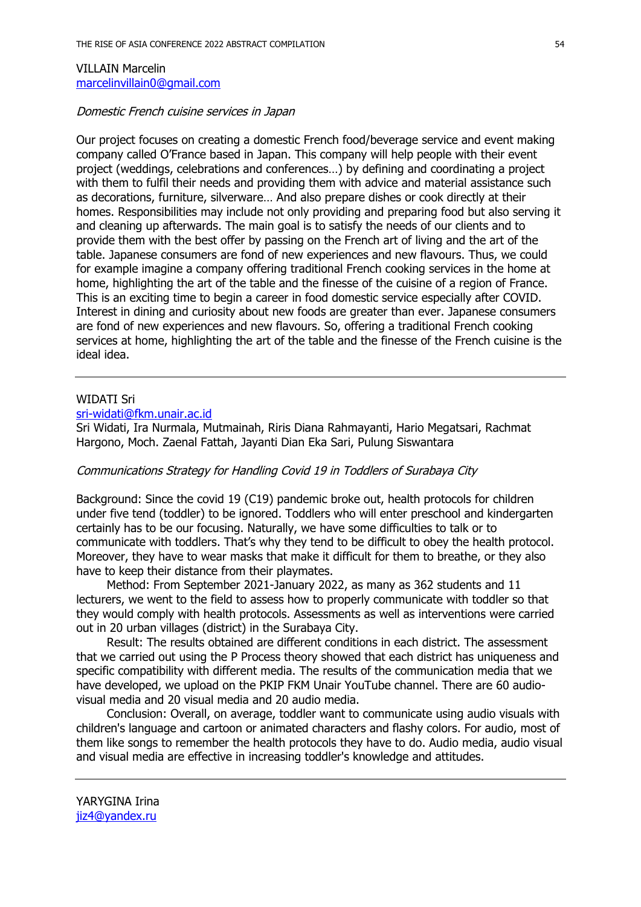VILLAIN Marcelin
marcelinvillain0@gmail.com

*Domestic French cuisine services in Japan*

Our project focuses on creating a domestic French food/beverage service and event making company called O'France based in Japan. This company will help people with their event project (weddings, celebrations and conferences…) by defining and coordinating a project with them to fulfil their needs and providing them with advice and material assistance such as decorations, furniture, silverware… And also prepare dishes or cook directly at their homes. Responsibilities may include not only providing and preparing food but also serving it and cleaning up afterwards. The main goal is to satisfy the needs of our clients and to provide them with the best offer by passing on the French art of living and the art of the table. Japanese consumers are fond of new experiences and new flavours. Thus, we could for example imagine a company offering traditional French cooking services in the home at home, highlighting the art of the table and the finesse of the cuisine of a region of France. This is an exciting time to begin a career in food domestic service especially after COVID. Interest in dining and curiosity about new foods are greater than ever. Japanese consumers are fond of new experiences and new flavours. So, offering a traditional French cooking services at home, highlighting the art of the table and the finesse of the French cuisine is the ideal idea.

---

WIDATI Sri
sri-widati@fkm.unair.ac.id
Sri Widati, Ira Nurmala, Mutmainah, Riris Diana Rahmayanti, Hario Megatsari, Rachmat Hargono, Moch. Zaenal Fattah, Jayanti Dian Eka Sari, Pulung Siswantara

*Communications Strategy for Handling Covid 19 in Toddlers of Surabaya City*

Background: Since the covid 19 (C19) pandemic broke out, health protocols for children under five tend (toddler) to be ignored. Toddlers who will enter preschool and kindergarten certainly has to be our focusing. Naturally, we have some difficulties to talk or to communicate with toddlers. That's why they tend to be difficult to obey the health protocol. Moreover, they have to wear masks that make it difficult for them to breathe, or they also have to keep their distance from their playmates.

Method: From September 2021-January 2022, as many as 362 students and 11 lecturers, we went to the field to assess how to properly communicate with toddler so that they would comply with health protocols. Assessments as well as interventions were carried out in 20 urban villages (district) in the Surabaya City.

Result: The results obtained are different conditions in each district. The assessment that we carried out using the P Process theory showed that each district has uniqueness and specific compatibility with different media. The results of the communication media that we have developed, we upload on the PKIP FKM Unair YouTube channel. There are 60 audio-visual media and 20 visual media and 20 audio media.

Conclusion: Overall, on average, toddler want to communicate using audio visuals with children's language and cartoon or animated characters and flashy colors. For audio, most of them like songs to remember the health protocols they have to do. Audio media, audio visual and visual media are effective in increasing toddler's knowledge and attitudes.

---

YARYGINA Irina
jiz4@yandex.ru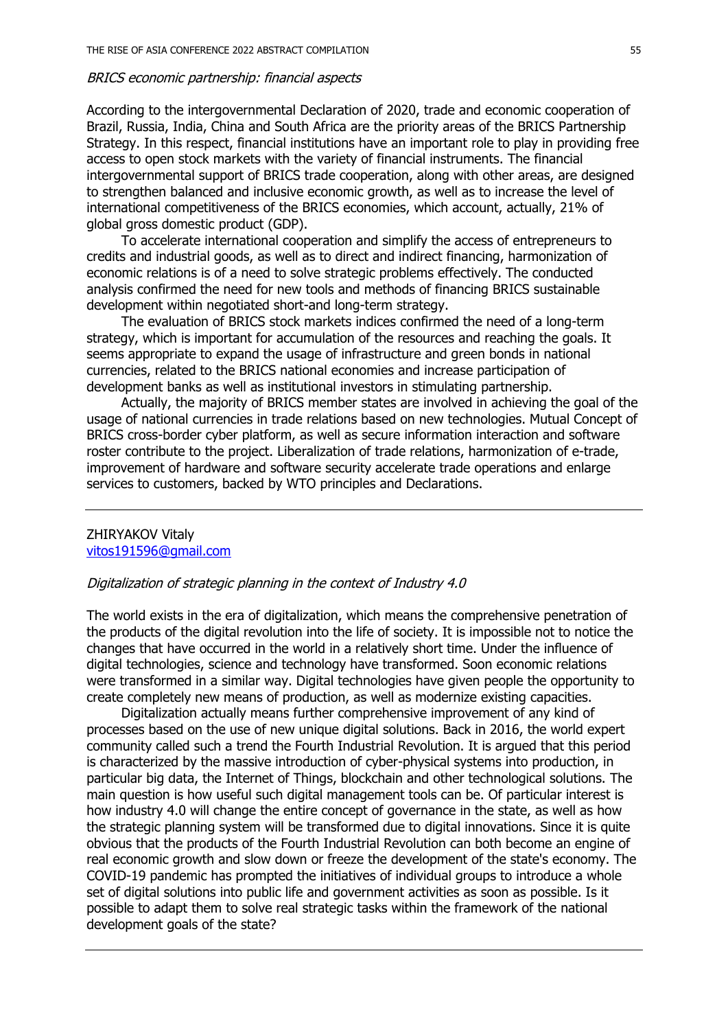*BRICS economic partnership: financial aspects*

According to the intergovernmental Declaration of 2020, trade and economic cooperation of Brazil, Russia, India, China and South Africa are the priority areas of the BRICS Partnership Strategy. In this respect, financial institutions have an important role to play in providing free access to open stock markets with the variety of financial instruments. The financial intergovernmental support of BRICS trade cooperation, along with other areas, are designed to strengthen balanced and inclusive economic growth, as well as to increase the level of international competitiveness of the BRICS economies, which account, actually, 21% of global gross domestic product (GDP).

To accelerate international cooperation and simplify the access of entrepreneurs to credits and industrial goods, as well as to direct and indirect financing, harmonization of economic relations is of a need to solve strategic problems effectively. The conducted analysis confirmed the need for new tools and methods of financing BRICS sustainable development within negotiated short-and long-term strategy.

The evaluation of BRICS stock markets indices confirmed the need of a long-term strategy, which is important for accumulation of the resources and reaching the goals. It seems appropriate to expand the usage of infrastructure and green bonds in national currencies, related to the BRICS national economies and increase participation of development banks as well as institutional investors in stimulating partnership.

Actually, the majority of BRICS member states are involved in achieving the goal of the usage of national currencies in trade relations based on new technologies. Mutual Concept of BRICS cross-border cyber platform, as well as secure information interaction and software roster contribute to the project. Liberalization of trade relations, harmonization of e-trade, improvement of hardware and software security accelerate trade operations and enlarge services to customers, backed by WTO principles and Declarations.

---

ZHIRYAKOV Vitaly
vitos191596@gmail.com

*Digitalization of strategic planning in the context of Industry 4.0*

The world exists in the era of digitalization, which means the comprehensive penetration of the products of the digital revolution into the life of society. It is impossible not to notice the changes that have occurred in the world in a relatively short time. Under the influence of digital technologies, science and technology have transformed. Soon economic relations were transformed in a similar way. Digital technologies have given people the opportunity to create completely new means of production, as well as modernize existing capacities.

Digitalization actually means further comprehensive improvement of any kind of processes based on the use of new unique digital solutions. Back in 2016, the world expert community called such a trend the Fourth Industrial Revolution. It is argued that this period is characterized by the massive introduction of cyber-physical systems into production, in particular big data, the Internet of Things, blockchain and other technological solutions. The main question is how useful such digital management tools can be. Of particular interest is how industry 4.0 will change the entire concept of governance in the state, as well as how the strategic planning system will be transformed due to digital innovations. Since it is quite obvious that the products of the Fourth Industrial Revolution can both become an engine of real economic growth and slow down or freeze the development of the state's economy. The COVID-19 pandemic has prompted the initiatives of individual groups to introduce a whole set of digital solutions into public life and government activities as soon as possible. Is it possible to adapt them to solve real strategic tasks within the framework of the national development goals of the state?

---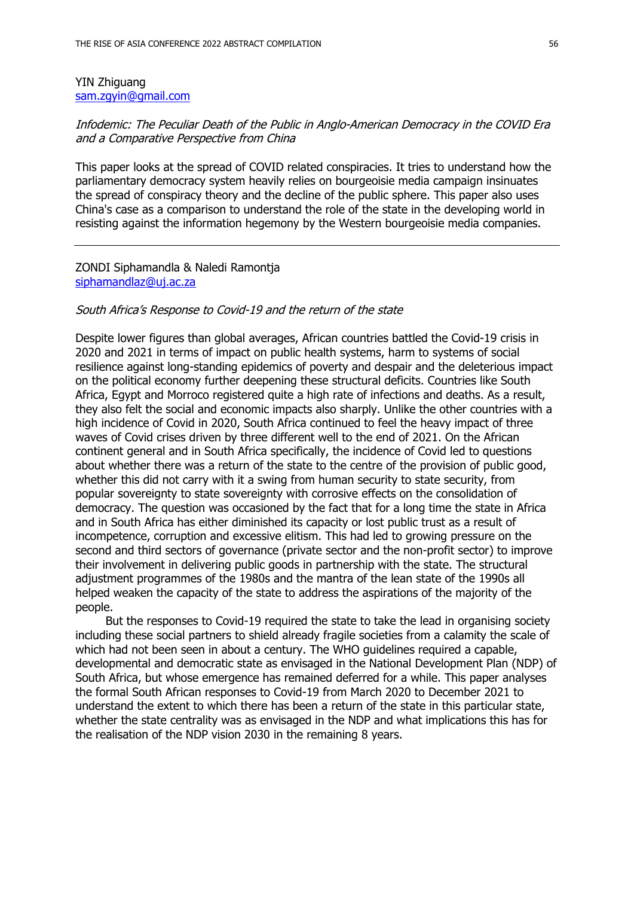YIN Zhiguang
sam.zgyin@gmail.com

*Infodemic: The Peculiar Death of the Public in Anglo-American Democracy in the COVID Era and a Comparative Perspective from China*

This paper looks at the spread of COVID related conspiracies. It tries to understand how the parliamentary democracy system heavily relies on bourgeoisie media campaign insinuates the spread of conspiracy theory and the decline of the public sphere. This paper also uses China's case as a comparison to understand the role of the state in the developing world in resisting against the information hegemony by the Western bourgeoisie media companies.

---

ZONDI Siphamandla & Naledi Ramontja
siphamandlaz@uj.ac.za

*South Africa's Response to Covid-19 and the return of the state*

Despite lower figures than global averages, African countries battled the Covid-19 crisis in 2020 and 2021 in terms of impact on public health systems, harm to systems of social resilience against long-standing epidemics of poverty and despair and the deleterious impact on the political economy further deepening these structural deficits. Countries like South Africa, Egypt and Morroco registered quite a high rate of infections and deaths. As a result, they also felt the social and economic impacts also sharply. Unlike the other countries with a high incidence of Covid in 2020, South Africa continued to feel the heavy impact of three waves of Covid crises driven by three different well to the end of 2021. On the African continent general and in South Africa specifically, the incidence of Covid led to questions about whether there was a return of the state to the centre of the provision of public good, whether this did not carry with it a swing from human security to state security, from popular sovereignty to state sovereignty with corrosive effects on the consolidation of democracy. The question was occasioned by the fact that for a long time the state in Africa and in South Africa has either diminished its capacity or lost public trust as a result of incompetence, corruption and excessive elitism. This had led to growing pressure on the second and third sectors of governance (private sector and the non-profit sector) to improve their involvement in delivering public goods in partnership with the state. The structural adjustment programmes of the 1980s and the mantra of the lean state of the 1990s all helped weaken the capacity of the state to address the aspirations of the majority of the people.

But the responses to Covid-19 required the state to take the lead in organising society including these social partners to shield already fragile societies from a calamity the scale of which had not been seen in about a century. The WHO guidelines required a capable, developmental and democratic state as envisaged in the National Development Plan (NDP) of South Africa, but whose emergence has remained deferred for a while. This paper analyses the formal South African responses to Covid-19 from March 2020 to December 2021 to understand the extent to which there has been a return of the state in this particular state, whether the state centrality was as envisaged in the NDP and what implications this has for the realisation of the NDP vision 2030 in the remaining 8 years.